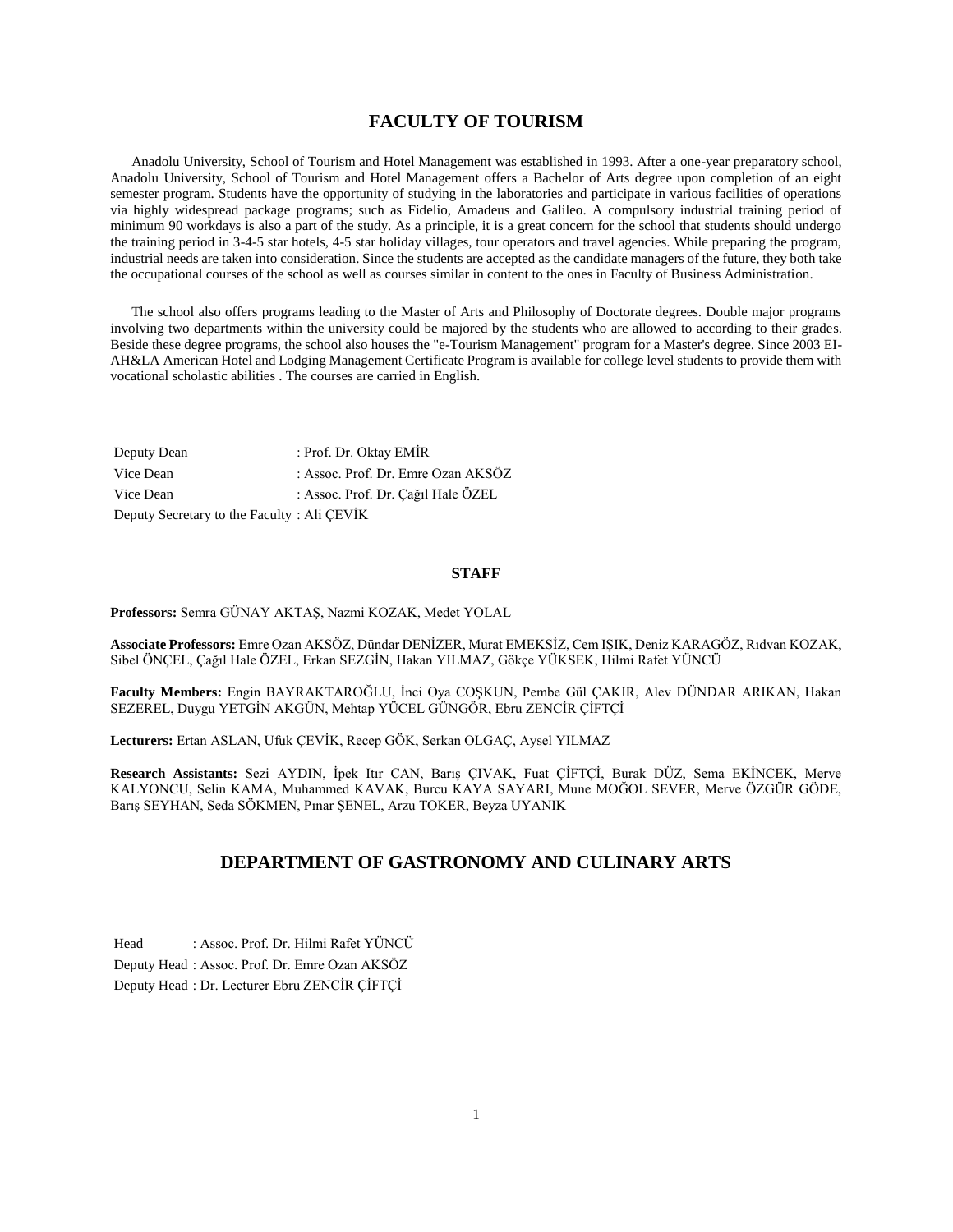# FACULTY OF TOURISM

Anadolu University, School of Tourism and Hotel Management was established in 1993. After a one-year preparatory school, Anadolu University, School of Tourism and Hotel Management offers a Bachelor of Arts degree upon completion of an eight semester program. Students have the opportunity of studying in the laboratories and participate in various facilities of operations via highly widespread package programs; such as Fidelio, Amadeus and Galileo. A compulsory industrial training period of minimum 90 workdays is also a part of the study. As a principle, it is a great concern for the school that students should undergo the training period in 3-4-5 star hotels, 4-5 star holiday villages, tour operators and travel agencies. While preparing the program, industrial needs are taken into consideration. Since the students are accepted as the candidate managers of the future, they both take the occupational courses of the school as well as courses similar in content to the ones in Faculty of Business Administration.

The school also offers programs leading to the Master of Arts and Philosophy of Doctorate degrees. Double major programs involving two departments within the university could be majored by the students who are allowed to according to their grades. Beside these degree programs, the school also houses the "e-Tourism Management" program for a Master's degree. Since 2003 EI-AH&LA American Hotel and Lodging Management Certificate Program is available for college level students to provide them with vocational scholastic abilities . The courses are carried in English.

Deputy Dean : Prof. Dr. Oktay EMİR
Vice Dean : Assoc. Prof. Dr. Emre Ozan AKSÖZ
Vice Dean : Assoc. Prof. Dr. Çağıl Hale ÖZEL
Deputy Secretary to the Faculty : Ali ÇEVİK

## STAFF

**Professors:** Semra GÜNAY AKTAŞ, Nazmi KOZAK, Medet YOLAL

**Associate Professors:** Emre Ozan AKSÖZ, Dündar DENİZER, Murat EMEKSİZ, Cem IŞIK, Deniz KARAGÖZ, Rıdvan KOZAK, Sibel ÖNÇEL, Çağıl Hale ÖZEL, Erkan SEZGİN, Hakan YILMAZ, Gökçe YÜKSEK, Hilmi Rafet YÜNCÜ

**Faculty Members:** Engin BAYRAKTAROĞLU, İnci Oya COŞKUN, Pembe Gül ÇAKIR, Alev DÜNDAR ARIKAN, Hakan SEZEREL, Duygu YETGİN AKGÜN, Mehtap YÜCEL GÜNGÖR, Ebru ZENCİR ÇİFTÇİ

**Lecturers:** Ertan ASLAN, Ufuk ÇEVİK, Recep GÖK, Serkan OLGAÇ, Aysel YILMAZ

**Research Assistants:** Sezi AYDIN, İpek Itır CAN, Barış ÇIVAK, Fuat ÇİFTÇİ, Burak DÜZ, Sema EKİNCEK, Merve KALYONCU, Selin KAMA, Muhammed KAVAK, Burcu KAYA SAYARI, Mune MOĞOL SEVER, Merve ÖZGÜR GÖDE, Barış SEYHAN, Seda SÖKMEN, Pınar ŞENEL, Arzu TOKER, Beyza UYANIK

# DEPARTMENT OF GASTRONOMY AND CULINARY ARTS

Head : Assoc. Prof. Dr. Hilmi Rafet YÜNCÜ
Deputy Head : Assoc. Prof. Dr. Emre Ozan AKSÖZ
Deputy Head : Dr. Lecturer Ebru ZENCİR ÇİFTÇİ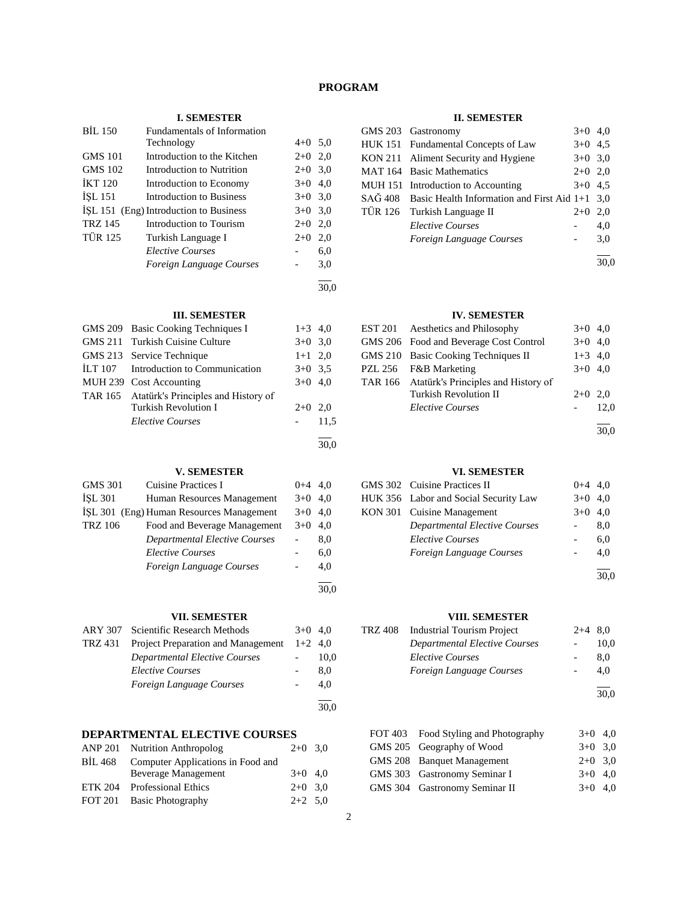# PROGRAM

### I. SEMESTER

| | | | |
|---|---|---|---|
| BİL 150 | Fundamentals of Information Technology | 4+0 | 5,0 |
| GMS 101 | Introduction to the Kitchen | 2+0 | 2,0 |
| GMS 102 | Introduction to Nutrition | 2+0 | 3,0 |
| İKT 120 | Introduction to Economy | 3+0 | 4,0 |
| İŞL 151 | Introduction to Business | 3+0 | 3,0 |
| İŞL 151 (Eng) | Introduction to Business | 3+0 | 3,0 |
| TRZ 145 | Introduction to Tourism | 2+0 | 2,0 |
| TÜR 125 | Turkish Language I | 2+0 | 2,0 |
| | *Elective Courses* | - | 6,0 |
| | *Foreign Language Courses* | - | 3,0 |
| | | | 30,0 |

### II. SEMESTER

| | | | |
|---|---|---|---|
| GMS 203 | Gastronomy | 3+0 | 4,0 |
| HUK 151 | Fundamental Concepts of Law | 3+0 | 4,5 |
| KON 211 | Aliment Security and Hygiene | 3+0 | 3,0 |
| MAT 164 | Basic Mathematics | 2+0 | 2,0 |
| MUH 151 | Introduction to Accounting | 3+0 | 4,5 |
| SAĞ 408 | Basic Health Information and First Aid | 1+1 | 3,0 |
| TÜR 126 | Turkish Language II | 2+0 | 2,0 |
| | *Elective Courses* | - | 4,0 |
| | *Foreign Language Courses* | - | 3,0 |
| | | | 30,0 |

### III. SEMESTER

| | | | |
|---|---|---|---|
| GMS 209 | Basic Cooking Techniques I | 1+3 | 4,0 |
| GMS 211 | Turkish Cuisine Culture | 3+0 | 3,0 |
| GMS 213 | Service Technique | 1+1 | 2,0 |
| İLT 107 | Introduction to Communication | 3+0 | 3,5 |
| MUH 239 | Cost Accounting | 3+0 | 4,0 |
| TAR 165 | Atatürk's Principles and History of Turkish Revolution I | 2+0 | 2,0 |
| | *Elective Courses* | - | 11,5 |
| | | | 30,0 |

### IV. SEMESTER

| | | | |
|---|---|---|---|
| EST 201 | Aesthetics and Philosophy | 3+0 | 4,0 |
| GMS 206 | Food and Beverage Cost Control | 3+0 | 4,0 |
| GMS 210 | Basic Cooking Techniques II | 1+3 | 4,0 |
| PZL 256 | F&B Marketing | 3+0 | 4,0 |
| TAR 166 | Atatürk's Principles and History of Turkish Revolution II | 2+0 | 2,0 |
| | *Elective Courses* | - | 12,0 |
| | | | 30,0 |

### V. SEMESTER

| | | | |
|---|---|---|---|
| GMS 301 | Cuisine Practices I | 0+4 | 4,0 |
| İŞL 301 | Human Resources Management | 3+0 | 4,0 |
| İŞL 301 (Eng) | Human Resources Management | 3+0 | 4,0 |
| TRZ 106 | Food and Beverage Management | 3+0 | 4,0 |
| | *Departmental Elective Courses* | - | 8,0 |
| | *Elective Courses* | - | 6,0 |
| | *Foreign Language Courses* | - | 4,0 |
| | | | 30,0 |

### VI. SEMESTER

| | | | |
|---|---|---|---|
| GMS 302 | Cuisine Practices II | 0+4 | 4,0 |
| HUK 356 | Labor and Social Security Law | 3+0 | 4,0 |
| KON 301 | Cuisine Management | 3+0 | 4,0 |
| | *Departmental Elective Courses* | - | 8,0 |
| | *Elective Courses* | - | 6,0 |
| | *Foreign Language Courses* | - | 4,0 |
| | | | 30,0 |

### VII. SEMESTER

| | | | |
|---|---|---|---|
| ARY 307 | Scientific Research Methods | 3+0 | 4,0 |
| TRZ 431 | Project Preparation and Management | 1+2 | 4,0 |
| | *Departmental Elective Courses* | - | 10,0 |
| | *Elective Courses* | - | 8,0 |
| | *Foreign Language Courses* | - | 4,0 |
| | | | 30,0 |

### VIII. SEMESTER

| | | | |
|---|---|---|---|
| TRZ 408 | Industrial Tourism Project | 2+4 | 8,0 |
| | *Departmental Elective Courses* | - | 10,0 |
| | *Elective Courses* | - | 8,0 |
| | *Foreign Language Courses* | - | 4,0 |
| | | | 30,0 |

## DEPARTMENTAL ELECTIVE COURSES

| | | | |
|---|---|---|---|
| ANP 201 | Nutrition Anthropolog | 2+0 | 3,0 |
| BİL 468 | Computer Applications in Food and Beverage Management | 3+0 | 4,0 |
| ETK 204 | Professional Ethics | 2+0 | 3,0 |
| FOT 201 | Basic Photography | 2+2 | 5,0 |
| FOT 403 | Food Styling and Photography | 3+0 | 4,0 |
| GMS 205 | Geography of Wood | 3+0 | 3,0 |
| GMS 208 | Banquet Management | 2+0 | 3,0 |
| GMS 303 | Gastronomy Seminar I | 3+0 | 4,0 |
| GMS 304 | Gastronomy Seminar II | 3+0 | 4,0 |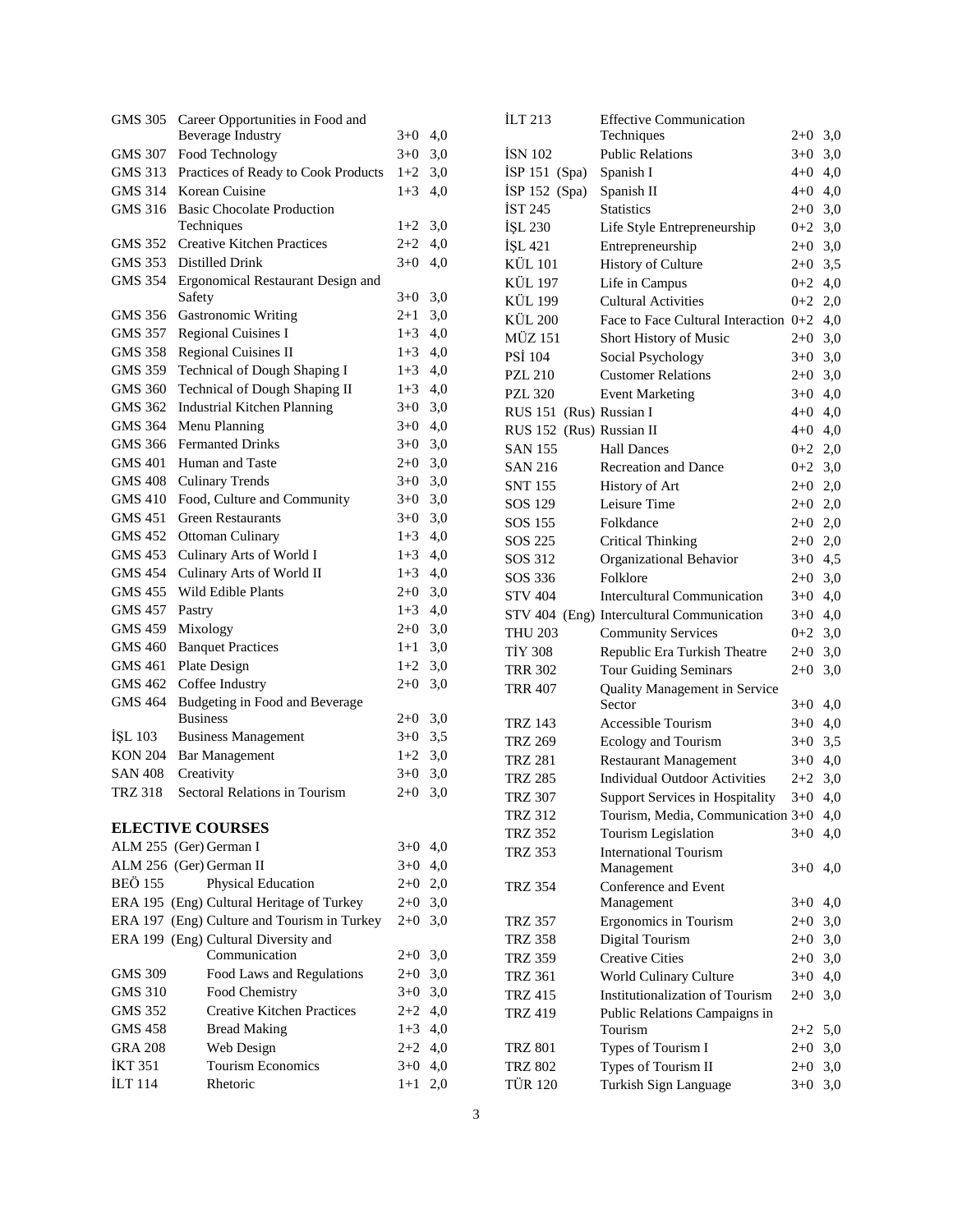| | | | |
|---|---|---|---|
| GMS 305 | Career Opportunities in Food and Beverage Industry | 3+0 | 4,0 |
| GMS 307 | Food Technology | 3+0 | 3,0 |
| GMS 313 | Practices of Ready to Cook Products | 1+2 | 3,0 |
| GMS 314 | Korean Cuisine | 1+3 | 4,0 |
| GMS 316 | Basic Chocolate Production Techniques | 1+2 | 3,0 |
| GMS 352 | Creative Kitchen Practices | 2+2 | 4,0 |
| GMS 353 | Distilled Drink | 3+0 | 4,0 |
| GMS 354 | Ergonomical Restaurant Design and Safety | 3+0 | 3,0 |
| GMS 356 | Gastronomic Writing | 2+1 | 3,0 |
| GMS 357 | Regional Cuisines I | 1+3 | 4,0 |
| GMS 358 | Regional Cuisines II | 1+3 | 4,0 |
| GMS 359 | Technical of Dough Shaping I | 1+3 | 4,0 |
| GMS 360 | Technical of Dough Shaping II | 1+3 | 4,0 |
| GMS 362 | Industrial Kitchen Planning | 3+0 | 3,0 |
| GMS 364 | Menu Planning | 3+0 | 4,0 |
| GMS 366 | Fermanted Drinks | 3+0 | 3,0 |
| GMS 401 | Human and Taste | 2+0 | 3,0 |
| GMS 408 | Culinary Trends | 3+0 | 3,0 |
| GMS 410 | Food, Culture and Community | 3+0 | 3,0 |
| GMS 451 | Green Restaurants | 3+0 | 3,0 |
| GMS 452 | Ottoman Culinary | 1+3 | 4,0 |
| GMS 453 | Culinary Arts of World I | 1+3 | 4,0 |
| GMS 454 | Culinary Arts of World II | 1+3 | 4,0 |
| GMS 455 | Wild Edible Plants | 2+0 | 3,0 |
| GMS 457 | Pastry | 1+3 | 4,0 |
| GMS 459 | Mixology | 2+0 | 3,0 |
| GMS 460 | Banquet Practices | 1+1 | 3,0 |
| GMS 461 | Plate Design | 1+2 | 3,0 |
| GMS 462 | Coffee Industry | 2+0 | 3,0 |
| GMS 464 | Budgeting in Food and Beverage Business | 2+0 | 3,0 |
| İŞL 103 | Business Management | 3+0 | 3,5 |
| KON 204 | Bar Management | 1+2 | 3,0 |
| SAN 408 | Creativity | 3+0 | 3,0 |
| TRZ 318 | Sectoral Relations in Tourism | 2+0 | 3,0 |

## ELECTIVE COURSES

| | | | |
|---|---|---|---|
| ALM 255 (Ger) | German I | 3+0 | 4,0 |
| ALM 256 (Ger) | German II | 3+0 | 4,0 |
| BEÖ 155 | Physical Education | 2+0 | 2,0 |
| ERA 195 (Eng) | Cultural Heritage of Turkey | 2+0 | 3,0 |
| ERA 197 (Eng) | Culture and Tourism in Turkey | 2+0 | 3,0 |
| ERA 199 (Eng) | Cultural Diversity and Communication | 2+0 | 3,0 |
| GMS 309 | Food Laws and Regulations | 2+0 | 3,0 |
| GMS 310 | Food Chemistry | 3+0 | 3,0 |
| GMS 352 | Creative Kitchen Practices | 2+2 | 4,0 |
| GMS 458 | Bread Making | 1+3 | 4,0 |
| GRA 208 | Web Design | 2+2 | 4,0 |
| İKT 351 | Tourism Economics | 3+0 | 4,0 |
| İLT 114 | Rhetoric | 1+1 | 2,0 |
| İLT 213 | Effective Communication Techniques | 2+0 | 3,0 |
| İSN 102 | Public Relations | 3+0 | 3,0 |
| İSP 151 (Spa) | Spanish I | 4+0 | 4,0 |
| İSP 152 (Spa) | Spanish II | 4+0 | 4,0 |
| İST 245 | Statistics | 2+0 | 3,0 |
| İŞL 230 | Life Style Entrepreneurship | 0+2 | 3,0 |
| İŞL 421 | Entrepreneurship | 2+0 | 3,0 |
| KÜL 101 | History of Culture | 2+0 | 3,5 |
| KÜL 197 | Life in Campus | 0+2 | 4,0 |
| KÜL 199 | Cultural Activities | 0+2 | 2,0 |
| KÜL 200 | Face to Face Cultural Interaction | 0+2 | 4,0 |
| MÜZ 151 | Short History of Music | 2+0 | 3,0 |
| PSİ 104 | Social Psychology | 3+0 | 3,0 |
| PZL 210 | Customer Relations | 2+0 | 3,0 |
| PZL 320 | Event Marketing | 3+0 | 4,0 |
| RUS 151 (Rus) | Russian I | 4+0 | 4,0 |
| RUS 152 (Rus) | Russian II | 4+0 | 4,0 |
| SAN 155 | Hall Dances | 0+2 | 2,0 |
| SAN 216 | Recreation and Dance | 0+2 | 3,0 |
| SNT 155 | History of Art | 2+0 | 2,0 |
| SOS 129 | Leisure Time | 2+0 | 2,0 |
| SOS 155 | Folkdance | 2+0 | 2,0 |
| SOS 225 | Critical Thinking | 2+0 | 2,0 |
| SOS 312 | Organizational Behavior | 3+0 | 4,5 |
| SOS 336 | Folklore | 2+0 | 3,0 |
| STV 404 | Intercultural Communication | 3+0 | 4,0 |
| STV 404 (Eng) | Intercultural Communication | 3+0 | 4,0 |
| THU 203 | Community Services | 0+2 | 3,0 |
| TİY 308 | Republic Era Turkish Theatre | 2+0 | 3,0 |
| TRR 302 | Tour Guiding Seminars | 2+0 | 3,0 |
| TRR 407 | Quality Management in Service Sector | 3+0 | 4,0 |
| TRZ 143 | Accessible Tourism | 3+0 | 4,0 |
| TRZ 269 | Ecology and Tourism | 3+0 | 3,5 |
| TRZ 281 | Restaurant Management | 3+0 | 4,0 |
| TRZ 285 | Individual Outdoor Activities | 2+2 | 3,0 |
| TRZ 307 | Support Services in Hospitality | 3+0 | 4,0 |
| TRZ 312 | Tourism, Media, Communication | 3+0 | 4,0 |
| TRZ 352 | Tourism Legislation | 3+0 | 4,0 |
| TRZ 353 | International Tourism Management | 3+0 | 4,0 |
| TRZ 354 | Conference and Event Management | 3+0 | 4,0 |
| TRZ 357 | Ergonomics in Tourism | 2+0 | 3,0 |
| TRZ 358 | Digital Tourism | 2+0 | 3,0 |
| TRZ 359 | Creative Cities | 2+0 | 3,0 |
| TRZ 361 | World Culinary Culture | 3+0 | 4,0 |
| TRZ 415 | Institutionalization of Tourism | 2+0 | 3,0 |
| TRZ 419 | Public Relations Campaigns in Tourism | 2+2 | 5,0 |
| TRZ 801 | Types of Tourism I | 2+0 | 3,0 |
| TRZ 802 | Types of Tourism II | 2+0 | 3,0 |
| TÜR 120 | Turkish Sign Language | 3+0 | 3,0 |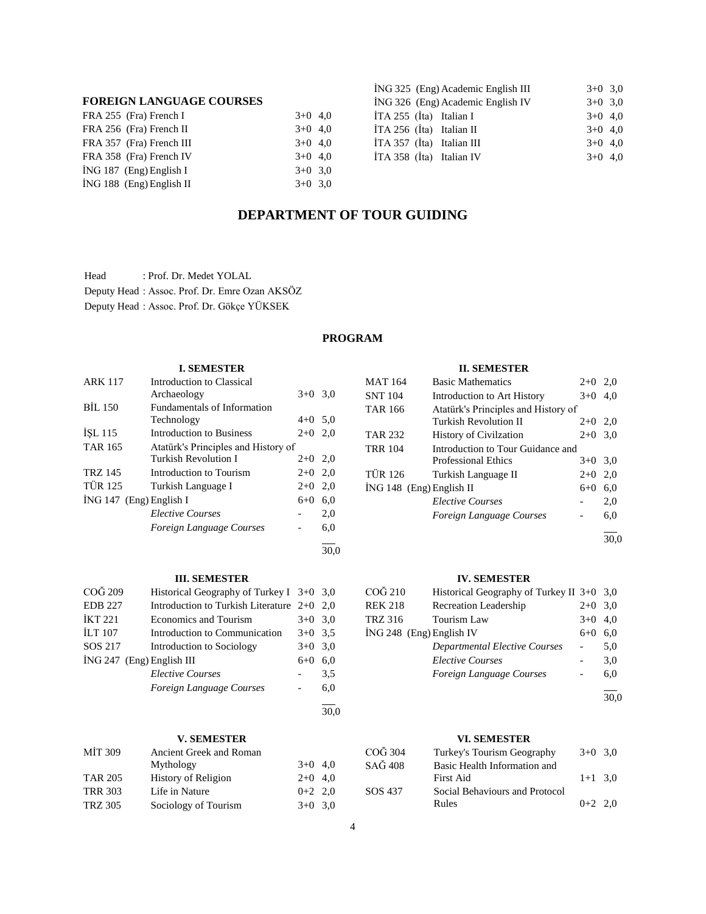## FOREIGN LANGUAGE COURSES

| | | |
|---|---|---|
| FRA 255 (Fra) French I | 3+0 | 4,0 |
| FRA 256 (Fra) French II | 3+0 | 4,0 |
| FRA 357 (Fra) French III | 3+0 | 4,0 |
| FRA 358 (Fra) French IV | 3+0 | 4,0 |
| İNG 187 (Eng) English I | 3+0 | 3,0 |
| İNG 188 (Eng) English II | 3+0 | 3,0 |
| İNG 325 (Eng) Academic English III | 3+0 | 3,0 |
| İNG 326 (Eng) Academic English IV | 3+0 | 3,0 |
| İTA 255 (İta) Italian I | 3+0 | 4,0 |
| İTA 256 (İta) Italian II | 3+0 | 4,0 |
| İTA 357 (İta) Italian III | 3+0 | 4,0 |
| İTA 358 (İta) Italian IV | 3+0 | 4,0 |

# DEPARTMENT OF TOUR GUIDING

Head : Prof. Dr. Medet YOLAL

Deputy Head : Assoc. Prof. Dr. Emre Ozan AKSÖZ

Deputy Head : Assoc. Prof. Dr. Gökçe YÜKSEK

## PROGRAM

### I. SEMESTER

| | | | |
|---|---|---|---|
| ARK 117 | Introduction to Classical Archaeology | 3+0 | 3,0 |
| BİL 150 | Fundamentals of Information Technology | 4+0 | 5,0 |
| İŞL 115 | Introduction to Business | 2+0 | 2,0 |
| TAR 165 | Atatürk's Principles and History of Turkish Revolution I | 2+0 | 2,0 |
| TRZ 145 | Introduction to Tourism | 2+0 | 2,0 |
| TÜR 125 | Turkish Language I | 2+0 | 2,0 |
| İNG 147 (Eng) | English I | 6+0 | 6,0 |
| | *Elective Courses* | - | 2,0 |
| | *Foreign Language Courses* | - | 6,0 |
| | | | 30,0 |

### II. SEMESTER

| | | | |
|---|---|---|---|
| MAT 164 | Basic Mathematics | 2+0 | 2,0 |
| SNT 104 | Introduction to Art History | 3+0 | 4,0 |
| TAR 166 | Atatürk's Principles and History of Turkish Revolution II | 2+0 | 2,0 |
| TAR 232 | History of Civilzation | 2+0 | 3,0 |
| TRR 104 | Introduction to Tour Guidance and Professional Ethics | 3+0 | 3,0 |
| TÜR 126 | Turkish Language II | 2+0 | 2,0 |
| İNG 148 (Eng) | English II | 6+0 | 6,0 |
| | *Elective Courses* | - | 2,0 |
| | *Foreign Language Courses* | - | 6,0 |
| | | | 30,0 |

### III. SEMESTER

| | | | |
|---|---|---|---|
| COĞ 209 | Historical Geography of Turkey I | 3+0 | 3,0 |
| EDB 227 | Introduction to Turkish Literature | 2+0 | 2,0 |
| İKT 221 | Economics and Tourism | 3+0 | 3,0 |
| İLT 107 | Introduction to Communication | 3+0 | 3,5 |
| SOS 217 | Introduction to Sociology | 3+0 | 3,0 |
| İNG 247 (Eng) | English III | 6+0 | 6,0 |
| | *Elective Courses* | - | 3,5 |
| | *Foreign Language Courses* | - | 6,0 |
| | | | 30,0 |

### IV. SEMESTER

| | | | |
|---|---|---|---|
| COĞ 210 | Historical Geography of Turkey II | 3+0 | 3,0 |
| REK 218 | Recreation Leadership | 2+0 | 3,0 |
| TRZ 316 | Tourism Law | 3+0 | 4,0 |
| İNG 248 (Eng) | English IV | 6+0 | 6,0 |
| | *Departmental Elective Courses* | - | 5,0 |
| | *Elective Courses* | - | 3,0 |
| | *Foreign Language Courses* | - | 6,0 |
| | | | 30,0 |

### V. SEMESTER

| | | | |
|---|---|---|---|
| MİT 309 | Ancient Greek and Roman Mythology | 3+0 | 4,0 |
| TAR 205 | History of Religion | 2+0 | 4,0 |
| TRR 303 | Life in Nature | 0+2 | 2,0 |
| TRZ 305 | Sociology of Tourism | 3+0 | 3,0 |

### VI. SEMESTER

| | | | |
|---|---|---|---|
| COĞ 304 | Turkey's Tourism Geography | 3+0 | 3,0 |
| SAĞ 408 | Basic Health Information and First Aid | 1+1 | 3,0 |
| SOS 437 | Social Behaviours and Protocol Rules | 0+2 | 2,0 |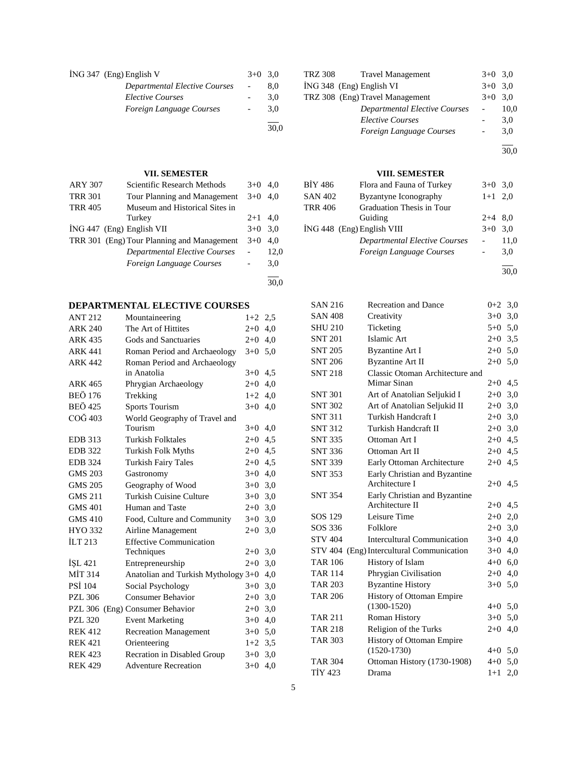| Code | Course | Hours | ECTS |
|---|---|---|---|
| İNG 347 (Eng) | English V | 3+0 | 3,0 |
| | *Departmental Elective Courses* | - | 8,0 |
| | *Elective Courses* | - | 3,0 |
| | *Foreign Language Courses* | - | 3,0 |
| | | | 30,0 |

| Code | Course | Hours | ECTS |
|---|---|---|---|
| TRZ 308 | Travel Management | 3+0 | 3,0 |
| İNG 348 (Eng) | English VI | 3+0 | 3,0 |
| TRZ 308 (Eng) | Travel Management | 3+0 | 3,0 |
| | *Departmental Elective Courses* | - | 10,0 |
| | *Elective Courses* | - | 3,0 |
| | *Foreign Language Courses* | - | 3,0 |
| | | | 30,0 |

### VII. SEMESTER

| Code | Course | Hours | ECTS |
|---|---|---|---|
| ARY 307 | Scientific Research Methods | 3+0 | 4,0 |
| TRR 301 | Tour Planning and Management | 3+0 | 4,0 |
| TRR 405 | Museum and Historical Sites in Turkey | 2+1 | 4,0 |
| İNG 447 (Eng) | English VII | 3+0 | 3,0 |
| TRR 301 (Eng) | Tour Planning and Management | 3+0 | 4,0 |
| | *Departmental Elective Courses* | - | 12,0 |
| | *Foreign Language Courses* | - | 3,0 |
| | | | 30,0 |

### VIII. SEMESTER

| Code | Course | Hours | ECTS |
|---|---|---|---|
| BİY 486 | Flora and Fauna of Turkey | 3+0 | 3,0 |
| SAN 402 | Byzantyne Iconography | 1+1 | 2,0 |
| TRR 406 | Graduation Thesis in Tour Guiding | 2+4 | 8,0 |
| İNG 448 (Eng) | English VIII | 3+0 | 3,0 |
| | *Departmental Elective Courses* | - | 11,0 |
| | *Foreign Language Courses* | - | 3,0 |
| | | | 30,0 |

## DEPARTMENTAL ELECTIVE COURSES

| Code | Course | Hours | ECTS |
|---|---|---|---|
| ANT 212 | Mountaineering | 1+2 | 2,5 |
| ARK 240 | The Art of Hittites | 2+0 | 4,0 |
| ARK 435 | Gods and Sanctuaries | 2+0 | 4,0 |
| ARK 441 | Roman Period and Archaeology | 3+0 | 5,0 |
| ARK 442 | Roman Period and Archaeology in Anatolia | 3+0 | 4,5 |
| ARK 465 | Phrygian Archaeology | 2+0 | 4,0 |
| BEÖ 176 | Trekking | 1+2 | 4,0 |
| BEÖ 425 | Sports Tourism | 3+0 | 4,0 |
| COĞ 403 | World Geography of Travel and Tourism | 3+0 | 4,0 |
| EDB 313 | Turkish Folktales | 2+0 | 4,5 |
| EDB 322 | Turkish Folk Myths | 2+0 | 4,5 |
| EDB 324 | Turkish Fairy Tales | 2+0 | 4,5 |
| GMS 203 | Gastronomy | 3+0 | 4,0 |
| GMS 205 | Geography of Wood | 3+0 | 3,0 |
| GMS 211 | Turkish Cuisine Culture | 3+0 | 3,0 |
| GMS 401 | Human and Taste | 2+0 | 3,0 |
| GMS 410 | Food, Culture and Community | 3+0 | 3,0 |
| HYO 332 | Airline Management | 2+0 | 3,0 |
| İLT 213 | Effective Communication Techniques | 2+0 | 3,0 |
| İŞL 421 | Entrepreneurship | 2+0 | 3,0 |
| MİT 314 | Anatolian and Turkish Mythology | 3+0 | 4,0 |
| PSİ 104 | Social Psychology | 3+0 | 3,0 |
| PZL 306 | Consumer Behavior | 2+0 | 3,0 |
| PZL 306 (Eng) | Consumer Behavior | 2+0 | 3,0 |
| PZL 320 | Event Marketing | 3+0 | 4,0 |
| REK 412 | Recreation Management | 3+0 | 5,0 |
| REK 421 | Orienteering | 1+2 | 3,5 |
| REK 423 | Recration in Disabled Group | 3+0 | 3,0 |
| REK 429 | Adventure Recreation | 3+0 | 4,0 |
| SAN 216 | Recreation and Dance | 0+2 | 3,0 |
| SAN 408 | Creativity | 3+0 | 3,0 |
| SHU 210 | Ticketing | 5+0 | 5,0 |
| SNT 201 | Islamic Art | 2+0 | 3,5 |
| SNT 205 | Byzantine Art I | 2+0 | 5,0 |
| SNT 206 | Byzantine Art II | 2+0 | 5,0 |
| SNT 218 | Classic Otoman Architecture and Mimar Sinan | 2+0 | 4,5 |
| SNT 301 | Art of Anatolian Seljukid I | 2+0 | 3,0 |
| SNT 302 | Art of Anatolian Seljukid II | 2+0 | 3,0 |
| SNT 311 | Turkish Handcraft I | 2+0 | 3,0 |
| SNT 312 | Turkish Handcraft II | 2+0 | 3,0 |
| SNT 335 | Ottoman Art I | 2+0 | 4,5 |
| SNT 336 | Ottoman Art II | 2+0 | 4,5 |
| SNT 339 | Early Ottoman Architecture | 2+0 | 4,5 |
| SNT 353 | Early Christian and Byzantine Architecture I | 2+0 | 4,5 |
| SNT 354 | Early Christian and Byzantine Architecture II | 2+0 | 4,5 |
| SOS 129 | Leisure Time | 2+0 | 2,0 |
| SOS 336 | Folklore | 2+0 | 3,0 |
| STV 404 | Intercultural Communication | 3+0 | 4,0 |
| STV 404 (Eng) | Intercultural Communication | 3+0 | 4,0 |
| TAR 106 | History of Islam | 4+0 | 6,0 |
| TAR 114 | Phrygian Civilisation | 2+0 | 4,0 |
| TAR 203 | Byzantine History | 3+0 | 5,0 |
| TAR 206 | History of Ottoman Empire (1300-1520) | 4+0 | 5,0 |
| TAR 211 | Roman History | 3+0 | 5,0 |
| TAR 218 | Religion of the Turks | 2+0 | 4,0 |
| TAR 303 | History of Ottoman Empire (1520-1730) | 4+0 | 5,0 |
| TAR 304 | Ottoman History (1730-1908) | 4+0 | 5,0 |
| TİY 423 | Drama | 1+1 | 2,0 |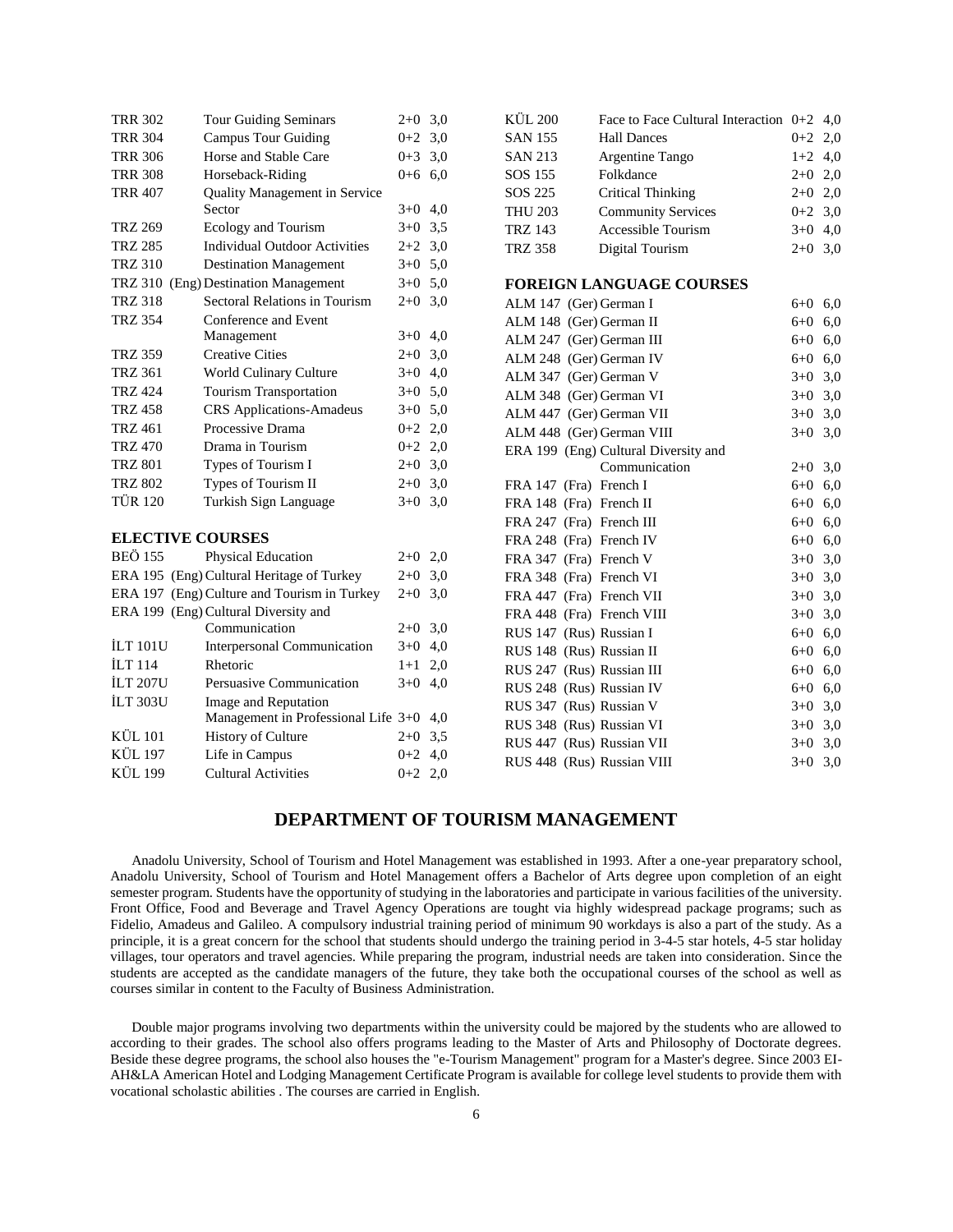| | | | |
|---|---|---|---|
| TRR 302 | Tour Guiding Seminars | 2+0 | 3,0 |
| TRR 304 | Campus Tour Guiding | 0+2 | 3,0 |
| TRR 306 | Horse and Stable Care | 0+3 | 3,0 |
| TRR 308 | Horseback-Riding | 0+6 | 6,0 |
| TRR 407 | Quality Management in Service Sector | 3+0 | 4,0 |
| TRZ 269 | Ecology and Tourism | 3+0 | 3,5 |
| TRZ 285 | Individual Outdoor Activities | 2+2 | 3,0 |
| TRZ 310 | Destination Management | 3+0 | 5,0 |
| TRZ 310 | (Eng) Destination Management | 3+0 | 5,0 |
| TRZ 318 | Sectoral Relations in Tourism | 2+0 | 3,0 |
| TRZ 354 | Conference and Event Management | 3+0 | 4,0 |
| TRZ 359 | Creative Cities | 2+0 | 3,0 |
| TRZ 361 | World Culinary Culture | 3+0 | 4,0 |
| TRZ 424 | Tourism Transportation | 3+0 | 5,0 |
| TRZ 458 | CRS Applications-Amadeus | 3+0 | 5,0 |
| TRZ 461 | Processive Drama | 0+2 | 2,0 |
| TRZ 470 | Drama in Tourism | 0+2 | 2,0 |
| TRZ 801 | Types of Tourism I | 2+0 | 3,0 |
| TRZ 802 | Types of Tourism II | 2+0 | 3,0 |
| TÜR 120 | Turkish Sign Language | 3+0 | 3,0 |

**ELECTIVE COURSES**

| | | | |
|---|---|---|---|
| BEÖ 155 | Physical Education | 2+0 | 2,0 |
| ERA 195 | (Eng) Cultural Heritage of Turkey | 2+0 | 3,0 |
| ERA 197 | (Eng) Culture and Tourism in Turkey | 2+0 | 3,0 |
| ERA 199 | (Eng) Cultural Diversity and Communication | 2+0 | 3,0 |
| İLT 101U | Interpersonal Communication | 3+0 | 4,0 |
| İLT 114 | Rhetoric | 1+1 | 2,0 |
| İLT 207U | Persuasive Communication | 3+0 | 4,0 |
| İLT 303U | Image and Reputation Management in Professional Life | 3+0 | 4,0 |
| KÜL 101 | History of Culture | 2+0 | 3,5 |
| KÜL 197 | Life in Campus | 0+2 | 4,0 |
| KÜL 199 | Cultural Activities | 0+2 | 2,0 |
| KÜL 200 | Face to Face Cultural Interaction | 0+2 | 4,0 |
| SAN 155 | Hall Dances | 0+2 | 2,0 |
| SAN 213 | Argentine Tango | 1+2 | 4,0 |
| SOS 155 | Folkdance | 2+0 | 2,0 |
| SOS 225 | Critical Thinking | 2+0 | 2,0 |
| THU 203 | Community Services | 0+2 | 3,0 |
| TRZ 143 | Accessible Tourism | 3+0 | 4,0 |
| TRZ 358 | Digital Tourism | 2+0 | 3,0 |

**FOREIGN LANGUAGE COURSES**

| | | | |
|---|---|---|---|
| ALM 147 | (Ger) German I | 6+0 | 6,0 |
| ALM 148 | (Ger) German II | 6+0 | 6,0 |
| ALM 247 | (Ger) German III | 6+0 | 6,0 |
| ALM 248 | (Ger) German IV | 6+0 | 6,0 |
| ALM 347 | (Ger) German V | 3+0 | 3,0 |
| ALM 348 | (Ger) German VI | 3+0 | 3,0 |
| ALM 447 | (Ger) German VII | 3+0 | 3,0 |
| ALM 448 | (Ger) German VIII | 3+0 | 3,0 |
| ERA 199 | (Eng) Cultural Diversity and Communication | 2+0 | 3,0 |
| FRA 147 | (Fra) French I | 6+0 | 6,0 |
| FRA 148 | (Fra) French II | 6+0 | 6,0 |
| FRA 247 | (Fra) French III | 6+0 | 6,0 |
| FRA 248 | (Fra) French IV | 6+0 | 6,0 |
| FRA 347 | (Fra) French V | 3+0 | 3,0 |
| FRA 348 | (Fra) French VI | 3+0 | 3,0 |
| FRA 447 | (Fra) French VII | 3+0 | 3,0 |
| FRA 448 | (Fra) French VIII | 3+0 | 3,0 |
| RUS 147 | (Rus) Russian I | 6+0 | 6,0 |
| RUS 148 | (Rus) Russian II | 6+0 | 6,0 |
| RUS 247 | (Rus) Russian III | 6+0 | 6,0 |
| RUS 248 | (Rus) Russian IV | 6+0 | 6,0 |
| RUS 347 | (Rus) Russian V | 3+0 | 3,0 |
| RUS 348 | (Rus) Russian VI | 3+0 | 3,0 |
| RUS 447 | (Rus) Russian VII | 3+0 | 3,0 |
| RUS 448 | (Rus) Russian VIII | 3+0 | 3,0 |

## DEPARTMENT OF TOURISM MANAGEMENT

Anadolu University, School of Tourism and Hotel Management was established in 1993. After a one-year preparatory school, Anadolu University, School of Tourism and Hotel Management offers a Bachelor of Arts degree upon completion of an eight semester program. Students have the opportunity of studying in the laboratories and participate in various facilities of the university. Front Office, Food and Beverage and Travel Agency Operations are tought via highly widespread package programs; such as Fidelio, Amadeus and Galileo. A compulsory industrial training period of minimum 90 workdays is also a part of the study. As a principle, it is a great concern for the school that students should undergo the training period in 3-4-5 star hotels, 4-5 star holiday villages, tour operators and travel agencies. While preparing the program, industrial needs are taken into consideration. Since the students are accepted as the candidate managers of the future, they take both the occupational courses of the school as well as courses similar in content to the Faculty of Business Administration.

Double major programs involving two departments within the university could be majored by the students who are allowed to according to their grades. The school also offers programs leading to the Master of Arts and Philosophy of Doctorate degrees. Beside these degree programs, the school also houses the "e-Tourism Management" program for a Master's degree. Since 2003 EI-AH&LA American Hotel and Lodging Management Certificate Program is available for college level students to provide them with vocational scholastic abilities . The courses are carried in English.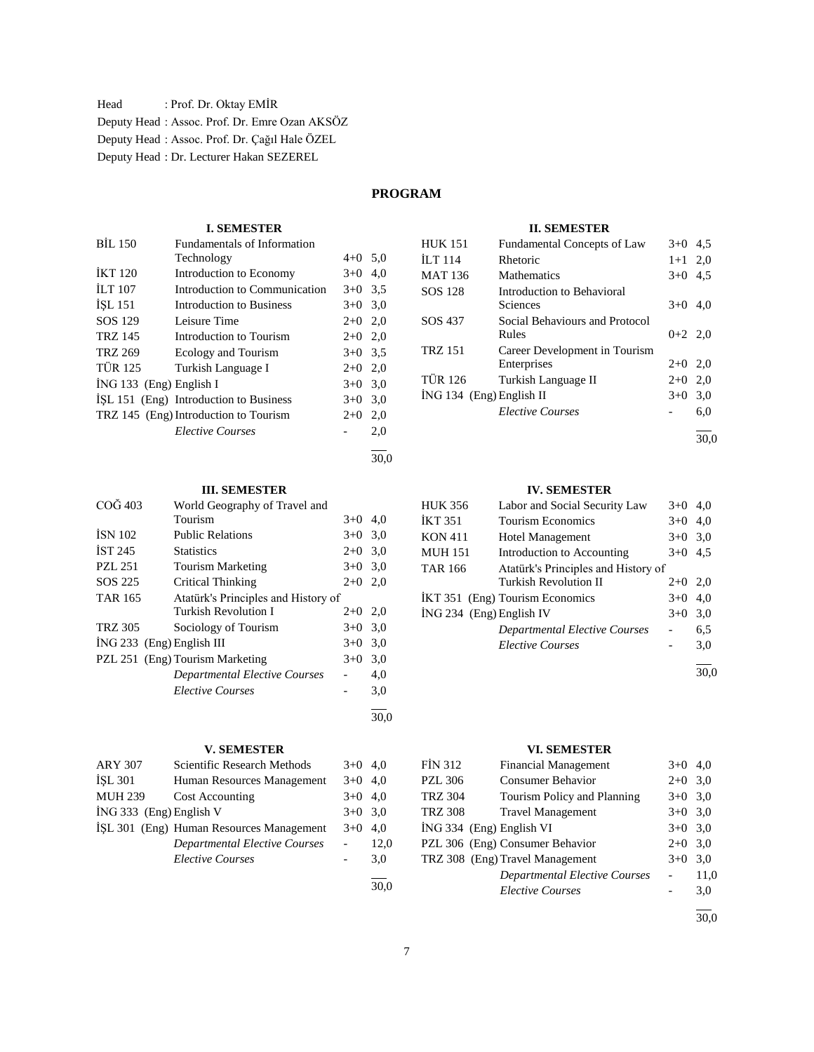Head : Prof. Dr. Oktay EMİR

Deputy Head : Assoc. Prof. Dr. Emre Ozan AKSÖZ

Deputy Head : Assoc. Prof. Dr. Çağıl Hale ÖZEL

Deputy Head : Dr. Lecturer Hakan SEZEREL

## PROGRAM

### I. SEMESTER

| Code | Course | Hours | Credits |
|---|---|---|---|
| BİL 150 | Fundamentals of Information Technology | 4+0 | 5,0 |
| İKT 120 | Introduction to Economy | 3+0 | 4,0 |
| İLT 107 | Introduction to Communication | 3+0 | 3,5 |
| İŞL 151 | Introduction to Business | 3+0 | 3,0 |
| SOS 129 | Leisure Time | 2+0 | 2,0 |
| TRZ 145 | Introduction to Tourism | 2+0 | 2,0 |
| TRZ 269 | Ecology and Tourism | 3+0 | 3,5 |
| TÜR 125 | Turkish Language I | 2+0 | 2,0 |
| İNG 133 (Eng) | English I | 3+0 | 3,0 |
| İŞL 151 (Eng) | Introduction to Business | 3+0 | 3,0 |
| TRZ 145 (Eng) | Introduction to Tourism | 2+0 | 2,0 |
| | *Elective Courses* | - | 2,0 |
| | | | 30,0 |

### II. SEMESTER

| Code | Course | Hours | Credits |
|---|---|---|---|
| HUK 151 | Fundamental Concepts of Law | 3+0 | 4,5 |
| İLT 114 | Rhetoric | 1+1 | 2,0 |
| MAT 136 | Mathematics | 3+0 | 4,5 |
| SOS 128 | Introduction to Behavioral Sciences | 3+0 | 4,0 |
| SOS 437 | Social Behaviours and Protocol Rules | 0+2 | 2,0 |
| TRZ 151 | Career Development in Tourism Enterprises | 2+0 | 2,0 |
| TÜR 126 | Turkish Language II | 2+0 | 2,0 |
| İNG 134 (Eng) | English II | 3+0 | 3,0 |
| | *Elective Courses* | - | 6,0 |
| | | | 30,0 |

### III. SEMESTER

| Code | Course | Hours | Credits |
|---|---|---|---|
| COĞ 403 | World Geography of Travel and Tourism | 3+0 | 4,0 |
| İSN 102 | Public Relations | 3+0 | 3,0 |
| İST 245 | Statistics | 2+0 | 3,0 |
| PZL 251 | Tourism Marketing | 3+0 | 3,0 |
| SOS 225 | Critical Thinking | 2+0 | 2,0 |
| TAR 165 | Atatürk's Principles and History of Turkish Revolution I | 2+0 | 2,0 |
| TRZ 305 | Sociology of Tourism | 3+0 | 3,0 |
| İNG 233 (Eng) | English III | 3+0 | 3,0 |
| PZL 251 (Eng) | Tourism Marketing | 3+0 | 3,0 |
| | *Departmental Elective Courses* | - | 4,0 |
| | *Elective Courses* | - | 3,0 |
| | | | 30,0 |

### IV. SEMESTER

| Code | Course | Hours | Credits |
|---|---|---|---|
| HUK 356 | Labor and Social Security Law | 3+0 | 4,0 |
| İKT 351 | Tourism Economics | 3+0 | 4,0 |
| KON 411 | Hotel Management | 3+0 | 3,0 |
| MUH 151 | Introduction to Accounting | 3+0 | 4,5 |
| TAR 166 | Atatürk's Principles and History of Turkish Revolution II | 2+0 | 2,0 |
| İKT 351 (Eng) | Tourism Economics | 3+0 | 4,0 |
| İNG 234 (Eng) | English IV | 3+0 | 3,0 |
| | *Departmental Elective Courses* | - | 6,5 |
| | *Elective Courses* | - | 3,0 |
| | | | 30,0 |

### V. SEMESTER

| Code | Course | Hours | Credits |
|---|---|---|---|
| ARY 307 | Scientific Research Methods | 3+0 | 4,0 |
| İŞL 301 | Human Resources Management | 3+0 | 4,0 |
| MUH 239 | Cost Accounting | 3+0 | 4,0 |
| İNG 333 (Eng) | English V | 3+0 | 3,0 |
| İŞL 301 (Eng) | Human Resources Management | 3+0 | 4,0 |
| | *Departmental Elective Courses* | - | 12,0 |
| | *Elective Courses* | - | 3,0 |
| | | | 30,0 |

### VI. SEMESTER

| Code | Course | Hours | Credits |
|---|---|---|---|
| FİN 312 | Financial Management | 3+0 | 4,0 |
| PZL 306 | Consumer Behavior | 2+0 | 3,0 |
| TRZ 304 | Tourism Policy and Planning | 3+0 | 3,0 |
| TRZ 308 | Travel Management | 3+0 | 3,0 |
| İNG 334 (Eng) | English VI | 3+0 | 3,0 |
| PZL 306 (Eng) | Consumer Behavior | 2+0 | 3,0 |
| TRZ 308 (Eng) | Travel Management | 3+0 | 3,0 |
| | *Departmental Elective Courses* | - | 11,0 |
| | *Elective Courses* | - | 3,0 |
| | | | 30,0 |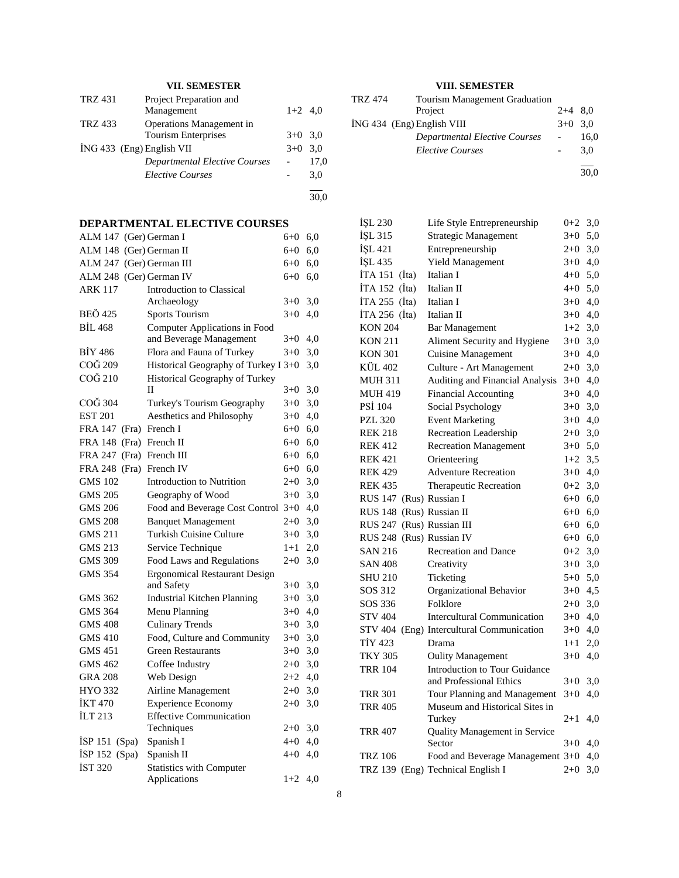### VII. SEMESTER

| | | | |
|---|---|---|---|
| TRZ 431 | Project Preparation and Management | 1+2 | 4,0 |
| TRZ 433 | Operations Management in Tourism Enterprises | 3+0 | 3,0 |
| İNG 433 (Eng) | English VII | 3+0 | 3,0 |
| | *Departmental Elective Courses* | - | 17,0 |
| | *Elective Courses* | - | 3,0 |
| | | | 30,0 |

### VIII. SEMESTER

| | | | |
|---|---|---|---|
| TRZ 474 | Tourism Management Graduation Project | 2+4 | 8,0 |
| İNG 434 (Eng) | English VIII | 3+0 | 3,0 |
| | *Departmental Elective Courses* | - | 16,0 |
| | *Elective Courses* | - | 3,0 |
| | | | 30,0 |

## DEPARTMENTAL ELECTIVE COURSES

| | | | |
|---|---|---|---|
| ALM 147 (Ger) | German I | 6+0 | 6,0 |
| ALM 148 (Ger) | German II | 6+0 | 6,0 |
| ALM 247 (Ger) | German III | 6+0 | 6,0 |
| ALM 248 (Ger) | German IV | 6+0 | 6,0 |
| ARK 117 | Introduction to Classical Archaeology | 3+0 | 3,0 |
| BEÖ 425 | Sports Tourism | 3+0 | 4,0 |
| BİL 468 | Computer Applications in Food and Beverage Management | 3+0 | 4,0 |
| BİY 486 | Flora and Fauna of Turkey | 3+0 | 3,0 |
| COĞ 209 | Historical Geography of Turkey I | 3+0 | 3,0 |
| COĞ 210 | Historical Geography of Turkey II | 3+0 | 3,0 |
| COĞ 304 | Turkey's Tourism Geography | 3+0 | 3,0 |
| EST 201 | Aesthetics and Philosophy | 3+0 | 4,0 |
| FRA 147 (Fra) | French I | 6+0 | 6,0 |
| FRA 148 (Fra) | French II | 6+0 | 6,0 |
| FRA 247 (Fra) | French III | 6+0 | 6,0 |
| FRA 248 (Fra) | French IV | 6+0 | 6,0 |
| GMS 102 | Introduction to Nutrition | 2+0 | 3,0 |
| GMS 205 | Geography of Wood | 3+0 | 3,0 |
| GMS 206 | Food and Beverage Cost Control | 3+0 | 4,0 |
| GMS 208 | Banquet Management | 2+0 | 3,0 |
| GMS 211 | Turkish Cuisine Culture | 3+0 | 3,0 |
| GMS 213 | Service Technique | 1+1 | 2,0 |
| GMS 309 | Food Laws and Regulations | 2+0 | 3,0 |
| GMS 354 | Ergonomical Restaurant Design and Safety | 3+0 | 3,0 |
| GMS 362 | Industrial Kitchen Planning | 3+0 | 3,0 |
| GMS 364 | Menu Planning | 3+0 | 4,0 |
| GMS 408 | Culinary Trends | 3+0 | 3,0 |
| GMS 410 | Food, Culture and Community | 3+0 | 3,0 |
| GMS 451 | Green Restaurants | 3+0 | 3,0 |
| GMS 462 | Coffee Industry | 2+0 | 3,0 |
| GRA 208 | Web Design | 2+2 | 4,0 |
| HYO 332 | Airline Management | 2+0 | 3,0 |
| İKT 470 | Experience Economy | 2+0 | 3,0 |
| İLT 213 | Effective Communication Techniques | 2+0 | 3,0 |
| İSP 151 (Spa) | Spanish I | 4+0 | 4,0 |
| İSP 152 (Spa) | Spanish II | 4+0 | 4,0 |
| İST 320 | Statistics with Computer Applications | 1+2 | 4,0 |
| İŞL 230 | Life Style Entrepreneurship | 0+2 | 3,0 |
| İŞL 315 | Strategic Management | 3+0 | 5,0 |
| İŞL 421 | Entrepreneurship | 2+0 | 3,0 |
| İŞL 435 | Yield Management | 3+0 | 4,0 |
| İTA 151 (İta) | Italian I | 4+0 | 5,0 |
| İTA 152 (İta) | Italian II | 4+0 | 5,0 |
| İTA 255 (İta) | Italian I | 3+0 | 4,0 |
| İTA 256 (İta) | Italian II | 3+0 | 4,0 |
| KON 204 | Bar Management | 1+2 | 3,0 |
| KON 211 | Aliment Security and Hygiene | 3+0 | 3,0 |
| KON 301 | Cuisine Management | 3+0 | 4,0 |
| KÜL 402 | Culture - Art Management | 2+0 | 3,0 |
| MUH 311 | Auditing and Financial Analysis | 3+0 | 4,0 |
| MUH 419 | Financial Accounting | 3+0 | 4,0 |
| PSİ 104 | Social Psychology | 3+0 | 3,0 |
| PZL 320 | Event Marketing | 3+0 | 4,0 |
| REK 218 | Recreation Leadership | 2+0 | 3,0 |
| REK 412 | Recreation Management | 3+0 | 5,0 |
| REK 421 | Orienteering | 1+2 | 3,5 |
| REK 429 | Adventure Recreation | 3+0 | 4,0 |
| REK 435 | Therapeutic Recreation | 0+2 | 3,0 |
| RUS 147 (Rus) | Russian I | 6+0 | 6,0 |
| RUS 148 (Rus) | Russian II | 6+0 | 6,0 |
| RUS 247 (Rus) | Russian III | 6+0 | 6,0 |
| RUS 248 (Rus) | Russian IV | 6+0 | 6,0 |
| SAN 216 | Recreation and Dance | 0+2 | 3,0 |
| SAN 408 | Creativity | 3+0 | 3,0 |
| SHU 210 | Ticketing | 5+0 | 5,0 |
| SOS 312 | Organizational Behavior | 3+0 | 4,5 |
| SOS 336 | Folklore | 2+0 | 3,0 |
| STV 404 | Intercultural Communication | 3+0 | 4,0 |
| STV 404 (Eng) | Intercultural Communication | 3+0 | 4,0 |
| TİY 423 | Drama | 1+1 | 2,0 |
| TKY 305 | Oulity Management | 3+0 | 4,0 |
| TRR 104 | Introduction to Tour Guidance and Professional Ethics | 3+0 | 3,0 |
| TRR 301 | Tour Planning and Management | 3+0 | 4,0 |
| TRR 405 | Museum and Historical Sites in Turkey | 2+1 | 4,0 |
| TRR 407 | Quality Management in Service Sector | 3+0 | 4,0 |
| TRZ 106 | Food and Beverage Management | 3+0 | 4,0 |
| TRZ 139 (Eng) | Technical English I | 2+0 | 3,0 |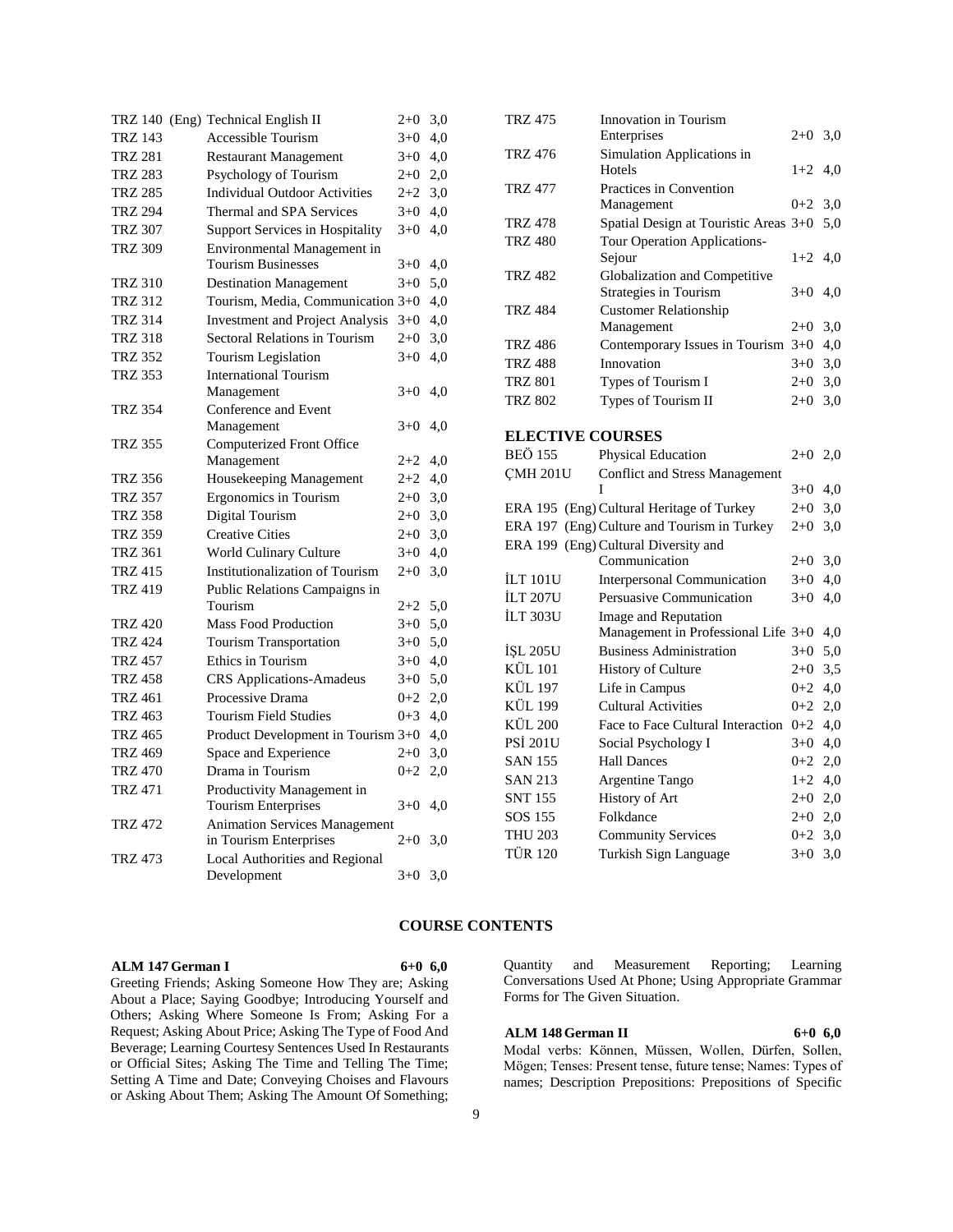| | | | |
|---|---|---|---|
| TRZ 140 (Eng) | Technical English II | 2+0 | 3,0 |
| TRZ 143 | Accessible Tourism | 3+0 | 4,0 |
| TRZ 281 | Restaurant Management | 3+0 | 4,0 |
| TRZ 283 | Psychology of Tourism | 2+0 | 2,0 |
| TRZ 285 | Individual Outdoor Activities | 2+2 | 3,0 |
| TRZ 294 | Thermal and SPA Services | 3+0 | 4,0 |
| TRZ 307 | Support Services in Hospitality | 3+0 | 4,0 |
| TRZ 309 | Environmental Management in Tourism Businesses | 3+0 | 4,0 |
| TRZ 310 | Destination Management | 3+0 | 5,0 |
| TRZ 312 | Tourism, Media, Communication | 3+0 | 4,0 |
| TRZ 314 | Investment and Project Analysis | 3+0 | 4,0 |
| TRZ 318 | Sectoral Relations in Tourism | 2+0 | 3,0 |
| TRZ 352 | Tourism Legislation | 3+0 | 4,0 |
| TRZ 353 | International Tourism Management | 3+0 | 4,0 |
| TRZ 354 | Conference and Event Management | 3+0 | 4,0 |
| TRZ 355 | Computerized Front Office Management | 2+2 | 4,0 |
| TRZ 356 | Housekeeping Management | 2+2 | 4,0 |
| TRZ 357 | Ergonomics in Tourism | 2+0 | 3,0 |
| TRZ 358 | Digital Tourism | 2+0 | 3,0 |
| TRZ 359 | Creative Cities | 2+0 | 3,0 |
| TRZ 361 | World Culinary Culture | 3+0 | 4,0 |
| TRZ 415 | Institutionalization of Tourism | 2+0 | 3,0 |
| TRZ 419 | Public Relations Campaigns in Tourism | 2+2 | 5,0 |
| TRZ 420 | Mass Food Production | 3+0 | 5,0 |
| TRZ 424 | Tourism Transportation | 3+0 | 5,0 |
| TRZ 457 | Ethics in Tourism | 3+0 | 4,0 |
| TRZ 458 | CRS Applications-Amadeus | 3+0 | 5,0 |
| TRZ 461 | Processive Drama | 0+2 | 2,0 |
| TRZ 463 | Tourism Field Studies | 0+3 | 4,0 |
| TRZ 465 | Product Development in Tourism | 3+0 | 4,0 |
| TRZ 469 | Space and Experience | 2+0 | 3,0 |
| TRZ 470 | Drama in Tourism | 0+2 | 2,0 |
| TRZ 471 | Productivity Management in Tourism Enterprises | 3+0 | 4,0 |
| TRZ 472 | Animation Services Management in Tourism Enterprises | 2+0 | 3,0 |
| TRZ 473 | Local Authorities and Regional Development | 3+0 | 3,0 |
| TRZ 475 | Innovation in Tourism Enterprises | 2+0 | 3,0 |
| TRZ 476 | Simulation Applications in Hotels | 1+2 | 4,0 |
| TRZ 477 | Practices in Convention Management | 0+2 | 3,0 |
| TRZ 478 | Spatial Design at Touristic Areas | 3+0 | 5,0 |
| TRZ 480 | Tour Operation Applications-Sejour | 1+2 | 4,0 |
| TRZ 482 | Globalization and Competitive Strategies in Tourism | 3+0 | 4,0 |
| TRZ 484 | Customer Relationship Management | 2+0 | 3,0 |
| TRZ 486 | Contemporary Issues in Tourism | 3+0 | 4,0 |
| TRZ 488 | Innovation | 3+0 | 3,0 |
| TRZ 801 | Types of Tourism I | 2+0 | 3,0 |
| TRZ 802 | Types of Tourism II | 2+0 | 3,0 |

## ELECTIVE COURSES

| | | | |
|---|---|---|---|
| BEÖ 155 | Physical Education | 2+0 | 2,0 |
| ÇMH 201U | Conflict and Stress Management I | 3+0 | 4,0 |
| ERA 195 (Eng) | Cultural Heritage of Turkey | 2+0 | 3,0 |
| ERA 197 (Eng) | Culture and Tourism in Turkey | 2+0 | 3,0 |
| ERA 199 (Eng) | Cultural Diversity and Communication | 2+0 | 3,0 |
| İLT 101U | Interpersonal Communication | 3+0 | 4,0 |
| İLT 207U | Persuasive Communication | 3+0 | 4,0 |
| İLT 303U | Image and Reputation Management in Professional Life | 3+0 | 4,0 |
| İŞL 205U | Business Administration | 3+0 | 5,0 |
| KÜL 101 | History of Culture | 2+0 | 3,5 |
| KÜL 197 | Life in Campus | 0+2 | 4,0 |
| KÜL 199 | Cultural Activities | 0+2 | 2,0 |
| KÜL 200 | Face to Face Cultural Interaction | 0+2 | 4,0 |
| PSİ 201U | Social Psychology I | 3+0 | 4,0 |
| SAN 155 | Hall Dances | 0+2 | 2,0 |
| SAN 213 | Argentine Tango | 1+2 | 4,0 |
| SNT 155 | History of Art | 2+0 | 2,0 |
| SOS 155 | Folkdance | 2+0 | 2,0 |
| THU 203 | Community Services | 0+2 | 3,0 |
| TÜR 120 | Turkish Sign Language | 3+0 | 3,0 |

## COURSE CONTENTS

**ALM 147 German I 6+0 6,0**

Greeting Friends; Asking Someone How They are; Asking About a Place; Saying Goodbye; Introducing Yourself and Others; Asking Where Someone Is From; Asking For a Request; Asking About Price; Asking The Type of Food And Beverage; Learning Courtesy Sentences Used In Restaurants or Official Sites; Asking The Time and Telling The Time; Setting A Time and Date; Conveying Choises and Flavours or Asking About Them; Asking The Amount Of Something; Quantity and Measurement Reporting; Learning Conversations Used At Phone; Using Appropriate Grammar Forms for The Given Situation.

**ALM 148 German II 6+0 6,0**

Modal verbs: Können, Müssen, Wollen, Dürfen, Sollen, Mögen; Tenses: Present tense, future tense; Names: Types of names; Description Prepositions: Prepositions of Specific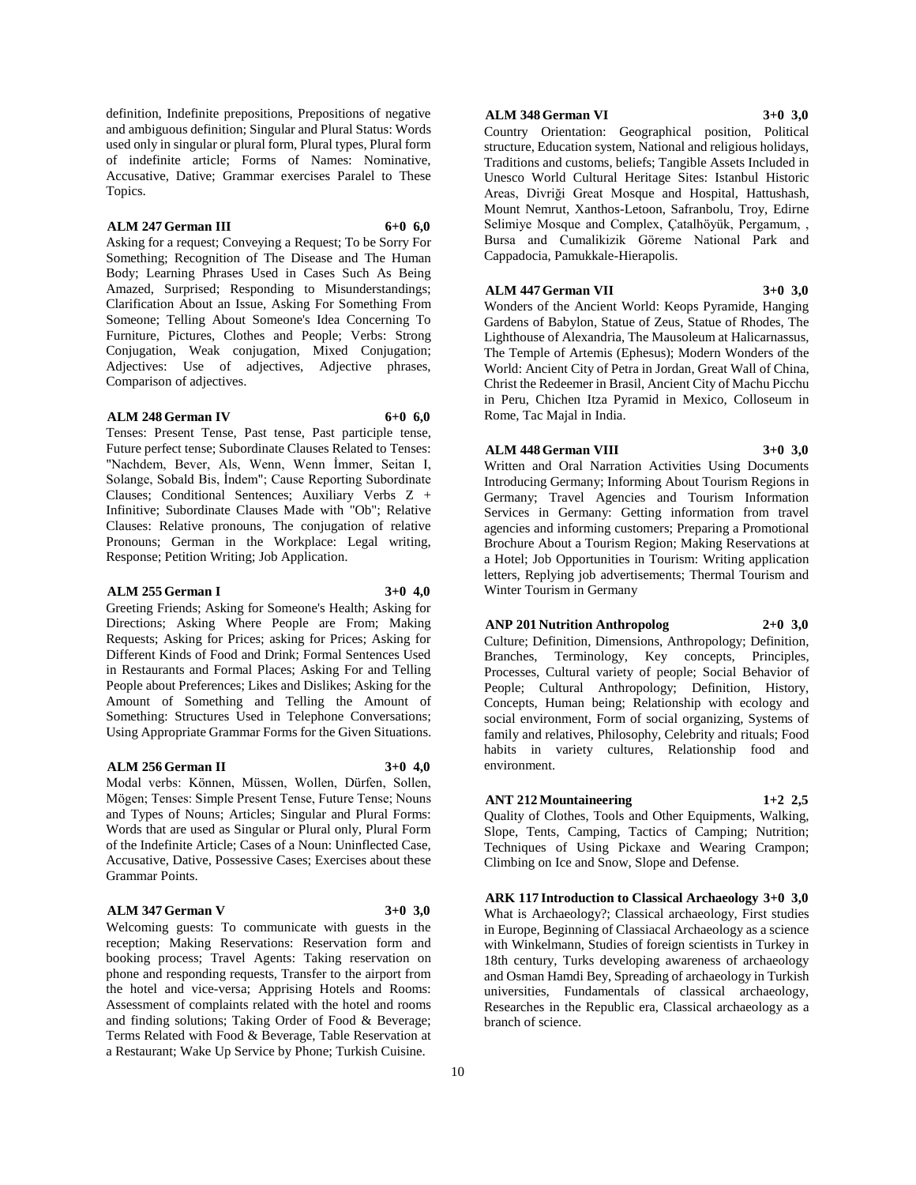definition, Indefinite prepositions, Prepositions of negative and ambiguous definition; Singular and Plural Status: Words used only in singular or plural form, Plural types, Plural form of indefinite article; Forms of Names: Nominative, Accusative, Dative; Grammar exercises Paralel to These Topics.

**ALM 247 German III 6+0 6,0**

Asking for a request; Conveying a Request; To be Sorry For Something; Recognition of The Disease and The Human Body; Learning Phrases Used in Cases Such As Being Amazed, Surprised; Responding to Misunderstandings; Clarification About an Issue, Asking For Something From Someone; Telling About Someone's Idea Concerning To Furniture, Pictures, Clothes and People; Verbs: Strong Conjugation, Weak conjugation, Mixed Conjugation; Adjectives: Use of adjectives, Adjective phrases, Comparison of adjectives.

**ALM 248 German IV 6+0 6,0**

Tenses: Present Tense, Past tense, Past participle tense, Future perfect tense; Subordinate Clauses Related to Tenses: "Nachdem, Bever, Als, Wenn, Wenn İmmer, Seitan I, Solange, Sobald Bis, İndem"; Cause Reporting Subordinate Clauses; Conditional Sentences; Auxiliary Verbs Z + Infinitive; Subordinate Clauses Made with "Ob"; Relative Clauses: Relative pronouns, The conjugation of relative Pronouns; German in the Workplace: Legal writing, Response; Petition Writing; Job Application.

**ALM 255 German I 3+0 4,0**

Greeting Friends; Asking for Someone's Health; Asking for Directions; Asking Where People are From; Making Requests; Asking for Prices; asking for Prices; Asking for Different Kinds of Food and Drink; Formal Sentences Used in Restaurants and Formal Places; Asking For and Telling People about Preferences; Likes and Dislikes; Asking for the Amount of Something and Telling the Amount of Something: Structures Used in Telephone Conversations; Using Appropriate Grammar Forms for the Given Situations.

**ALM 256 German II 3+0 4,0**

Modal verbs: Können, Müssen, Wollen, Dürfen, Sollen, Mögen; Tenses: Simple Present Tense, Future Tense; Nouns and Types of Nouns; Articles; Singular and Plural Forms: Words that are used as Singular or Plural only, Plural Form of the Indefinite Article; Cases of a Noun: Uninflected Case, Accusative, Dative, Possessive Cases; Exercises about these Grammar Points.

**ALM 347 German V 3+0 3,0**

Welcoming guests: To communicate with guests in the reception; Making Reservations: Reservation form and booking process; Travel Agents: Taking reservation on phone and responding requests, Transfer to the airport from the hotel and vice-versa; Apprising Hotels and Rooms: Assessment of complaints related with the hotel and rooms and finding solutions; Taking Order of Food & Beverage; Terms Related with Food & Beverage, Table Reservation at a Restaurant; Wake Up Service by Phone; Turkish Cuisine.

**ALM 348 German VI 3+0 3,0**

Country Orientation: Geographical position, Political structure, Education system, National and religious holidays, Traditions and customs, beliefs; Tangible Assets Included in Unesco World Cultural Heritage Sites: Istanbul Historic Areas, Divriği Great Mosque and Hospital, Hattushash, Mount Nemrut, Xanthos-Letoon, Safranbolu, Troy, Edirne Selimiye Mosque and Complex, Çatalhöyük, Pergamum, , Bursa and Cumalikizik Göreme National Park and Cappadocia, Pamukkale-Hierapolis.

**ALM 447 German VII 3+0 3,0**

Wonders of the Ancient World: Keops Pyramide, Hanging Gardens of Babylon, Statue of Zeus, Statue of Rhodes, The Lighthouse of Alexandria, The Mausoleum at Halicarnassus, The Temple of Artemis (Ephesus); Modern Wonders of the World: Ancient City of Petra in Jordan, Great Wall of China, Christ the Redeemer in Brasil, Ancient City of Machu Picchu in Peru, Chichen Itza Pyramid in Mexico, Colloseum in Rome, Tac Majal in India.

**ALM 448 German VIII 3+0 3,0**

Written and Oral Narration Activities Using Documents Introducing Germany; Informing About Tourism Regions in Germany; Travel Agencies and Tourism Information Services in Germany: Getting information from travel agencies and informing customers; Preparing a Promotional Brochure About a Tourism Region; Making Reservations at a Hotel; Job Opportunities in Tourism: Writing application letters, Replying job advertisements; Thermal Tourism and Winter Tourism in Germany

**ANP 201 Nutrition Anthropolog 2+0 3,0**

Culture; Definition, Dimensions, Anthropology; Definition, Branches, Terminology, Key concepts, Principles, Processes, Cultural variety of people; Social Behavior of People; Cultural Anthropology; Definition, History, Concepts, Human being; Relationship with ecology and social environment, Form of social organizing, Systems of family and relatives, Philosophy, Celebrity and rituals; Food habits in variety cultures, Relationship food and environment.

**ANT 212 Mountaineering 1+2 2,5**

Quality of Clothes, Tools and Other Equipments, Walking, Slope, Tents, Camping, Tactics of Camping; Nutrition; Techniques of Using Pickaxe and Wearing Crampon; Climbing on Ice and Snow, Slope and Defense.

**ARK 117 Introduction to Classical Archaeology 3+0 3,0**

What is Archaeology?; Classical archaeology, First studies in Europe, Beginning of Classiacal Archaeology as a science with Winkelmann, Studies of foreign scientists in Turkey in 18th century, Turks developing awareness of archaeology and Osman Hamdi Bey, Spreading of archaeology in Turkish universities, Fundamentals of classical archaeology, Researches in the Republic era, Classical archaeology as a branch of science.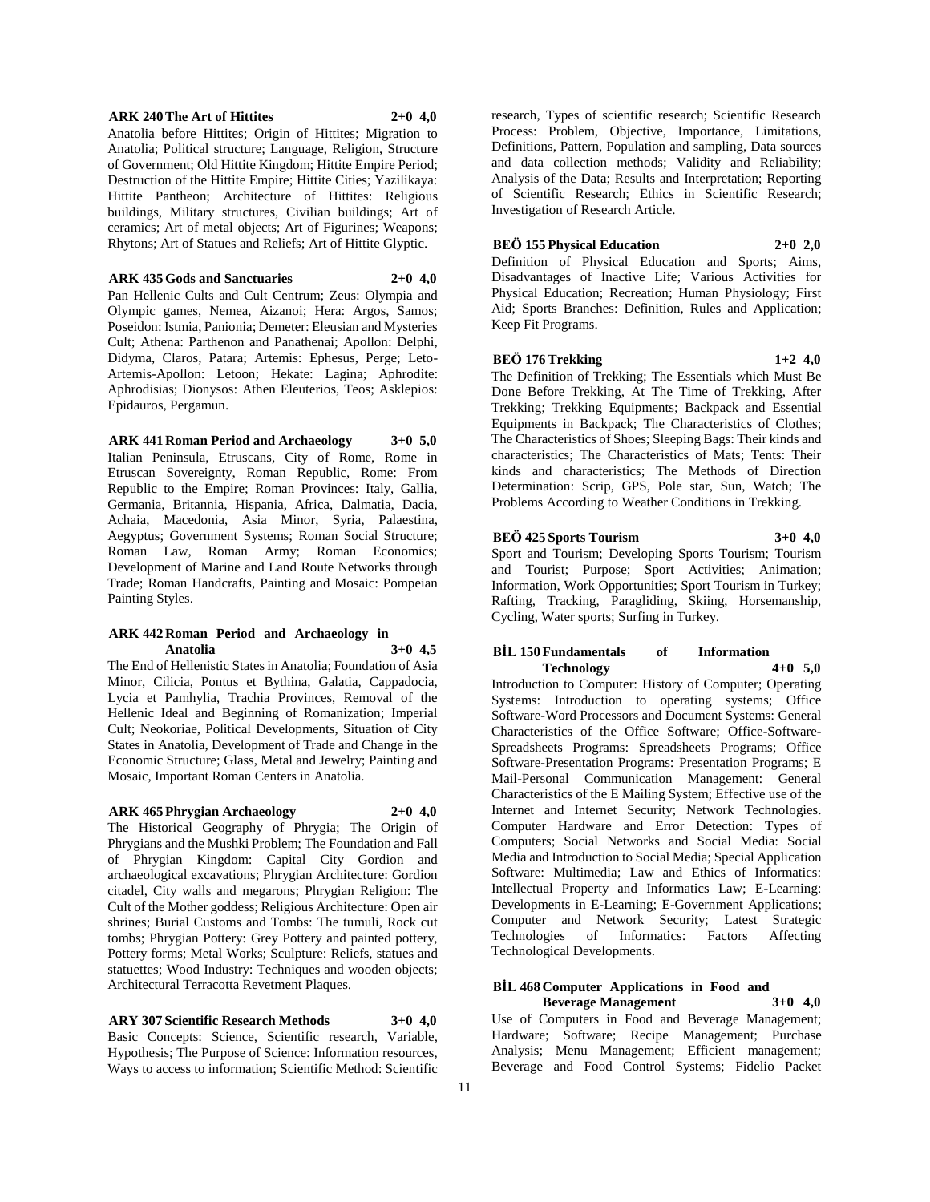**ARK 240 The Art of Hittites 2+0 4,0**

Anatolia before Hittites; Origin of Hittites; Migration to Anatolia; Political structure; Language, Religion, Structure of Government; Old Hittite Kingdom; Hittite Empire Period; Destruction of the Hittite Empire; Hittite Cities; Yazilikaya: Hittite Pantheon; Architecture of Hittites: Religious buildings, Military structures, Civilian buildings; Art of ceramics; Art of metal objects; Art of Figurines; Weapons; Rhytons; Art of Statues and Reliefs; Art of Hittite Glyptic.

**ARK 435 Gods and Sanctuaries 2+0 4,0**

Pan Hellenic Cults and Cult Centrum; Zeus: Olympia and Olympic games, Nemea, Aizanoi; Hera: Argos, Samos; Poseidon: Istmia, Panionia; Demeter: Eleusian and Mysteries Cult; Athena: Parthenon and Panathenai; Apollon: Delphi, Didyma, Claros, Patara; Artemis: Ephesus, Perge; Leto-Artemis-Apollon: Letoon; Hekate: Lagina; Aphrodite: Aphrodisias; Dionysos: Athen Eleuterios, Teos; Asklepios: Epidauros, Pergamun.

**ARK 441 Roman Period and Archaeology 3+0 5,0**

Italian Peninsula, Etruscans, City of Rome, Rome in Etruscan Sovereignty, Roman Republic, Rome: From Republic to the Empire; Roman Provinces: Italy, Gallia, Germania, Britannia, Hispania, Africa, Dalmatia, Dacia, Achaia, Macedonia, Asia Minor, Syria, Palaestina, Aegyptus; Government Systems; Roman Social Structure; Roman Law, Roman Army; Roman Economics; Development of Marine and Land Route Networks through Trade; Roman Handcrafts, Painting and Mosaic: Pompeian Painting Styles.

**ARK 442 Roman Period and Archaeology in Anatolia 3+0 4,5**

The End of Hellenistic States in Anatolia; Foundation of Asia Minor, Cilicia, Pontus et Bythina, Galatia, Cappadocia, Lycia et Pamhylia, Trachia Provinces, Removal of the Hellenic Ideal and Beginning of Romanization; Imperial Cult; Neokoriae, Political Developments, Situation of City States in Anatolia, Development of Trade and Change in the Economic Structure; Glass, Metal and Jewelry; Painting and Mosaic, Important Roman Centers in Anatolia.

**ARK 465 Phrygian Archaeology 2+0 4,0**

The Historical Geography of Phrygia; The Origin of Phrygians and the Mushki Problem; The Foundation and Fall of Phrygian Kingdom: Capital City Gordion and archaeological excavations; Phrygian Architecture: Gordion citadel, City walls and megarons; Phrygian Religion: The Cult of the Mother goddess; Religious Architecture: Open air shrines; Burial Customs and Tombs: The tumuli, Rock cut tombs; Phrygian Pottery: Grey Pottery and painted pottery, Pottery forms; Metal Works; Sculpture: Reliefs, statues and statuettes; Wood Industry: Techniques and wooden objects; Architectural Terracotta Revetment Plaques.

**ARY 307 Scientific Research Methods 3+0 4,0**

Basic Concepts: Science, Scientific research, Variable, Hypothesis; The Purpose of Science: Information resources, Ways to access to information; Scientific Method: Scientific research, Types of scientific research; Scientific Research Process: Problem, Objective, Importance, Limitations, Definitions, Pattern, Population and sampling, Data sources and data collection methods; Validity and Reliability; Analysis of the Data; Results and Interpretation; Reporting of Scientific Research; Ethics in Scientific Research; Investigation of Research Article.

**BEÖ 155 Physical Education 2+0 2,0**

Definition of Physical Education and Sports; Aims, Disadvantages of Inactive Life; Various Activities for Physical Education; Recreation; Human Physiology; First Aid; Sports Branches: Definition, Rules and Application; Keep Fit Programs.

**BEÖ 176 Trekking 1+2 4,0**

The Definition of Trekking; The Essentials which Must Be Done Before Trekking, At The Time of Trekking, After Trekking; Trekking Equipments; Backpack and Essential Equipments in Backpack; The Characteristics of Clothes; The Characteristics of Shoes; Sleeping Bags: Their kinds and characteristics; The Characteristics of Mats; Tents: Their kinds and characteristics; The Methods of Direction Determination: Scrip, GPS, Pole star, Sun, Watch; The Problems According to Weather Conditions in Trekking.

**BEÖ 425 Sports Tourism 3+0 4,0**

Sport and Tourism; Developing Sports Tourism; Tourism and Tourist; Purpose; Sport Activities; Animation; Information, Work Opportunities; Sport Tourism in Turkey; Rafting, Tracking, Paragliding, Skiing, Horsemanship, Cycling, Water sports; Surfing in Turkey.

**BİL 150 Fundamentals of Information Technology 4+0 5,0**

Introduction to Computer: History of Computer; Operating Systems: Introduction to operating systems; Office Software-Word Processors and Document Systems: General Characteristics of the Office Software; Office-Software-Spreadsheets Programs: Spreadsheets Programs; Office Software-Presentation Programs: Presentation Programs; E Mail-Personal Communication Management: General Characteristics of the E Mailing System; Effective use of the Internet and Internet Security; Network Technologies. Computer Hardware and Error Detection: Types of Computers; Social Networks and Social Media: Social Media and Introduction to Social Media; Special Application Software: Multimedia; Law and Ethics of Informatics: Intellectual Property and Informatics Law; E-Learning: Developments in E-Learning; E-Government Applications; Computer and Network Security; Latest Strategic Technologies of Informatics: Factors Affecting Technological Developments.

**BİL 468 Computer Applications in Food and Beverage Management 3+0 4,0**

Use of Computers in Food and Beverage Management; Hardware; Software; Recipe Management; Purchase Analysis; Menu Management; Efficient management; Beverage and Food Control Systems; Fidelio Packet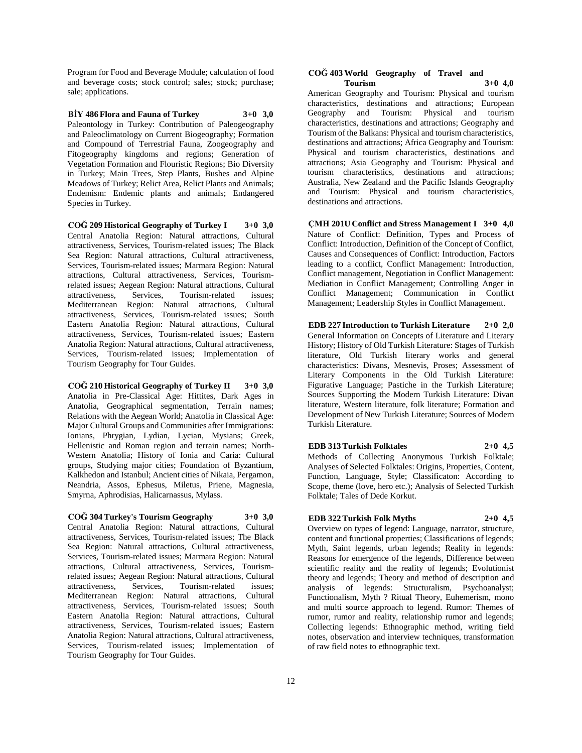Program for Food and Beverage Module; calculation of food and beverage costs; stock control; sales; stock; purchase; sale; applications.

**BİY 486 Flora and Fauna of Turkey 3+0 3,0**

Paleontology in Turkey: Contribution of Paleogeography and Paleoclimatology on Current Biogeography; Formation and Compound of Terrestrial Fauna, Zoogeography and Fitogeography kingdoms and regions; Generation of Vegetation Formation and Flouristic Regions; Bio Diversity in Turkey; Main Trees, Step Plants, Bushes and Alpine Meadows of Turkey; Relict Area, Relict Plants and Animals; Endemism: Endemic plants and animals; Endangered Species in Turkey.

**COĞ 209 Historical Geography of Turkey I 3+0 3,0**

Central Anatolia Region: Natural attractions, Cultural attractiveness, Services, Tourism-related issues; The Black Sea Region: Natural attractions, Cultural attractiveness, Services, Tourism-related issues; Marmara Region: Natural attractions, Cultural attractiveness, Services, Tourism-related issues; Aegean Region: Natural attractions, Cultural attractiveness, Services, Tourism-related issues; Mediterranean Region: Natural attractions, Cultural attractiveness, Services, Tourism-related issues; South Eastern Anatolia Region: Natural attractions, Cultural attractiveness, Services, Tourism-related issues; Eastern Anatolia Region: Natural attractions, Cultural attractiveness, Services, Tourism-related issues; Implementation of Tourism Geography for Tour Guides.

**COĞ 210 Historical Geography of Turkey II 3+0 3,0**

Anatolia in Pre-Classical Age: Hittites, Dark Ages in Anatolia, Geographical segmentation, Terrain names; Relations with the Aegean World; Anatolia in Classical Age: Major Cultural Groups and Communities after Immigrations: Ionians, Phrygian, Lydian, Lycian, Mysians; Greek, Hellenistic and Roman region and terrain names; North-Western Anatolia; History of Ionia and Caria: Cultural groups, Studying major cities; Foundation of Byzantium, Kalkhedon and Istanbul; Ancient cities of Nikaia, Pergamon, Neandria, Assos, Ephesus, Miletus, Priene, Magnesia, Smyrna, Aphrodisias, Halicarnassus, Mylass.

**COĞ 304 Turkey's Tourism Geography 3+0 3,0**

Central Anatolia Region: Natural attractions, Cultural attractiveness, Services, Tourism-related issues; The Black Sea Region: Natural attractions, Cultural attractiveness, Services, Tourism-related issues; Marmara Region: Natural attractions, Cultural attractiveness, Services, Tourism-related issues; Aegean Region: Natural attractions, Cultural attractiveness, Services, Tourism-related issues; Mediterranean Region: Natural attractions, Cultural attractiveness, Services, Tourism-related issues; South Eastern Anatolia Region: Natural attractions, Cultural attractiveness, Services, Tourism-related issues; Eastern Anatolia Region: Natural attractions, Cultural attractiveness, Services, Tourism-related issues; Implementation of Tourism Geography for Tour Guides.

**COĞ 403 World Geography of Travel and Tourism 3+0 4,0**

American Geography and Tourism: Physical and tourism characteristics, destinations and attractions; European Geography and Tourism: Physical and tourism characteristics, destinations and attractions; Geography and Tourism of the Balkans: Physical and tourism characteristics, destinations and attractions; Africa Geography and Tourism: Physical and tourism characteristics, destinations and attractions; Asia Geography and Tourism: Physical and tourism characteristics, destinations and attractions; Australia, New Zealand and the Pacific Islands Geography and Tourism: Physical and tourism characteristics, destinations and attractions.

**ÇMH 201U Conflict and Stress Management I 3+0 4,0**

Nature of Conflict: Definition, Types and Process of Conflict: Introduction, Definition of the Concept of Conflict, Causes and Consequences of Conflict: Introduction, Factors leading to a conflict, Conflict Management: Introduction, Conflict management, Negotiation in Conflict Management: Mediation in Conflict Management; Controlling Anger in Conflict Management; Communication in Conflict Management; Leadership Styles in Conflict Management.

**EDB 227 Introduction to Turkish Literature 2+0 2,0**

General Information on Concepts of Literature and Literary History; History of Old Turkish Literature: Stages of Turkish literature, Old Turkish literary works and general characteristics: Divans, Mesnevis, Proses; Assessment of Literary Components in the Old Turkish Literature: Figurative Language; Pastiche in the Turkish Literature; Sources Supporting the Modern Turkish Literature: Divan literature, Western literature, folk literature; Formation and Development of New Turkish Literature; Sources of Modern Turkish Literature.

**EDB 313 Turkish Folktales 2+0 4,5**

Methods of Collecting Anonymous Turkish Folktale; Analyses of Selected Folktales: Origins, Properties, Content, Function, Language, Style; Classificaton: According to Scope, theme (love, hero etc.); Analysis of Selected Turkish Folktale; Tales of Dede Korkut.

**EDB 322 Turkish Folk Myths 2+0 4,5**

Overview on types of legend: Language, narrator, structure, content and functional properties; Classifications of legends; Myth, Saint legends, urban legends; Reality in legends: Reasons for emergence of the legends, Difference between scientific reality and the reality of legends; Evolutionist theory and legends; Theory and method of description and analysis of legends: Structuralism, Psychoanalyst; Functionalism, Myth ? Ritual Theory, Euhemerism, mono and multi source approach to legend. Rumor: Themes of rumor, rumor and reality, relationship rumor and legends; Collecting legends: Ethnographic method, writing field notes, observation and interview techniques, transformation of raw field notes to ethnographic text.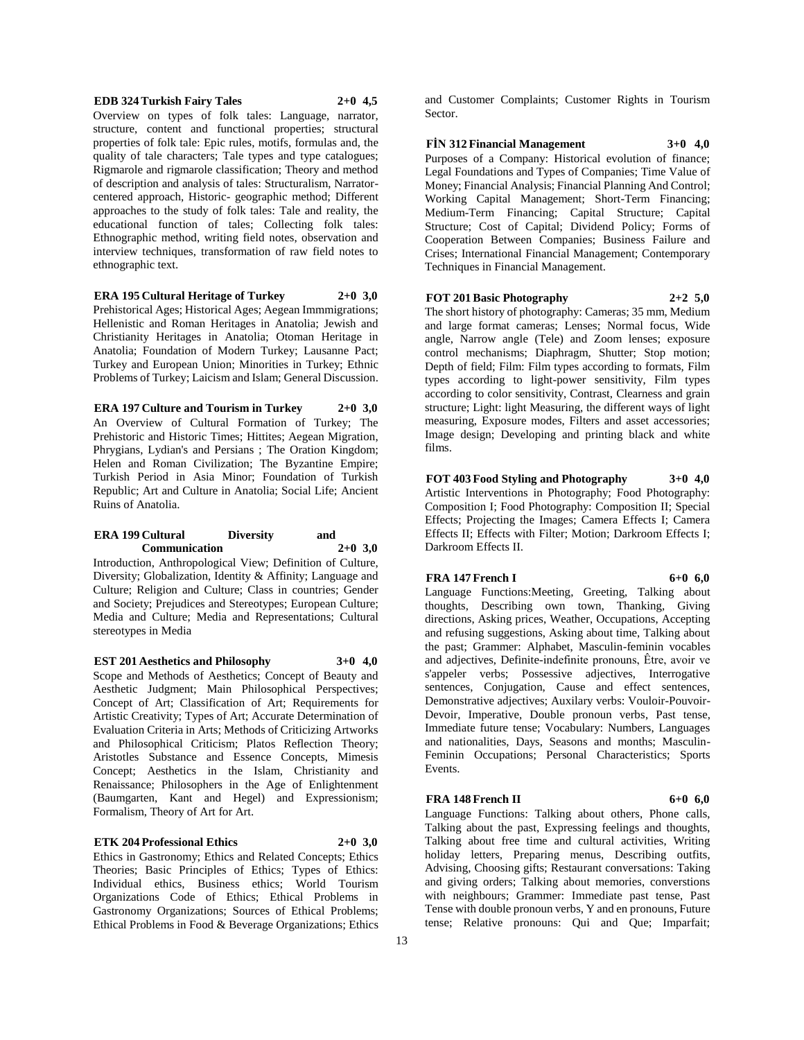**EDB 324 Turkish Fairy Tales 2+0 4,5**

Overview on types of folk tales: Language, narrator, structure, content and functional properties; structural properties of folk tale: Epic rules, motifs, formulas and, the quality of tale characters; Tale types and type catalogues; Rigmarole and rigmarole classification; Theory and method of description and analysis of tales: Structuralism, Narrator-centered approach, Historic- geographic method; Different approaches to the study of folk tales: Tale and reality, the educational function of tales; Collecting folk tales: Ethnographic method, writing field notes, observation and interview techniques, transformation of raw field notes to ethnographic text.

**ERA 195 Cultural Heritage of Turkey 2+0 3,0**

Prehistorical Ages; Historical Ages; Aegean Immmigrations; Hellenistic and Roman Heritages in Anatolia; Jewish and Christianity Heritages in Anatolia; Otoman Heritage in Anatolia; Foundation of Modern Turkey; Lausanne Pact; Turkey and European Union; Minorities in Turkey; Ethnic Problems of Turkey; Laicism and Islam; General Discussion.

**ERA 197 Culture and Tourism in Turkey 2+0 3,0**

An Overview of Cultural Formation of Turkey; The Prehistoric and Historic Times; Hittites; Aegean Migration, Phrygians, Lydian's and Persians ; The Oration Kingdom; Helen and Roman Civilization; The Byzantine Empire; Turkish Period in Asia Minor; Foundation of Turkish Republic; Art and Culture in Anatolia; Social Life; Ancient Ruins of Anatolia.

**ERA 199 Cultural Diversity and Communication 2+0 3,0**

Introduction, Anthropological View; Definition of Culture, Diversity; Globalization, Identity & Affinity; Language and Culture; Religion and Culture; Class in countries; Gender and Society; Prejudices and Stereotypes; European Culture; Media and Culture; Media and Representations; Cultural stereotypes in Media

**EST 201 Aesthetics and Philosophy 3+0 4,0**

Scope and Methods of Aesthetics; Concept of Beauty and Aesthetic Judgment; Main Philosophical Perspectives; Concept of Art; Classification of Art; Requirements for Artistic Creativity; Types of Art; Accurate Determination of Evaluation Criteria in Arts; Methods of Criticizing Artworks and Philosophical Criticism; Platos Reflection Theory; Aristotles Substance and Essence Concepts, Mimesis Concept; Aesthetics in the Islam, Christianity and Renaissance; Philosophers in the Age of Enlightenment (Baumgarten, Kant and Hegel) and Expressionism; Formalism, Theory of Art for Art.

**ETK 204 Professional Ethics 2+0 3,0**

Ethics in Gastronomy; Ethics and Related Concepts; Ethics Theories; Basic Principles of Ethics; Types of Ethics: Individual ethics, Business ethics; World Tourism Organizations Code of Ethics; Ethical Problems in Gastronomy Organizations; Sources of Ethical Problems; Ethical Problems in Food & Beverage Organizations; Ethics and Customer Complaints; Customer Rights in Tourism Sector.

**FİN 312 Financial Management 3+0 4,0**

Purposes of a Company: Historical evolution of finance; Legal Foundations and Types of Companies; Time Value of Money; Financial Analysis; Financial Planning And Control; Working Capital Management; Short-Term Financing; Medium-Term Financing; Capital Structure; Capital Structure; Cost of Capital; Dividend Policy; Forms of Cooperation Between Companies; Business Failure and Crises; International Financial Management; Contemporary Techniques in Financial Management.

**FOT 201 Basic Photography 2+2 5,0**

The short history of photography: Cameras; 35 mm, Medium and large format cameras; Lenses; Normal focus, Wide angle, Narrow angle (Tele) and Zoom lenses; exposure control mechanisms; Diaphragm, Shutter; Stop motion; Depth of field; Film: Film types according to formats, Film types according to light-power sensitivity, Film types according to color sensitivity, Contrast, Clearness and grain structure; Light: light Measuring, the different ways of light measuring, Exposure modes, Filters and asset accessories; Image design; Developing and printing black and white films.

**FOT 403 Food Styling and Photography 3+0 4,0**

Artistic Interventions in Photography; Food Photography: Composition I; Food Photography: Composition II; Special Effects; Projecting the Images; Camera Effects I; Camera Effects II; Effects with Filter; Motion; Darkroom Effects I; Darkroom Effects II.

**FRA 147 French I 6+0 6,0**

Language Functions:Meeting, Greeting, Talking about thoughts, Describing own town, Thanking, Giving directions, Asking prices, Weather, Occupations, Accepting and refusing suggestions, Asking about time, Talking about the past; Grammer: Alphabet, Masculin-feminin vocables and adjectives, Definite-indefinite pronouns, Être, avoir ve s'appeler verbs; Possessive adjectives, Interrogative sentences, Conjugation, Cause and effect sentences, Demonstrative adjectives; Auxilary verbs: Vouloir-Pouvoir-Devoir, Imperative, Double pronoun verbs, Past tense, Immediate future tense; Vocabulary: Numbers, Languages and nationalities, Days, Seasons and months; Masculin-Feminin Occupations; Personal Characteristics; Sports Events.

**FRA 148 French II 6+0 6,0**

Language Functions: Talking about others, Phone calls, Talking about the past, Expressing feelings and thoughts, Talking about free time and cultural activities, Writing holiday letters, Preparing menus, Describing outfits, Advising, Choosing gifts; Restaurant conversations: Taking and giving orders; Talking about memories, converstions with neighbours; Grammer: Immediate past tense, Past Tense with double pronoun verbs, Y and en pronouns, Future tense; Relative pronouns: Qui and Que; Imparfait;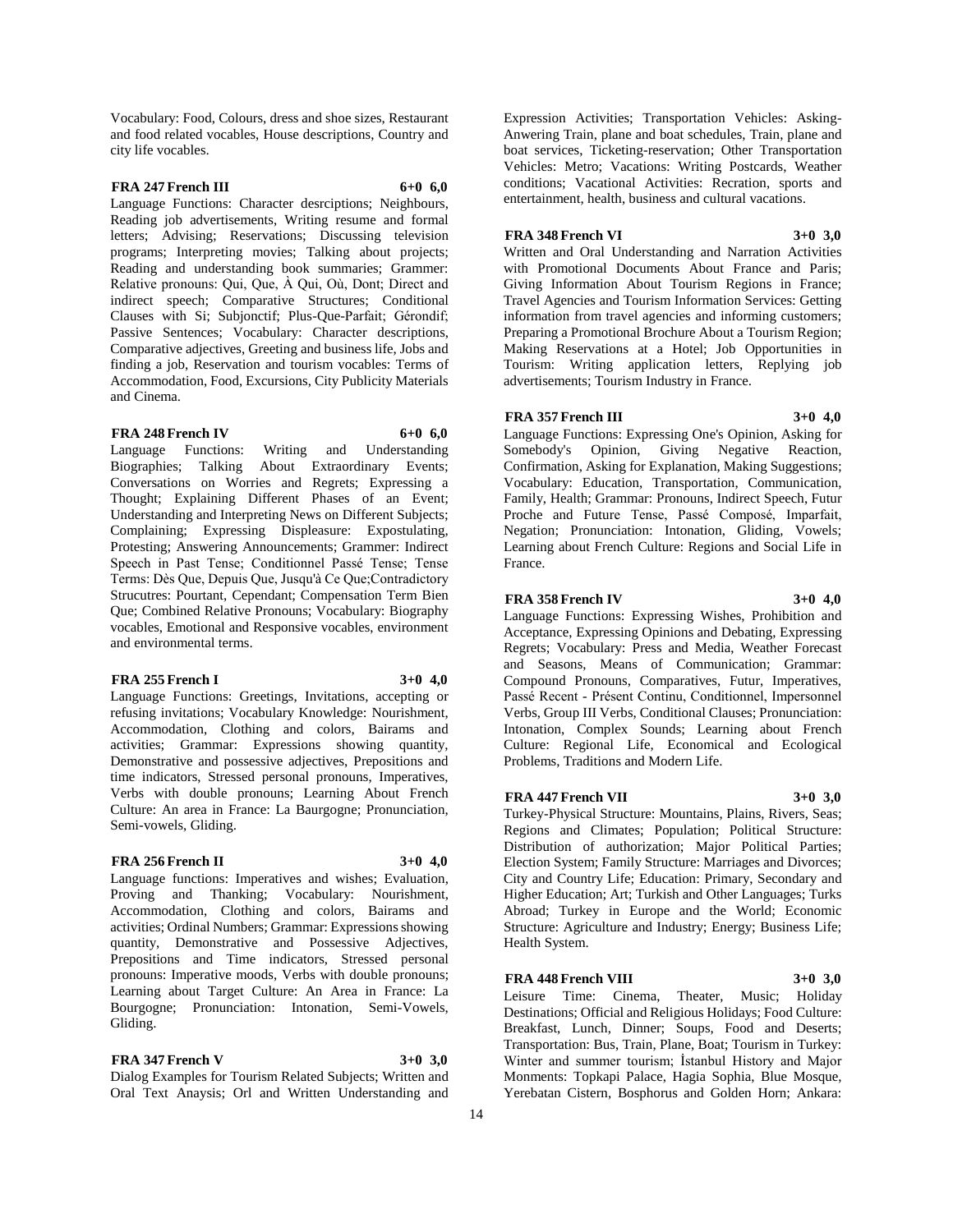Vocabulary: Food, Colours, dress and shoe sizes, Restaurant and food related vocables, House descriptions, Country and city life vocables.

**FRA 247 French III 6+0 6,0**

Language Functions: Character desrciptions; Neighbours, Reading job advertisements, Writing resume and formal letters; Advising; Reservations; Discussing television programs; Interpreting movies; Talking about projects; Reading and understanding book summaries; Grammer: Relative pronouns: Qui, Que, À Qui, Où, Dont; Direct and indirect speech; Comparative Structures; Conditional Clauses with Si; Subjonctif; Plus-Que-Parfait; Gérondif; Passive Sentences; Vocabulary: Character descriptions, Comparative adjectives, Greeting and business life, Jobs and finding a job, Reservation and tourism vocables: Terms of Accommodation, Food, Excursions, City Publicity Materials and Cinema.

**FRA 248 French IV 6+0 6,0**

Language Functions: Writing and Understanding Biographies; Talking About Extraordinary Events; Conversations on Worries and Regrets; Expressing a Thought; Explaining Different Phases of an Event; Understanding and Interpreting News on Different Subjects; Complaining; Expressing Displeasure: Expostulating, Protesting; Answering Announcements; Grammer: Indirect Speech in Past Tense; Conditionnel Passé Tense; Tense Terms: Dès Que, Depuis Que, Jusqu'à Ce Que;Contradictory Strucutres: Pourtant, Cependant; Compensation Term Bien Que; Combined Relative Pronouns; Vocabulary: Biography vocables, Emotional and Responsive vocables, environment and environmental terms.

**FRA 255 French I 3+0 4,0**

Language Functions: Greetings, Invitations, accepting or refusing invitations; Vocabulary Knowledge: Nourishment, Accommodation, Clothing and colors, Bairams and activities; Grammar: Expressions showing quantity, Demonstrative and possessive adjectives, Prepositions and time indicators, Stressed personal pronouns, Imperatives, Verbs with double pronouns; Learning About French Culture: An area in France: La Baurgogne; Pronunciation, Semi-vowels, Gliding.

**FRA 256 French II 3+0 4,0**

Language functions: Imperatives and wishes; Evaluation, Proving and Thanking; Vocabulary: Nourishment, Accommodation, Clothing and colors, Bairams and activities; Ordinal Numbers; Grammar: Expressions showing quantity, Demonstrative and Possessive Adjectives, Prepositions and Time indicators, Stressed personal pronouns: Imperative moods, Verbs with double pronouns; Learning about Target Culture: An Area in France: La Bourgogne; Pronunciation: Intonation, Semi-Vowels, Gliding.

**FRA 347 French V 3+0 3,0**

Dialog Examples for Tourism Related Subjects; Written and Oral Text Anaysis; Orl and Written Understanding and Expression Activities; Transportation Vehicles: Asking-Anwering Train, plane and boat schedules, Train, plane and boat services, Ticketing-reservation; Other Transportation Vehicles: Metro; Vacations: Writing Postcards, Weather conditions; Vacational Activities: Recration, sports and entertainment, health, business and cultural vacations.

**FRA 348 French VI 3+0 3,0**

Written and Oral Understanding and Narration Activities with Promotional Documents About France and Paris; Giving Information About Tourism Regions in France; Travel Agencies and Tourism Information Services: Getting information from travel agencies and informing customers; Preparing a Promotional Brochure About a Tourism Region; Making Reservations at a Hotel; Job Opportunities in Tourism: Writing application letters, Replying job advertisements; Tourism Industry in France.

**FRA 357 French III 3+0 4,0**

Language Functions: Expressing One's Opinion, Asking for Somebody's Opinion, Giving Negative Reaction, Confirmation, Asking for Explanation, Making Suggestions; Vocabulary: Education, Transportation, Communication, Family, Health; Grammar: Pronouns, Indirect Speech, Futur Proche and Future Tense, Passé Composé, Imparfait, Negation; Pronunciation: Intonation, Gliding, Vowels; Learning about French Culture: Regions and Social Life in France.

**FRA 358 French IV 3+0 4,0**

Language Functions: Expressing Wishes, Prohibition and Acceptance, Expressing Opinions and Debating, Expressing Regrets; Vocabulary: Press and Media, Weather Forecast and Seasons, Means of Communication; Grammar: Compound Pronouns, Comparatives, Futur, Imperatives, Passé Recent - Présent Continu, Conditionnel, Impersonnel Verbs, Group III Verbs, Conditional Clauses; Pronunciation: Intonation, Complex Sounds; Learning about French Culture: Regional Life, Economical and Ecological Problems, Traditions and Modern Life.

**FRA 447 French VII 3+0 3,0**

Turkey-Physical Structure: Mountains, Plains, Rivers, Seas; Regions and Climates; Population; Political Structure: Distribution of authorization; Major Political Parties; Election System; Family Structure: Marriages and Divorces; City and Country Life; Education: Primary, Secondary and Higher Education; Art; Turkish and Other Languages; Turks Abroad; Turkey in Europe and the World; Economic Structure: Agriculture and Industry; Energy; Business Life; Health System.

**FRA 448 French VIII 3+0 3,0**

Leisure Time: Cinema, Theater, Music; Holiday Destinations; Official and Religious Holidays; Food Culture: Breakfast, Lunch, Dinner; Soups, Food and Deserts; Transportation: Bus, Train, Plane, Boat; Tourism in Turkey: Winter and summer tourism; İstanbul History and Major Monments: Topkapi Palace, Hagia Sophia, Blue Mosque, Yerebatan Cistern, Bosphorus and Golden Horn; Ankara: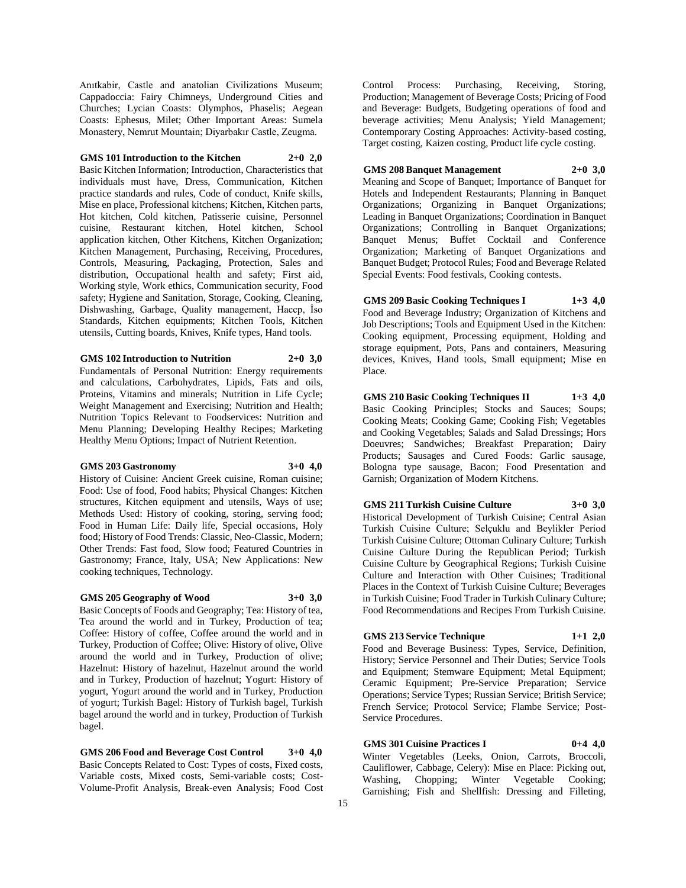Anıtkabir, Castle and anatolian Civilizations Museum; Cappadoccia: Fairy Chimneys, Underground Cities and Churches; Lycian Coasts: Olymphos, Phaselis; Aegean Coasts: Ephesus, Milet; Other Important Areas: Sumela Monastery, Nemrut Mountain; Diyarbakır Castle, Zeugma.

**GMS 101 Introduction to the Kitchen 2+0 2,0**

Basic Kitchen Information; Introduction, Characteristics that individuals must have, Dress, Communication, Kitchen practice standards and rules, Code of conduct, Knife skills, Mise en place, Professional kitchens; Kitchen, Kitchen parts, Hot kitchen, Cold kitchen, Patisserie cuisine, Personnel cuisine, Restaurant kitchen, Hotel kitchen, School application kitchen, Other Kitchens, Kitchen Organization; Kitchen Management, Purchasing, Receiving, Procedures, Controls, Measuring, Packaging, Protection, Sales and distribution, Occupational health and safety; First aid, Working style, Work ethics, Communication security, Food safety; Hygiene and Sanitation, Storage, Cooking, Cleaning, Dishwashing, Garbage, Quality management, Haccp, İso Standards, Kitchen equipments; Kitchen Tools, Kitchen utensils, Cutting boards, Knives, Knife types, Hand tools.

**GMS 102 Introduction to Nutrition 2+0 3,0**

Fundamentals of Personal Nutrition: Energy requirements and calculations, Carbohydrates, Lipids, Fats and oils, Proteins, Vitamins and minerals; Nutrition in Life Cycle; Weight Management and Exercising; Nutrition and Health; Nutrition Topics Relevant to Foodservices: Nutrition and Menu Planning; Developing Healthy Recipes; Marketing Healthy Menu Options; Impact of Nutrient Retention.

**GMS 203 Gastronomy 3+0 4,0**

History of Cuisine: Ancient Greek cuisine, Roman cuisine; Food: Use of food, Food habits; Physical Changes: Kitchen structures, Kitchen equipment and utensils, Ways of use; Methods Used: History of cooking, storing, serving food; Food in Human Life: Daily life, Special occasions, Holy food; History of Food Trends: Classic, Neo-Classic, Modern; Other Trends: Fast food, Slow food; Featured Countries in Gastronomy; France, Italy, USA; New Applications: New cooking techniques, Technology.

**GMS 205 Geography of Wood 3+0 3,0**

Basic Concepts of Foods and Geography; Tea: History of tea, Tea around the world and in Turkey, Production of tea; Coffee: History of coffee, Coffee around the world and in Turkey, Production of Coffee; Olive: History of olive, Olive around the world and in Turkey, Production of olive; Hazelnut: History of hazelnut, Hazelnut around the world and in Turkey, Production of hazelnut; Yogurt: History of yogurt, Yogurt around the world and in Turkey, Production of yogurt; Turkish Bagel: History of Turkish bagel, Turkish bagel around the world and in turkey, Production of Turkish bagel.

**GMS 206 Food and Beverage Cost Control 3+0 4,0**

Basic Concepts Related to Cost: Types of costs, Fixed costs, Variable costs, Mixed costs, Semi-variable costs; Cost-Volume-Profit Analysis, Break-even Analysis; Food Cost Control Process: Purchasing, Receiving, Storing, Production; Management of Beverage Costs; Pricing of Food and Beverage: Budgets, Budgeting operations of food and beverage activities; Menu Analysis; Yield Management; Contemporary Costing Approaches: Activity-based costing, Target costing, Kaizen costing, Product life cycle costing.

**GMS 208 Banquet Management 2+0 3,0**

Meaning and Scope of Banquet; Importance of Banquet for Hotels and Independent Restaurants; Planning in Banquet Organizations; Organizing in Banquet Organizations; Leading in Banquet Organizations; Coordination in Banquet Organizations; Controlling in Banquet Organizations; Banquet Menus; Buffet Cocktail and Conference Organization; Marketing of Banquet Organizations and Banquet Budget; Protocol Rules; Food and Beverage Related Special Events: Food festivals, Cooking contests.

**GMS 209 Basic Cooking Techniques I 1+3 4,0**

Food and Beverage Industry; Organization of Kitchens and Job Descriptions; Tools and Equipment Used in the Kitchen: Cooking equipment, Processing equipment, Holding and storage equipment, Pots, Pans and containers, Measuring devices, Knives, Hand tools, Small equipment; Mise en Place.

**GMS 210 Basic Cooking Techniques II 1+3 4,0**

Basic Cooking Principles; Stocks and Sauces; Soups; Cooking Meats; Cooking Game; Cooking Fish; Vegetables and Cooking Vegetables; Salads and Salad Dressings; Hors Doeuvres; Sandwiches; Breakfast Preparation; Dairy Products; Sausages and Cured Foods: Garlic sausage, Bologna type sausage, Bacon; Food Presentation and Garnish; Organization of Modern Kitchens.

**GMS 211 Turkish Cuisine Culture 3+0 3,0**

Historical Development of Turkish Cuisine; Central Asian Turkish Cuisine Culture; Selçuklu and Beylikler Period Turkish Cuisine Culture; Ottoman Culinary Culture; Turkish Cuisine Culture During the Republican Period; Turkish Cuisine Culture by Geographical Regions; Turkish Cuisine Culture and Interaction with Other Cuisines; Traditional Places in the Context of Turkish Cuisine Culture; Beverages in Turkish Cuisine; Food Trader in Turkish Culinary Culture; Food Recommendations and Recipes From Turkish Cuisine.

**GMS 213 Service Technique 1+1 2,0**

Food and Beverage Business: Types, Service, Definition, History; Service Personnel and Their Duties; Service Tools and Equipment; Stemware Equipment; Metal Equipment; Ceramic Equipment; Pre-Service Preparation; Service Operations; Service Types; Russian Service; British Service; French Service; Protocol Service; Flambe Service; Post-Service Procedures.

**GMS 301 Cuisine Practices I 0+4 4,0**

Winter Vegetables (Leeks, Onion, Carrots, Broccoli, Cauliflower, Cabbage, Celery): Mise en Place: Picking out, Washing, Chopping; Winter Vegetable Cooking; Garnishing; Fish and Shellfish: Dressing and Filleting,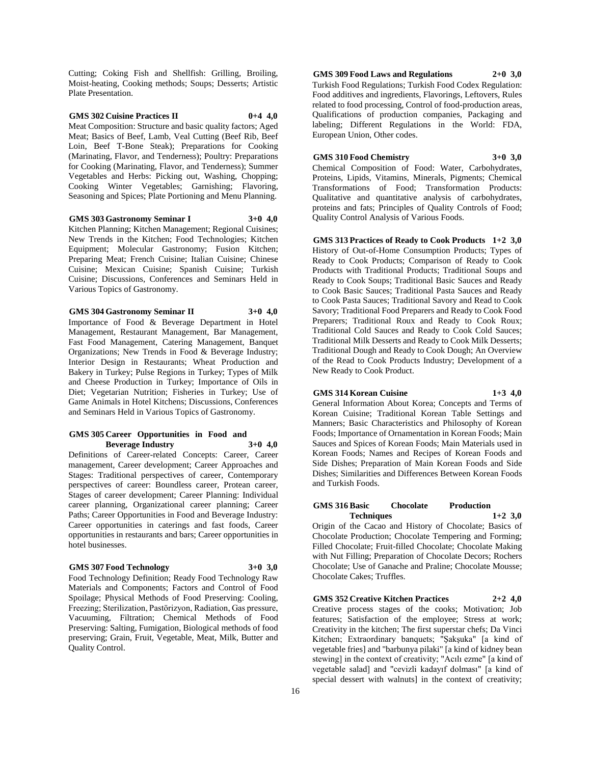Cutting; Coking Fish and Shellfish: Grilling, Broiling, Moist-heating, Cooking methods; Soups; Desserts; Artistic Plate Presentation.

**GMS 302 Cuisine Practices II 0+4 4,0**

Meat Composition: Structure and basic quality factors; Aged Meat; Basics of Beef, Lamb, Veal Cutting (Beef Rib, Beef Loin, Beef T-Bone Steak); Preparations for Cooking (Marinating, Flavor, and Tenderness); Poultry: Preparations for Cooking (Marinating, Flavor, and Tenderness); Summer Vegetables and Herbs: Picking out, Washing, Chopping; Cooking Winter Vegetables; Garnishing; Flavoring, Seasoning and Spices; Plate Portioning and Menu Planning.

**GMS 303 Gastronomy Seminar I 3+0 4,0**

Kitchen Planning; Kitchen Management; Regional Cuisines; New Trends in the Kitchen; Food Technologies; Kitchen Equipment; Molecular Gastronomy; Fusion Kitchen; Preparing Meat; French Cuisine; Italian Cuisine; Chinese Cuisine; Mexican Cuisine; Spanish Cuisine; Turkish Cuisine; Discussions, Conferences and Seminars Held in Various Topics of Gastronomy.

**GMS 304 Gastronomy Seminar II 3+0 4,0**

Importance of Food & Beverage Department in Hotel Management, Restaurant Management, Bar Management, Fast Food Management, Catering Management, Banquet Organizations; New Trends in Food & Beverage Industry; Interior Design in Restaurants; Wheat Production and Bakery in Turkey; Pulse Regions in Turkey; Types of Milk and Cheese Production in Turkey; Importance of Oils in Diet; Vegetarian Nutrition; Fisheries in Turkey; Use of Game Animals in Hotel Kitchens; Discussions, Conferences and Seminars Held in Various Topics of Gastronomy.

**GMS 305 Career Opportunities in Food and Beverage Industry 3+0 4,0**

Definitions of Career-related Concepts: Career, Career management, Career development; Career Approaches and Stages: Traditional perspectives of career, Contemporary perspectives of career: Boundless career, Protean career, Stages of career development; Career Planning: Individual career planning, Organizational career planning; Career Paths; Career Opportunities in Food and Beverage Industry: Career opportunities in caterings and fast foods, Career opportunities in restaurants and bars; Career opportunities in hotel businesses.

**GMS 307 Food Technology 3+0 3,0**

Food Technology Definition; Ready Food Technology Raw Materials and Components; Factors and Control of Food Spoilage; Physical Methods of Food Preserving: Cooling, Freezing; Sterilization, Pastörizyon, Radiation, Gas pressure, Vacuuming, Filtration; Chemical Methods of Food Preserving: Salting, Fumigation, Biological methods of food preserving; Grain, Fruit, Vegetable, Meat, Milk, Butter and Quality Control.

**GMS 309 Food Laws and Regulations 2+0 3,0**

Turkish Food Regulations; Turkish Food Codex Regulation: Food additives and ingredients, Flavorings, Leftovers, Rules related to food processing, Control of food-production areas, Qualifications of production companies, Packaging and labeling; Different Regulations in the World: FDA, European Union, Other codes.

**GMS 310 Food Chemistry 3+0 3,0**

Chemical Composition of Food: Water, Carbohydrates, Proteins, Lipids, Vitamins, Minerals, Pigments; Chemical Transformations of Food; Transformation Products: Qualitative and quantitative analysis of carbohydrates, proteins and fats; Principles of Quality Controls of Food; Quality Control Analysis of Various Foods.

**GMS 313 Practices of Ready to Cook Products 1+2 3,0**

History of Out-of-Home Consumption Products; Types of Ready to Cook Products; Comparison of Ready to Cook Products with Traditional Products; Traditional Soups and Ready to Cook Soups; Traditional Basic Sauces and Ready to Cook Basic Sauces; Traditional Pasta Sauces and Ready to Cook Pasta Sauces; Traditional Savory and Read to Cook Savory; Traditional Food Preparers and Ready to Cook Food Preparers; Traditional Roux and Ready to Cook Roux; Traditional Cold Sauces and Ready to Cook Cold Sauces; Traditional Milk Desserts and Ready to Cook Milk Desserts; Traditional Dough and Ready to Cook Dough; An Overview of the Read to Cook Products Industry; Development of a New Ready to Cook Product.

**GMS 314 Korean Cuisine 1+3 4,0**

General Information About Korea; Concepts and Terms of Korean Cuisine; Traditional Korean Table Settings and Manners; Basic Characteristics and Philosophy of Korean Foods; Importance of Ornamentation in Korean Foods; Main Sauces and Spices of Korean Foods; Main Materials used in Korean Foods; Names and Recipes of Korean Foods and Side Dishes; Preparation of Main Korean Foods and Side Dishes; Similarities and Differences Between Korean Foods and Turkish Foods.

**GMS 316 Basic Chocolate Production Techniques 1+2 3,0**

Origin of the Cacao and History of Chocolate; Basics of Chocolate Production; Chocolate Tempering and Forming; Filled Chocolate; Fruit-filled Chocolate; Chocolate Making with Nut Filling; Preparation of Chocolate Decors; Rochers Chocolate; Use of Ganache and Praline; Chocolate Mousse; Chocolate Cakes; Truffles.

**GMS 352 Creative Kitchen Practices 2+2 4,0**

Creative process stages of the cooks; Motivation; Job features; Satisfaction of the employee; Stress at work; Creativity in the kitchen; The first superstar chefs; Da Vinci Kitchen; Extraordinary banquets; "Şakşuka" [a kind of vegetable fries] and "barbunya pilaki" [a kind of kidney bean stewing] in the context of creativity; "Acılı ezme" [a kind of vegetable salad] and "cevizli kadayıf dolması" [a kind of special dessert with walnuts] in the context of creativity;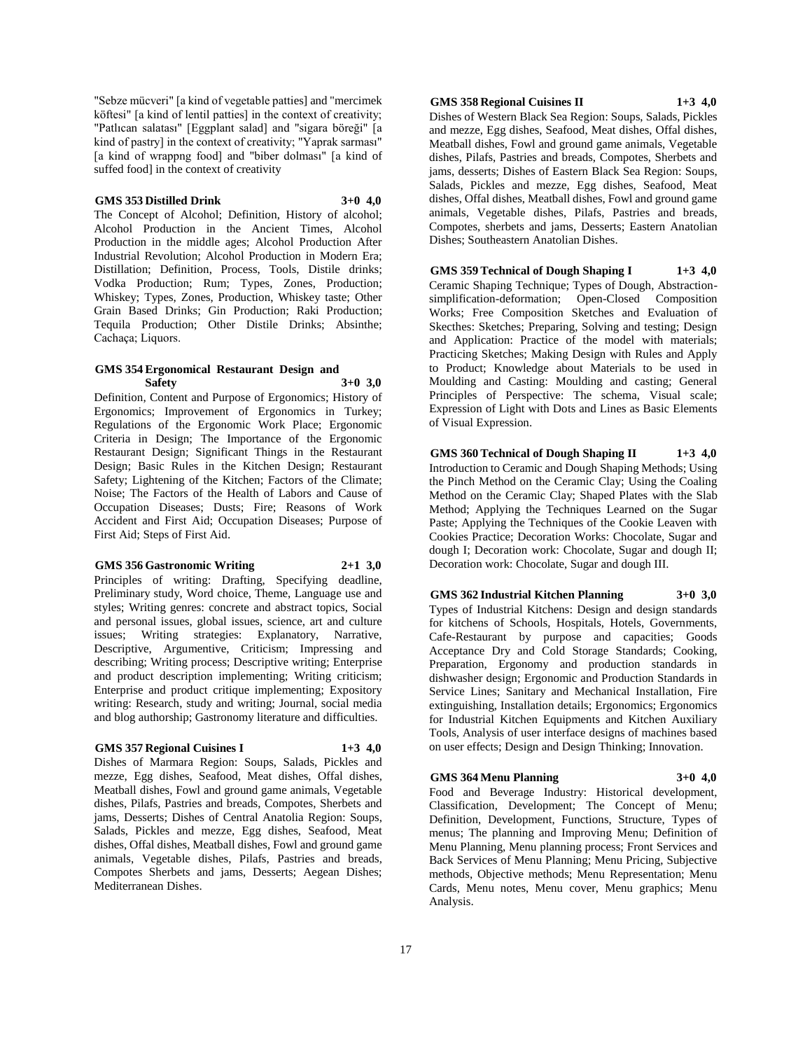"Sebze mücveri" [a kind of vegetable patties] and "mercimek köftesi" [a kind of lentil patties] in the context of creativity; "Patlıcan salatası" [Eggplant salad] and "sigara böreği" [a kind of pastry] in the context of creativity; "Yaprak sarması" [a kind of wrappng food] and "biber dolması" [a kind of suffed food] in the context of creativity

**GMS 353 Distilled Drink 3+0 4,0**

The Concept of Alcohol; Definition, History of alcohol; Alcohol Production in the Ancient Times, Alcohol Production in the middle ages; Alcohol Production After Industrial Revolution; Alcohol Production in Modern Era; Distillation; Definition, Process, Tools, Distile drinks; Vodka Production; Rum; Types, Zones, Production; Whiskey; Types, Zones, Production, Whiskey taste; Other Grain Based Drinks; Gin Production; Raki Production; Tequila Production; Other Distile Drinks; Absinthe; Cachaça; Liquors.

**GMS 354 Ergonomical Restaurant Design and Safety 3+0 3,0**

Definition, Content and Purpose of Ergonomics; History of Ergonomics; Improvement of Ergonomics in Turkey; Regulations of the Ergonomic Work Place; Ergonomic Criteria in Design; The Importance of the Ergonomic Restaurant Design; Significant Things in the Restaurant Design; Basic Rules in the Kitchen Design; Restaurant Safety; Lightening of the Kitchen; Factors of the Climate; Noise; The Factors of the Health of Labors and Cause of Occupation Diseases; Dusts; Fire; Reasons of Work Accident and First Aid; Occupation Diseases; Purpose of First Aid; Steps of First Aid.

**GMS 356 Gastronomic Writing 2+1 3,0**

Principles of writing: Drafting, Specifying deadline, Preliminary study, Word choice, Theme, Language use and styles; Writing genres: concrete and abstract topics, Social and personal issues, global issues, science, art and culture issues; Writing strategies: Explanatory, Narrative, Descriptive, Argumentive, Criticism; Impressing and describing; Writing process; Descriptive writing; Enterprise and product description implementing; Writing criticism; Enterprise and product critique implementing; Expository writing: Research, study and writing; Journal, social media and blog authorship; Gastronomy literature and difficulties.

**GMS 357 Regional Cuisines I 1+3 4,0**

Dishes of Marmara Region: Soups, Salads, Pickles and mezze, Egg dishes, Seafood, Meat dishes, Offal dishes, Meatball dishes, Fowl and ground game animals, Vegetable dishes, Pilafs, Pastries and breads, Compotes, Sherbets and jams, Desserts; Dishes of Central Anatolia Region: Soups, Salads, Pickles and mezze, Egg dishes, Seafood, Meat dishes, Offal dishes, Meatball dishes, Fowl and ground game animals, Vegetable dishes, Pilafs, Pastries and breads, Compotes Sherbets and jams, Desserts; Aegean Dishes; Mediterranean Dishes.

**GMS 358 Regional Cuisines II 1+3 4,0**

Dishes of Western Black Sea Region: Soups, Salads, Pickles and mezze, Egg dishes, Seafood, Meat dishes, Offal dishes, Meatball dishes, Fowl and ground game animals, Vegetable dishes, Pilafs, Pastries and breads, Compotes, Sherbets and jams, desserts; Dishes of Eastern Black Sea Region: Soups, Salads, Pickles and mezze, Egg dishes, Seafood, Meat dishes, Offal dishes, Meatball dishes, Fowl and ground game animals, Vegetable dishes, Pilafs, Pastries and breads, Compotes, sherbets and jams, Desserts; Eastern Anatolian Dishes; Southeastern Anatolian Dishes.

**GMS 359 Technical of Dough Shaping I 1+3 4,0**

Ceramic Shaping Technique; Types of Dough, Abstraction-simplification-deformation; Open-Closed Composition Works; Free Composition Sketches and Evaluation of Skecthes: Sketches; Preparing, Solving and testing; Design and Application: Practice of the model with materials; Practicing Sketches; Making Design with Rules and Apply to Product; Knowledge about Materials to be used in Moulding and Casting: Moulding and casting; General Principles of Perspective: The schema, Visual scale; Expression of Light with Dots and Lines as Basic Elements of Visual Expression.

**GMS 360 Technical of Dough Shaping II 1+3 4,0**

Introduction to Ceramic and Dough Shaping Methods; Using the Pinch Method on the Ceramic Clay; Using the Coaling Method on the Ceramic Clay; Shaped Plates with the Slab Method; Applying the Techniques Learned on the Sugar Paste; Applying the Techniques of the Cookie Leaven with Cookies Practice; Decoration Works: Chocolate, Sugar and dough I; Decoration work: Chocolate, Sugar and dough II; Decoration work: Chocolate, Sugar and dough III.

**GMS 362 Industrial Kitchen Planning 3+0 3,0**

Types of Industrial Kitchens: Design and design standards for kitchens of Schools, Hospitals, Hotels, Governments, Cafe-Restaurant by purpose and capacities; Goods Acceptance Dry and Cold Storage Standards; Cooking, Preparation, Ergonomy and production standards in dishwasher design; Ergonomic and Production Standards in Service Lines; Sanitary and Mechanical Installation, Fire extinguishing, Installation details; Ergonomics; Ergonomics for Industrial Kitchen Equipments and Kitchen Auxiliary Tools, Analysis of user interface designs of machines based on user effects; Design and Design Thinking; Innovation.

**GMS 364 Menu Planning 3+0 4,0**

Food and Beverage Industry: Historical development, Classification, Development; The Concept of Menu; Definition, Development, Functions, Structure, Types of menus; The planning and Improving Menu; Definition of Menu Planning, Menu planning process; Front Services and Back Services of Menu Planning; Menu Pricing, Subjective methods, Objective methods; Menu Representation; Menu Cards, Menu notes, Menu cover, Menu graphics; Menu Analysis.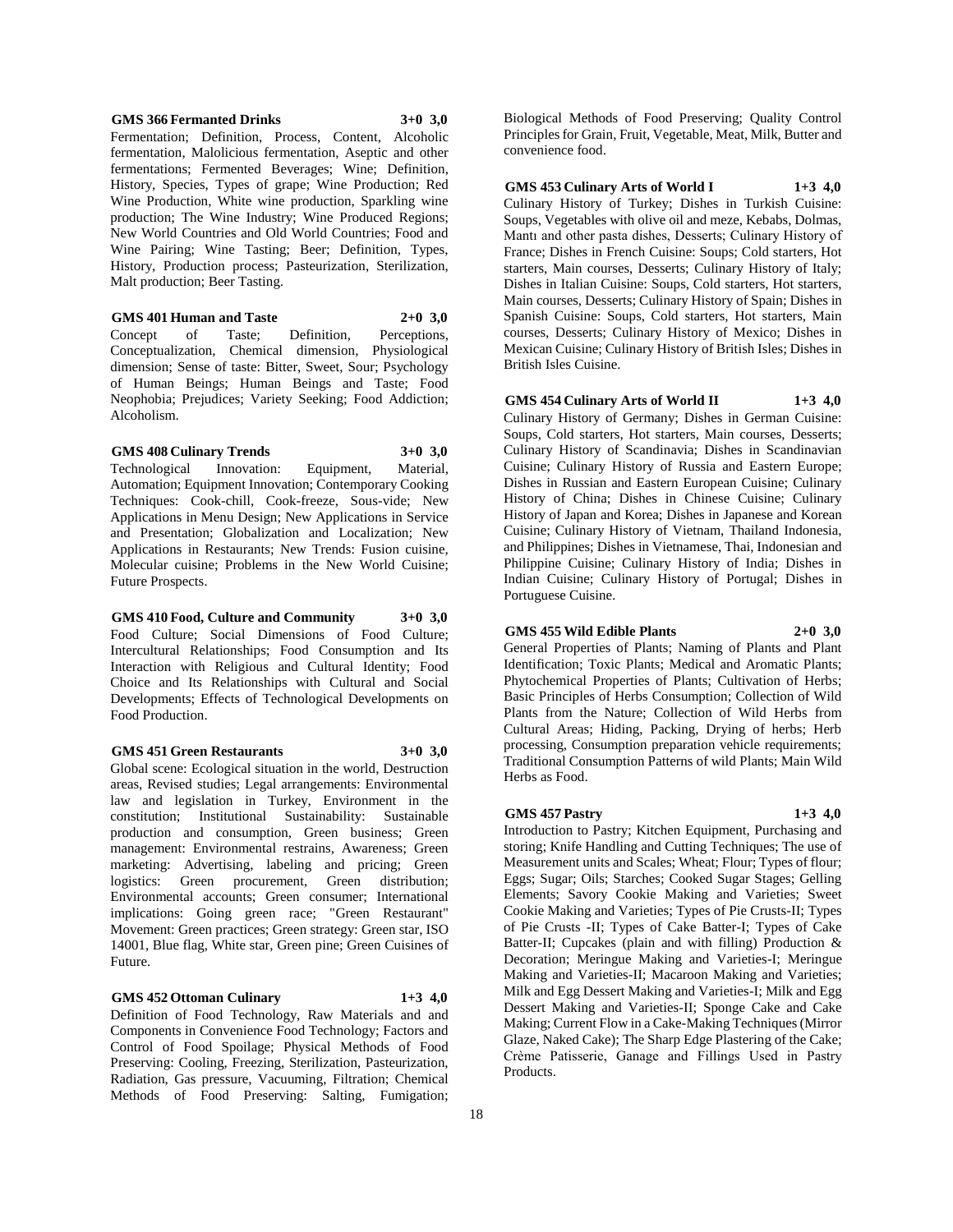**GMS 366 Fermanted Drinks 3+0 3,0**

Fermentation; Definition, Process, Content, Alcoholic fermentation, Malolicious fermentation, Aseptic and other fermentations; Fermented Beverages; Wine; Definition, History, Species, Types of grape; Wine Production; Red Wine Production, White wine production, Sparkling wine production; The Wine Industry; Wine Produced Regions; New World Countries and Old World Countries; Food and Wine Pairing; Wine Tasting; Beer; Definition, Types, History, Production process; Pasteurization, Sterilization, Malt production; Beer Tasting.

**GMS 401 Human and Taste 2+0 3,0**

Concept of Taste; Definition, Perceptions, Conceptualization, Chemical dimension, Physiological dimension; Sense of taste: Bitter, Sweet, Sour; Psychology of Human Beings; Human Beings and Taste; Food Neophobia; Prejudices; Variety Seeking; Food Addiction; Alcoholism.

**GMS 408 Culinary Trends 3+0 3,0**

Technological Innovation: Equipment, Material, Automation; Equipment Innovation; Contemporary Cooking Techniques: Cook-chill, Cook-freeze, Sous-vide; New Applications in Menu Design; New Applications in Service and Presentation; Globalization and Localization; New Applications in Restaurants; New Trends: Fusion cuisine, Molecular cuisine; Problems in the New World Cuisine; Future Prospects.

**GMS 410 Food, Culture and Community 3+0 3,0**

Food Culture; Social Dimensions of Food Culture; Intercultural Relationships; Food Consumption and Its Interaction with Religious and Cultural Identity; Food Choice and Its Relationships with Cultural and Social Developments; Effects of Technological Developments on Food Production.

**GMS 451 Green Restaurants 3+0 3,0**

Global scene: Ecological situation in the world, Destruction areas, Revised studies; Legal arrangements: Environmental law and legislation in Turkey, Environment in the constitution; Institutional Sustainability: Sustainable production and consumption, Green business; Green management: Environmental restrains, Awareness; Green marketing: Advertising, labeling and pricing; Green logistics: Green procurement, Green distribution; Environmental accounts; Green consumer; International implications: Going green race; "Green Restaurant" Movement: Green practices; Green strategy: Green star, ISO 14001, Blue flag, White star, Green pine; Green Cuisines of Future.

**GMS 452 Ottoman Culinary 1+3 4,0**

Definition of Food Technology, Raw Materials and and Components in Convenience Food Technology; Factors and Control of Food Spoilage; Physical Methods of Food Preserving: Cooling, Freezing, Sterilization, Pasteurization, Radiation, Gas pressure, Vacuuming, Filtration; Chemical Methods of Food Preserving: Salting, Fumigation; Biological Methods of Food Preserving; Quality Control Principles for Grain, Fruit, Vegetable, Meat, Milk, Butter and convenience food.

**GMS 453 Culinary Arts of World I 1+3 4,0**

Culinary History of Turkey; Dishes in Turkish Cuisine: Soups, Vegetables with olive oil and meze, Kebabs, Dolmas, Mantı and other pasta dishes, Desserts; Culinary History of France; Dishes in French Cuisine: Soups; Cold starters, Hot starters, Main courses, Desserts; Culinary History of Italy; Dishes in Italian Cuisine: Soups, Cold starters, Hot starters, Main courses, Desserts; Culinary History of Spain; Dishes in Spanish Cuisine: Soups, Cold starters, Hot starters, Main courses, Desserts; Culinary History of Mexico; Dishes in Mexican Cuisine; Culinary History of British Isles; Dishes in British Isles Cuisine.

**GMS 454 Culinary Arts of World II 1+3 4,0**

Culinary History of Germany; Dishes in German Cuisine: Soups, Cold starters, Hot starters, Main courses, Desserts; Culinary History of Scandinavia; Dishes in Scandinavian Cuisine; Culinary History of Russia and Eastern Europe; Dishes in Russian and Eastern European Cuisine; Culinary History of China; Dishes in Chinese Cuisine; Culinary History of Japan and Korea; Dishes in Japanese and Korean Cuisine; Culinary History of Vietnam, Thailand Indonesia, and Philippines; Dishes in Vietnamese, Thai, Indonesian and Philippine Cuisine; Culinary History of India; Dishes in Indian Cuisine; Culinary History of Portugal; Dishes in Portuguese Cuisine.

**GMS 455 Wild Edible Plants 2+0 3,0**

General Properties of Plants; Naming of Plants and Plant Identification; Toxic Plants; Medical and Aromatic Plants; Phytochemical Properties of Plants; Cultivation of Herbs; Basic Principles of Herbs Consumption; Collection of Wild Plants from the Nature; Collection of Wild Herbs from Cultural Areas; Hiding, Packing, Drying of herbs; Herb processing, Consumption preparation vehicle requirements; Traditional Consumption Patterns of wild Plants; Main Wild Herbs as Food.

**GMS 457 Pastry 1+3 4,0**

Introduction to Pastry; Kitchen Equipment, Purchasing and storing; Knife Handling and Cutting Techniques; The use of Measurement units and Scales; Wheat; Flour; Types of flour; Eggs; Sugar; Oils; Starches; Cooked Sugar Stages; Gelling Elements; Savory Cookie Making and Varieties; Sweet Cookie Making and Varieties; Types of Pie Crusts-II; Types of Pie Crusts -II; Types of Cake Batter-I; Types of Cake Batter-II; Cupcakes (plain and with filling) Production & Decoration; Meringue Making and Varieties-I; Meringue Making and Varieties-II; Macaroon Making and Varieties; Milk and Egg Dessert Making and Varieties-I; Milk and Egg Dessert Making and Varieties-II; Sponge Cake and Cake Making; Current Flow in a Cake-Making Techniques (Mirror Glaze, Naked Cake); The Sharp Edge Plastering of the Cake; Crème Patisserie, Ganage and Fillings Used in Pastry Products.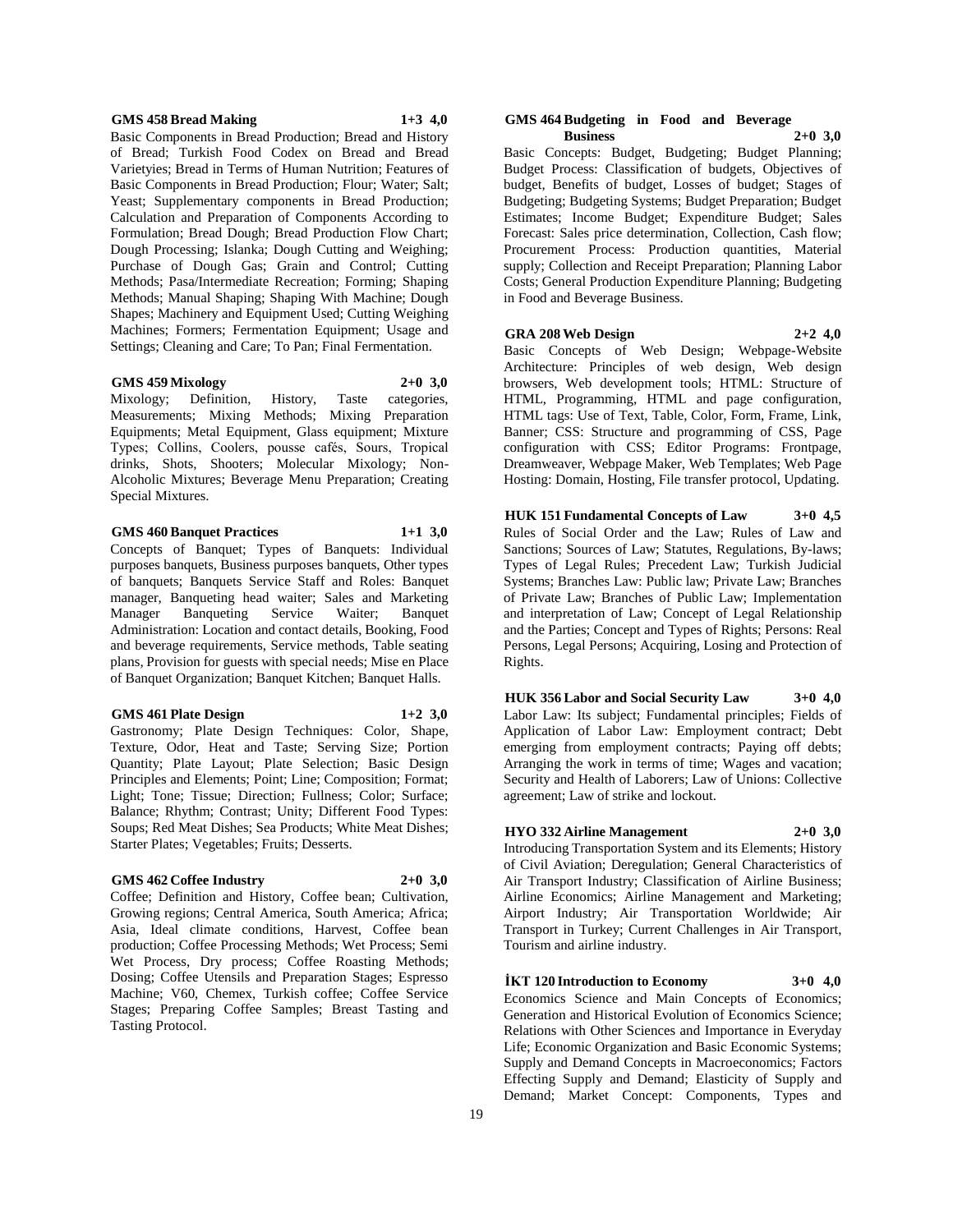**GMS 458 Bread Making 1+3 4,0**

Basic Components in Bread Production; Bread and History of Bread; Turkish Food Codex on Bread and Bread Varietyies; Bread in Terms of Human Nutrition; Features of Basic Components in Bread Production; Flour; Water; Salt; Yeast; Supplementary components in Bread Production; Calculation and Preparation of Components According to Formulation; Bread Dough; Bread Production Flow Chart; Dough Processing; Islanka; Dough Cutting and Weighing; Purchase of Dough Gas; Grain and Control; Cutting Methods; Pasa/Intermediate Recreation; Forming; Shaping Methods; Manual Shaping; Shaping With Machine; Dough Shapes; Machinery and Equipment Used; Cutting Weighing Machines; Formers; Fermentation Equipment; Usage and Settings; Cleaning and Care; To Pan; Final Fermentation.

**GMS 459 Mixology 2+0 3,0**

Mixology; Definition, History, Taste categories, Measurements; Mixing Methods; Mixing Preparation Equipments; Metal Equipment, Glass equipment; Mixture Types; Collins, Coolers, pousse cafés, Sours, Tropical drinks, Shots, Shooters; Molecular Mixology; Non-Alcoholic Mixtures; Beverage Menu Preparation; Creating Special Mixtures.

**GMS 460 Banquet Practices 1+1 3,0**

Concepts of Banquet; Types of Banquets: Individual purposes banquets, Business purposes banquets, Other types of banquets; Banquets Service Staff and Roles: Banquet manager, Banqueting head waiter; Sales and Marketing Manager Banqueting Service Waiter; Banquet Administration: Location and contact details, Booking, Food and beverage requirements, Service methods, Table seating plans, Provision for guests with special needs; Mise en Place of Banquet Organization; Banquet Kitchen; Banquet Halls.

**GMS 461 Plate Design 1+2 3,0**

Gastronomy; Plate Design Techniques: Color, Shape, Texture, Odor, Heat and Taste; Serving Size; Portion Quantity; Plate Layout; Plate Selection; Basic Design Principles and Elements; Point; Line; Composition; Format; Light; Tone; Tissue; Direction; Fullness; Color; Surface; Balance; Rhythm; Contrast; Unity; Different Food Types: Soups; Red Meat Dishes; Sea Products; White Meat Dishes; Starter Plates; Vegetables; Fruits; Desserts.

**GMS 462 Coffee Industry 2+0 3,0**

Coffee; Definition and History, Coffee bean; Cultivation, Growing regions; Central America, South America; Africa; Asia, Ideal climate conditions, Harvest, Coffee bean production; Coffee Processing Methods; Wet Process; Semi Wet Process, Dry process; Coffee Roasting Methods; Dosing; Coffee Utensils and Preparation Stages; Espresso Machine; V60, Chemex, Turkish coffee; Coffee Service Stages; Preparing Coffee Samples; Breast Tasting and Tasting Protocol.

**GMS 464 Budgeting in Food and Beverage Business 2+0 3,0**

Basic Concepts: Budget, Budgeting; Budget Planning; Budget Process: Classification of budgets, Objectives of budget, Benefits of budget, Losses of budget; Stages of Budgeting; Budgeting Systems; Budget Preparation; Budget Estimates; Income Budget; Expenditure Budget; Sales Forecast: Sales price determination, Collection, Cash flow; Procurement Process: Production quantities, Material supply; Collection and Receipt Preparation; Planning Labor Costs; General Production Expenditure Planning; Budgeting in Food and Beverage Business.

**GRA 208 Web Design 2+2 4,0**

Basic Concepts of Web Design; Webpage-Website Architecture: Principles of web design, Web design browsers, Web development tools; HTML: Structure of HTML, Programming, HTML and page configuration, HTML tags: Use of Text, Table, Color, Form, Frame, Link, Banner; CSS: Structure and programming of CSS, Page configuration with CSS; Editor Programs: Frontpage, Dreamweaver, Webpage Maker, Web Templates; Web Page Hosting: Domain, Hosting, File transfer protocol, Updating.

**HUK 151 Fundamental Concepts of Law 3+0 4,5**

Rules of Social Order and the Law; Rules of Law and Sanctions; Sources of Law; Statutes, Regulations, By-laws; Types of Legal Rules; Precedent Law; Turkish Judicial Systems; Branches Law: Public law; Private Law; Branches of Private Law; Branches of Public Law; Implementation and interpretation of Law; Concept of Legal Relationship and the Parties; Concept and Types of Rights; Persons: Real Persons, Legal Persons; Acquiring, Losing and Protection of Rights.

**HUK 356 Labor and Social Security Law 3+0 4,0**

Labor Law: Its subject; Fundamental principles; Fields of Application of Labor Law: Employment contract; Debt emerging from employment contracts; Paying off debts; Arranging the work in terms of time; Wages and vacation; Security and Health of Laborers; Law of Unions: Collective agreement; Law of strike and lockout.

**HYO 332 Airline Management 2+0 3,0**

Introducing Transportation System and its Elements; History of Civil Aviation; Deregulation; General Characteristics of Air Transport Industry; Classification of Airline Business; Airline Economics; Airline Management and Marketing; Airport Industry; Air Transportation Worldwide; Air Transport in Turkey; Current Challenges in Air Transport, Tourism and airline industry.

**İKT 120 Introduction to Economy 3+0 4,0**

Economics Science and Main Concepts of Economics; Generation and Historical Evolution of Economics Science; Relations with Other Sciences and Importance in Everyday Life; Economic Organization and Basic Economic Systems; Supply and Demand Concepts in Macroeconomics; Factors Effecting Supply and Demand; Elasticity of Supply and Demand; Market Concept: Components, Types and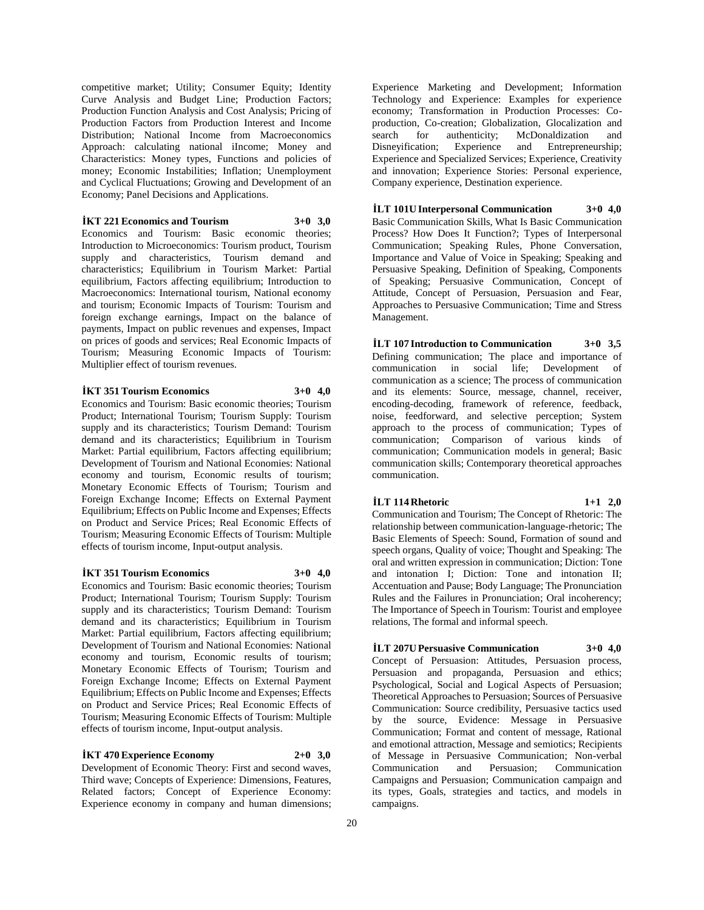competitive market; Utility; Consumer Equity; Identity Curve Analysis and Budget Line; Production Factors; Production Function Analysis and Cost Analysis; Pricing of Production Factors from Production Interest and Income Distribution; National Income from Macroeconomics Approach: calculating national iIncome; Money and Characteristics: Money types, Functions and policies of money; Economic Instabilities; Inflation; Unemployment and Cyclical Fluctuations; Growing and Development of an Economy; Panel Decisions and Applications.

**İKT 221 Economics and Tourism 3+0 3,0**

Economics and Tourism: Basic economic theories; Introduction to Microeconomics: Tourism product, Tourism supply and characteristics, Tourism demand and characteristics; Equilibrium in Tourism Market: Partial equilibrium, Factors affecting equilibrium; Introduction to Macroeconomics: International tourism, National economy and tourism; Economic Impacts of Tourism: Tourism and foreign exchange earnings, Impact on the balance of payments, Impact on public revenues and expenses, Impact on prices of goods and services; Real Economic Impacts of Tourism; Measuring Economic Impacts of Tourism: Multiplier effect of tourism revenues.

**İKT 351 Tourism Economics 3+0 4,0**

Economics and Tourism: Basic economic theories; Tourism Product; International Tourism; Tourism Supply: Tourism supply and its characteristics; Tourism Demand: Tourism demand and its characteristics; Equilibrium in Tourism Market: Partial equilibrium, Factors affecting equilibrium; Development of Tourism and National Economies: National economy and tourism, Economic results of tourism; Monetary Economic Effects of Tourism; Tourism and Foreign Exchange Income; Effects on External Payment Equilibrium; Effects on Public Income and Expenses; Effects on Product and Service Prices; Real Economic Effects of Tourism; Measuring Economic Effects of Tourism: Multiple effects of tourism income, Input-output analysis.

**İKT 351 Tourism Economics 3+0 4,0**

Economics and Tourism: Basic economic theories; Tourism Product; International Tourism; Tourism Supply: Tourism supply and its characteristics; Tourism Demand: Tourism demand and its characteristics; Equilibrium in Tourism Market: Partial equilibrium, Factors affecting equilibrium; Development of Tourism and National Economies: National economy and tourism, Economic results of tourism; Monetary Economic Effects of Tourism; Tourism and Foreign Exchange Income; Effects on External Payment Equilibrium; Effects on Public Income and Expenses; Effects on Product and Service Prices; Real Economic Effects of Tourism; Measuring Economic Effects of Tourism: Multiple effects of tourism income, Input-output analysis.

**İKT 470 Experience Economy 2+0 3,0**

Development of Economic Theory: First and second waves, Third wave; Concepts of Experience: Dimensions, Features, Related factors; Concept of Experience Economy: Experience economy in company and human dimensions; Experience Marketing and Development; Information Technology and Experience: Examples for experience economy; Transformation in Production Processes: Co-production, Co-creation; Globalization, Glocalization and search for authenticity; McDonaldization and Disneyification; Experience and Entrepreneurship; Experience and Specialized Services; Experience, Creativity and innovation; Experience Stories: Personal experience, Company experience, Destination experience.

**İLT 101U Interpersonal Communication 3+0 4,0**

Basic Communication Skills, What Is Basic Communication Process? How Does It Function?; Types of Interpersonal Communication; Speaking Rules, Phone Conversation, Importance and Value of Voice in Speaking; Speaking and Persuasive Speaking, Definition of Speaking, Components of Speaking; Persuasive Communication, Concept of Attitude, Concept of Persuasion, Persuasion and Fear, Approaches to Persuasive Communication; Time and Stress Management.

**İLT 107 Introduction to Communication 3+0 3,5**

Defining communication; The place and importance of communication in social life; Development of communication as a science; The process of communication and its elements: Source, message, channel, receiver, encoding-decoding, framework of reference, feedback, noise, feedforward, and selective perception; System approach to the process of communication; Types of communication; Comparison of various kinds of communication; Communication models in general; Basic communication skills; Contemporary theoretical approaches communication.

**İLT 114 Rhetoric 1+1 2,0**

Communication and Tourism; The Concept of Rhetoric: The relationship between communication-language-rhetoric; The Basic Elements of Speech: Sound, Formation of sound and speech organs, Quality of voice; Thought and Speaking: The oral and written expression in communication; Diction: Tone and intonation I; Diction: Tone and intonation II; Accentuation and Pause; Body Language; The Pronunciation Rules and the Failures in Pronunciation; Oral incoherency; The Importance of Speech in Tourism: Tourist and employee relations, The formal and informal speech.

**İLT 207U Persuasive Communication 3+0 4,0**

Concept of Persuasion: Attitudes, Persuasion process, Persuasion and propaganda, Persuasion and ethics; Psychological, Social and Logical Aspects of Persuasion; Theoretical Approaches to Persuasion; Sources of Persuasive Communication: Source credibility, Persuasive tactics used by the source, Evidence: Message in Persuasive Communication; Format and content of message, Rational and emotional attraction, Message and semiotics; Recipients of Message in Persuasive Communication; Non-verbal Communication and Persuasion; Communication Campaigns and Persuasion; Communication campaign and its types, Goals, strategies and tactics, and models in campaigns.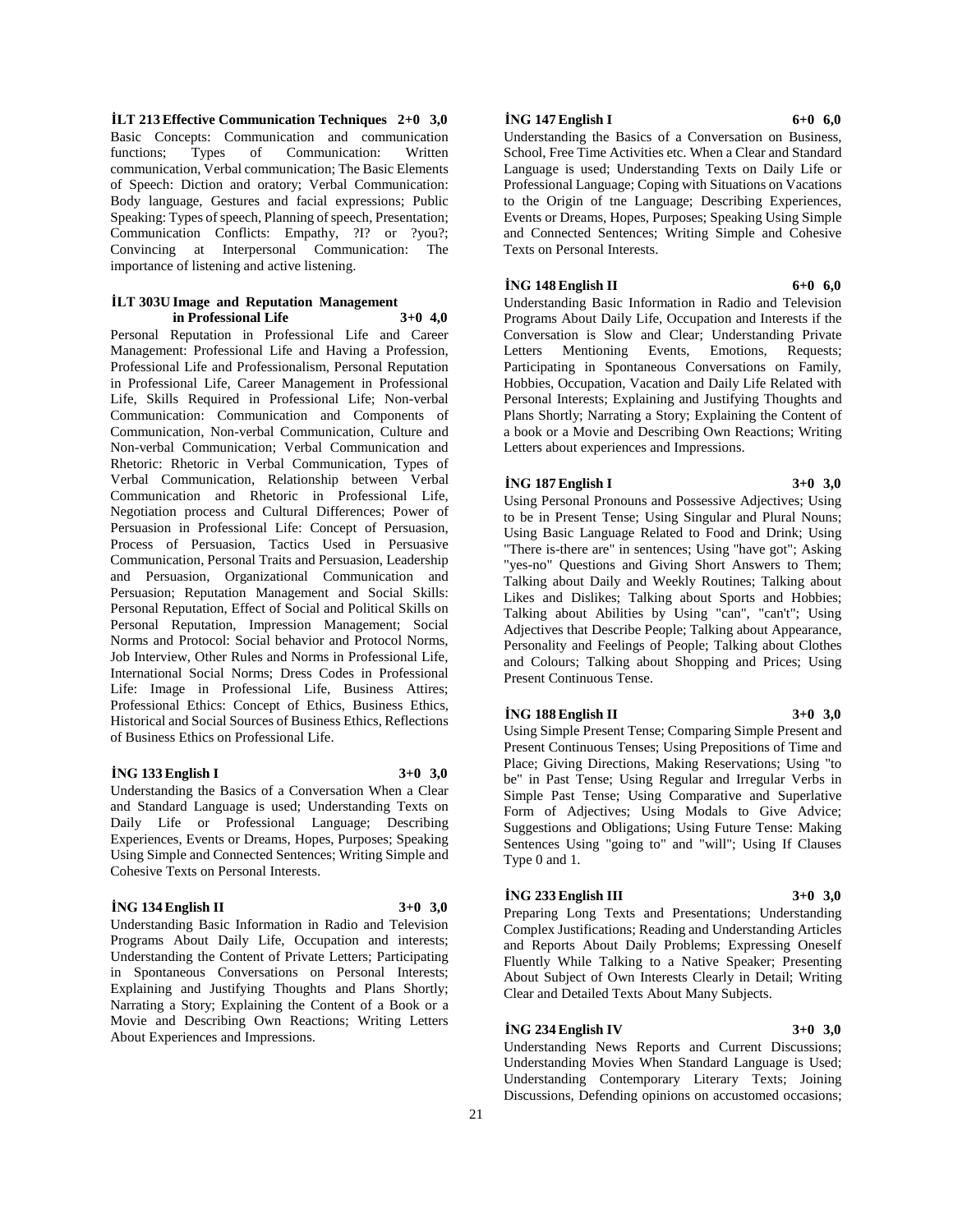**İLT 213 Effective Communication Techniques 2+0 3,0**

Basic Concepts: Communication and communication functions; Types of Communication: Written communication, Verbal communication; The Basic Elements of Speech: Diction and oratory; Verbal Communication: Body language, Gestures and facial expressions; Public Speaking: Types of speech, Planning of speech, Presentation; Communication Conflicts: Empathy, ?I? or ?you?; Convincing at Interpersonal Communication: The importance of listening and active listening.

**İLT 303U Image and Reputation Management in Professional Life 3+0 4,0**

Personal Reputation in Professional Life and Career Management: Professional Life and Having a Profession, Professional Life and Professionalism, Personal Reputation in Professional Life, Career Management in Professional Life, Skills Required in Professional Life; Non-verbal Communication: Communication and Components of Communication, Non-verbal Communication, Culture and Non-verbal Communication; Verbal Communication and Rhetoric: Rhetoric in Verbal Communication, Types of Verbal Communication, Relationship between Verbal Communication and Rhetoric in Professional Life, Negotiation process and Cultural Differences; Power of Persuasion in Professional Life: Concept of Persuasion, Process of Persuasion, Tactics Used in Persuasive Communication, Personal Traits and Persuasion, Leadership and Persuasion, Organizational Communication and Persuasion; Reputation Management and Social Skills: Personal Reputation, Effect of Social and Political Skills on Personal Reputation, Impression Management; Social Norms and Protocol: Social behavior and Protocol Norms, Job Interview, Other Rules and Norms in Professional Life, International Social Norms; Dress Codes in Professional Life: Image in Professional Life, Business Attires; Professional Ethics: Concept of Ethics, Business Ethics, Historical and Social Sources of Business Ethics, Reflections of Business Ethics on Professional Life.

**İNG 133 English I 3+0 3,0**

Understanding the Basics of a Conversation When a Clear and Standard Language is used; Understanding Texts on Daily Life or Professional Language; Describing Experiences, Events or Dreams, Hopes, Purposes; Speaking Using Simple and Connected Sentences; Writing Simple and Cohesive Texts on Personal Interests.

**İNG 134 English II 3+0 3,0**

Understanding Basic Information in Radio and Television Programs About Daily Life, Occupation and interests; Understanding the Content of Private Letters; Participating in Spontaneous Conversations on Personal Interests; Explaining and Justifying Thoughts and Plans Shortly; Narrating a Story; Explaining the Content of a Book or a Movie and Describing Own Reactions; Writing Letters About Experiences and Impressions.

**İNG 147 English I 6+0 6,0**

Understanding the Basics of a Conversation on Business, School, Free Time Activities etc. When a Clear and Standard Language is used; Understanding Texts on Daily Life or Professional Language; Coping with Situations on Vacations to the Origin of tne Language; Describing Experiences, Events or Dreams, Hopes, Purposes; Speaking Using Simple and Connected Sentences; Writing Simple and Cohesive Texts on Personal Interests.

**İNG 148 English II 6+0 6,0**

Understanding Basic Information in Radio and Television Programs About Daily Life, Occupation and Interests if the Conversation is Slow and Clear; Understanding Private Letters Mentioning Events, Emotions, Requests; Participating in Spontaneous Conversations on Family, Hobbies, Occupation, Vacation and Daily Life Related with Personal Interests; Explaining and Justifying Thoughts and Plans Shortly; Narrating a Story; Explaining the Content of a book or a Movie and Describing Own Reactions; Writing Letters about experiences and Impressions.

**İNG 187 English I 3+0 3,0**

Using Personal Pronouns and Possessive Adjectives; Using to be in Present Tense; Using Singular and Plural Nouns; Using Basic Language Related to Food and Drink; Using "There is-there are" in sentences; Using "have got"; Asking "yes-no" Questions and Giving Short Answers to Them; Talking about Daily and Weekly Routines; Talking about Likes and Dislikes; Talking about Sports and Hobbies; Talking about Abilities by Using "can", "can't"; Using Adjectives that Describe People; Talking about Appearance, Personality and Feelings of People; Talking about Clothes and Colours; Talking about Shopping and Prices; Using Present Continuous Tense.

**İNG 188 English II 3+0 3,0**

Using Simple Present Tense; Comparing Simple Present and Present Continuous Tenses; Using Prepositions of Time and Place; Giving Directions, Making Reservations; Using "to be" in Past Tense; Using Regular and Irregular Verbs in Simple Past Tense; Using Comparative and Superlative Form of Adjectives; Using Modals to Give Advice; Suggestions and Obligations; Using Future Tense: Making Sentences Using "going to" and "will"; Using If Clauses Type 0 and 1.

**İNG 233 English III 3+0 3,0**

Preparing Long Texts and Presentations; Understanding Complex Justifications; Reading and Understanding Articles and Reports About Daily Problems; Expressing Oneself Fluently While Talking to a Native Speaker; Presenting About Subject of Own Interests Clearly in Detail; Writing Clear and Detailed Texts About Many Subjects.

**İNG 234 English IV 3+0 3,0**

Understanding News Reports and Current Discussions; Understanding Movies When Standard Language is Used; Understanding Contemporary Literary Texts; Joining Discussions, Defending opinions on accustomed occasions;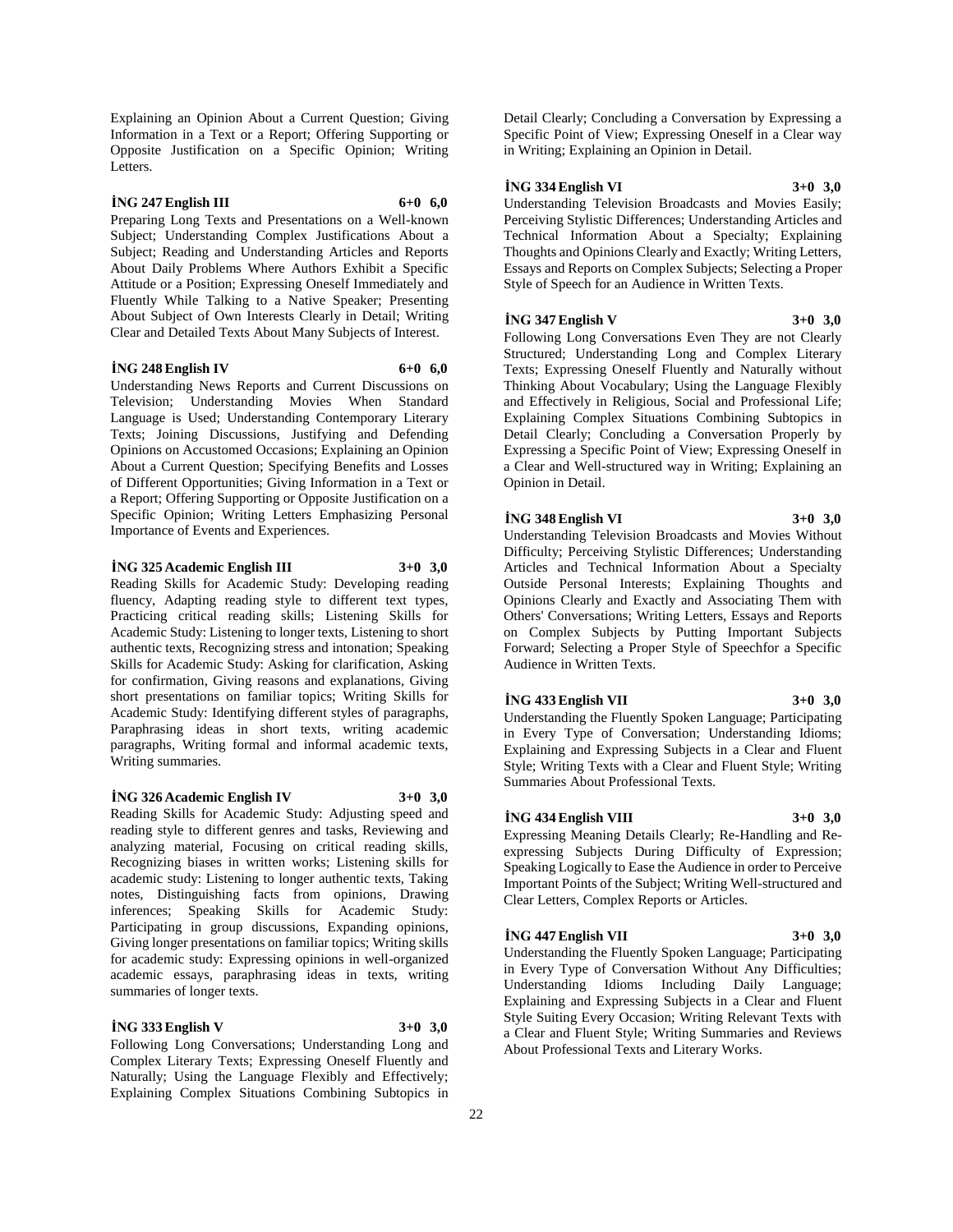Explaining an Opinion About a Current Question; Giving Information in a Text or a Report; Offering Supporting or Opposite Justification on a Specific Opinion; Writing Letters.

**İNG 247 English III 6+0 6,0**

Preparing Long Texts and Presentations on a Well-known Subject; Understanding Complex Justifications About a Subject; Reading and Understanding Articles and Reports About Daily Problems Where Authors Exhibit a Specific Attitude or a Position; Expressing Oneself Immediately and Fluently While Talking to a Native Speaker; Presenting About Subject of Own Interests Clearly in Detail; Writing Clear and Detailed Texts About Many Subjects of Interest.

**İNG 248 English IV 6+0 6,0**

Understanding News Reports and Current Discussions on Television; Understanding Movies When Standard Language is Used; Understanding Contemporary Literary Texts; Joining Discussions, Justifying and Defending Opinions on Accustomed Occasions; Explaining an Opinion About a Current Question; Specifying Benefits and Losses of Different Opportunities; Giving Information in a Text or a Report; Offering Supporting or Opposite Justification on a Specific Opinion; Writing Letters Emphasizing Personal Importance of Events and Experiences.

**İNG 325 Academic English III 3+0 3,0**

Reading Skills for Academic Study: Developing reading fluency, Adapting reading style to different text types, Practicing critical reading skills; Listening Skills for Academic Study: Listening to longer texts, Listening to short authentic texts, Recognizing stress and intonation; Speaking Skills for Academic Study: Asking for clarification, Asking for confirmation, Giving reasons and explanations, Giving short presentations on familiar topics; Writing Skills for Academic Study: Identifying different styles of paragraphs, Paraphrasing ideas in short texts, writing academic paragraphs, Writing formal and informal academic texts, Writing summaries.

**İNG 326 Academic English IV 3+0 3,0**

Reading Skills for Academic Study: Adjusting speed and reading style to different genres and tasks, Reviewing and analyzing material, Focusing on critical reading skills, Recognizing biases in written works; Listening skills for academic study: Listening to longer authentic texts, Taking notes, Distinguishing facts from opinions, Drawing inferences; Speaking Skills for Academic Study: Participating in group discussions, Expanding opinions, Giving longer presentations on familiar topics; Writing skills for academic study: Expressing opinions in well-organized academic essays, paraphrasing ideas in texts, writing summaries of longer texts.

**İNG 333 English V 3+0 3,0**

Following Long Conversations; Understanding Long and Complex Literary Texts; Expressing Oneself Fluently and Naturally; Using the Language Flexibly and Effectively; Explaining Complex Situations Combining Subtopics in Detail Clearly; Concluding a Conversation by Expressing a Specific Point of View; Expressing Oneself in a Clear way in Writing; Explaining an Opinion in Detail.

**İNG 334 English VI 3+0 3,0**

Understanding Television Broadcasts and Movies Easily; Perceiving Stylistic Differences; Understanding Articles and Technical Information About a Specialty; Explaining Thoughts and Opinions Clearly and Exactly; Writing Letters, Essays and Reports on Complex Subjects; Selecting a Proper Style of Speech for an Audience in Written Texts.

**İNG 347 English V 3+0 3,0**

Following Long Conversations Even They are not Clearly Structured; Understanding Long and Complex Literary Texts; Expressing Oneself Fluently and Naturally without Thinking About Vocabulary; Using the Language Flexibly and Effectively in Religious, Social and Professional Life; Explaining Complex Situations Combining Subtopics in Detail Clearly; Concluding a Conversation Properly by Expressing a Specific Point of View; Expressing Oneself in a Clear and Well-structured way in Writing; Explaining an Opinion in Detail.

**İNG 348 English VI 3+0 3,0**

Understanding Television Broadcasts and Movies Without Difficulty; Perceiving Stylistic Differences; Understanding Articles and Technical Information About a Specialty Outside Personal Interests; Explaining Thoughts and Opinions Clearly and Exactly and Associating Them with Others' Conversations; Writing Letters, Essays and Reports on Complex Subjects by Putting Important Subjects Forward; Selecting a Proper Style of Speechfor a Specific Audience in Written Texts.

**İNG 433 English VII 3+0 3,0**

Understanding the Fluently Spoken Language; Participating in Every Type of Conversation; Understanding Idioms; Explaining and Expressing Subjects in a Clear and Fluent Style; Writing Texts with a Clear and Fluent Style; Writing Summaries About Professional Texts.

**İNG 434 English VIII 3+0 3,0**

Expressing Meaning Details Clearly; Re-Handling and Re-expressing Subjects During Difficulty of Expression; Speaking Logically to Ease the Audience in order to Perceive Important Points of the Subject; Writing Well-structured and Clear Letters, Complex Reports or Articles.

**İNG 447 English VII 3+0 3,0**

Understanding the Fluently Spoken Language; Participating in Every Type of Conversation Without Any Difficulties; Understanding Idioms Including Daily Language; Explaining and Expressing Subjects in a Clear and Fluent Style Suiting Every Occasion; Writing Relevant Texts with a Clear and Fluent Style; Writing Summaries and Reviews About Professional Texts and Literary Works.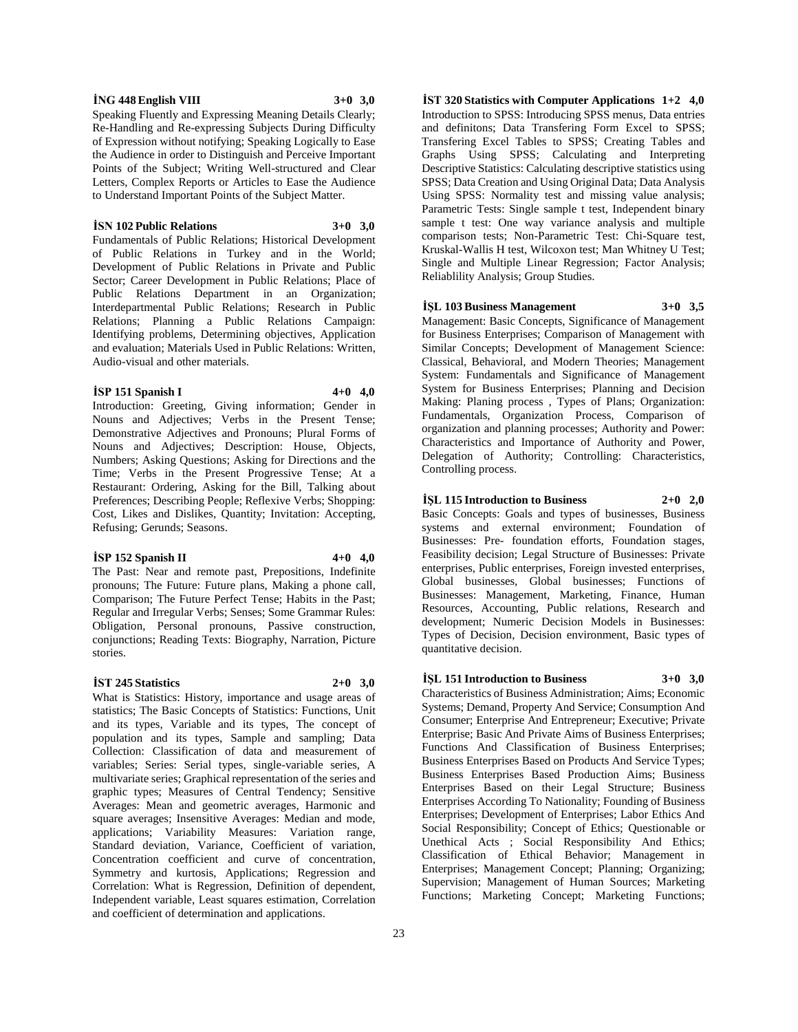**İNG 448 English VIII 3+0 3,0**

Speaking Fluently and Expressing Meaning Details Clearly; Re-Handling and Re-expressing Subjects During Difficulty of Expression without notifying; Speaking Logically to Ease the Audience in order to Distinguish and Perceive Important Points of the Subject; Writing Well-structured and Clear Letters, Complex Reports or Articles to Ease the Audience to Understand Important Points of the Subject Matter.

**İSN 102 Public Relations 3+0 3,0**

Fundamentals of Public Relations; Historical Development of Public Relations in Turkey and in the World; Development of Public Relations in Private and Public Sector; Career Development in Public Relations; Place of Public Relations Department in an Organization; Interdepartmental Public Relations; Research in Public Relations; Planning a Public Relations Campaign: Identifying problems, Determining objectives, Application and evaluation; Materials Used in Public Relations: Written, Audio-visual and other materials.

**İSP 151 Spanish I 4+0 4,0**

Introduction: Greeting, Giving information; Gender in Nouns and Adjectives; Verbs in the Present Tense; Demonstrative Adjectives and Pronouns; Plural Forms of Nouns and Adjectives; Description: House, Objects, Numbers; Asking Questions; Asking for Directions and the Time; Verbs in the Present Progressive Tense; At a Restaurant: Ordering, Asking for the Bill, Talking about Preferences; Describing People; Reflexive Verbs; Shopping: Cost, Likes and Dislikes, Quantity; Invitation: Accepting, Refusing; Gerunds; Seasons.

**İSP 152 Spanish II 4+0 4,0**

The Past: Near and remote past, Prepositions, Indefinite pronouns; The Future: Future plans, Making a phone call, Comparison; The Future Perfect Tense; Habits in the Past; Regular and Irregular Verbs; Senses; Some Grammar Rules: Obligation, Personal pronouns, Passive construction, conjunctions; Reading Texts: Biography, Narration, Picture stories.

**İST 245 Statistics 2+0 3,0**

What is Statistics: History, importance and usage areas of statistics; The Basic Concepts of Statistics: Functions, Unit and its types, Variable and its types, The concept of population and its types, Sample and sampling; Data Collection: Classification of data and measurement of variables; Series: Serial types, single-variable series, A multivariate series; Graphical representation of the series and graphic types; Measures of Central Tendency; Sensitive Averages: Mean and geometric averages, Harmonic and square averages; Insensitive Averages: Median and mode, applications; Variability Measures: Variation range, Standard deviation, Variance, Coefficient of variation, Concentration coefficient and curve of concentration, Symmetry and kurtosis, Applications; Regression and Correlation: What is Regression, Definition of dependent, Independent variable, Least squares estimation, Correlation and coefficient of determination and applications.

**İST 320 Statistics with Computer Applications 1+2 4,0**

Introduction to SPSS: Introducing SPSS menus, Data entries and definitons; Data Transfering Form Excel to SPSS; Transfering Excel Tables to SPSS; Creating Tables and Graphs Using SPSS; Calculating and Interpreting Descriptive Statistics: Calculating descriptive statistics using SPSS; Data Creation and Using Original Data; Data Analysis Using SPSS: Normality test and missing value analysis; Parametric Tests: Single sample t test, Independent binary sample t test: One way variance analysis and multiple comparison tests; Non-Parametric Test: Chi-Square test, Kruskal-Wallis H test, Wilcoxon test; Man Whitney U Test; Single and Multiple Linear Regression; Factor Analysis; Reliablility Analysis; Group Studies.

**İŞL 103 Business Management 3+0 3,5**

Management: Basic Concepts, Significance of Management for Business Enterprises; Comparison of Management with Similar Concepts; Development of Management Science: Classical, Behavioral, and Modern Theories; Management System: Fundamentals and Significance of Management System for Business Enterprises; Planning and Decision Making: Planing process , Types of Plans; Organization: Fundamentals, Organization Process, Comparison of organization and planning processes; Authority and Power: Characteristics and Importance of Authority and Power, Delegation of Authority; Controlling: Characteristics, Controlling process.

**İŞL 115 Introduction to Business 2+0 2,0**

Basic Concepts: Goals and types of businesses, Business systems and external environment; Foundation of Businesses: Pre- foundation efforts, Foundation stages, Feasibility decision; Legal Structure of Businesses: Private enterprises, Public enterprises, Foreign invested enterprises, Global businesses, Global businesses; Functions of Businesses: Management, Marketing, Finance, Human Resources, Accounting, Public relations, Research and development; Numeric Decision Models in Businesses: Types of Decision, Decision environment, Basic types of quantitative decision.

**İŞL 151 Introduction to Business 3+0 3,0**

Characteristics of Business Administration; Aims; Economic Systems; Demand, Property And Service; Consumption And Consumer; Enterprise And Entrepreneur; Executive; Private Enterprise; Basic And Private Aims of Business Enterprises; Functions And Classification of Business Enterprises; Business Enterprises Based on Products And Service Types; Business Enterprises Based Production Aims; Business Enterprises Based on their Legal Structure; Business Enterprises According To Nationality; Founding of Business Enterprises; Development of Enterprises; Labor Ethics And Social Responsibility; Concept of Ethics; Questionable or Unethical Acts ; Social Responsibility And Ethics; Classification of Ethical Behavior; Management in Enterprises; Management Concept; Planning; Organizing; Supervision; Management of Human Sources; Marketing Functions; Marketing Concept; Marketing Functions;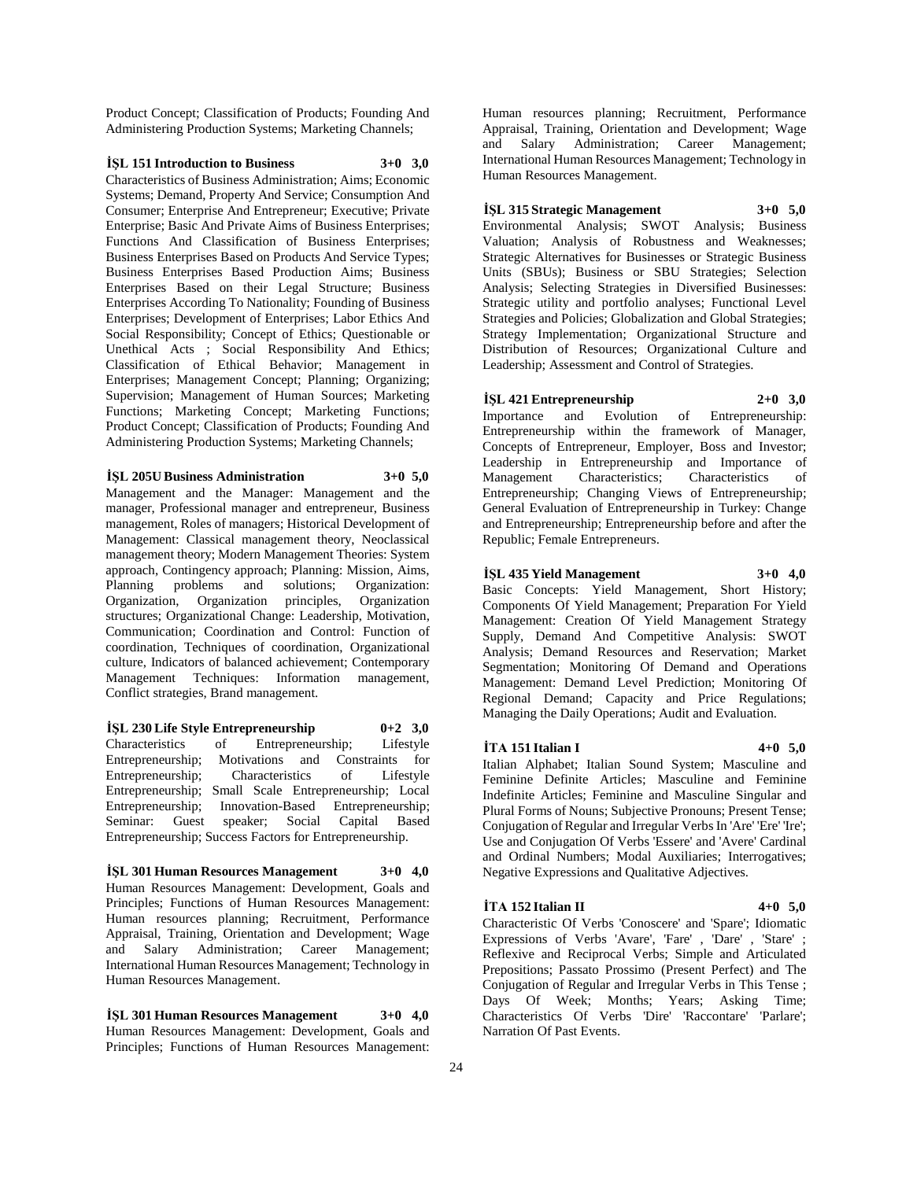Product Concept; Classification of Products; Founding And Administering Production Systems; Marketing Channels;

**İŞL 151 Introduction to Business 3+0 3,0**

Characteristics of Business Administration; Aims; Economic Systems; Demand, Property And Service; Consumption And Consumer; Enterprise And Entrepreneur; Executive; Private Enterprise; Basic And Private Aims of Business Enterprises; Functions And Classification of Business Enterprises; Business Enterprises Based on Products And Service Types; Business Enterprises Based Production Aims; Business Enterprises Based on their Legal Structure; Business Enterprises According To Nationality; Founding of Business Enterprises; Development of Enterprises; Labor Ethics And Social Responsibility; Concept of Ethics; Questionable or Unethical Acts ; Social Responsibility And Ethics; Classification of Ethical Behavior; Management in Enterprises; Management Concept; Planning; Organizing; Supervision; Management of Human Sources; Marketing Functions; Marketing Concept; Marketing Functions; Product Concept; Classification of Products; Founding And Administering Production Systems; Marketing Channels;

**İŞL 205U Business Administration 3+0 5,0**

Management and the Manager: Management and the manager, Professional manager and entrepreneur, Business management, Roles of managers; Historical Development of Management: Classical management theory, Neoclassical management theory; Modern Management Theories: System approach, Contingency approach; Planning: Mission, Aims, Planning problems and solutions; Organization: Organization, Organization principles, Organization structures; Organizational Change: Leadership, Motivation, Communication; Coordination and Control: Function of coordination, Techniques of coordination, Organizational culture, Indicators of balanced achievement; Contemporary Management Techniques: Information management, Conflict strategies, Brand management.

**İŞL 230 Life Style Entrepreneurship 0+2 3,0**

Characteristics of Entrepreneurship; Lifestyle Entrepreneurship; Motivations and Constraints for Entrepreneurship; Characteristics of Lifestyle Entrepreneurship; Small Scale Entrepreneurship; Local Entrepreneurship; Innovation-Based Entrepreneurship; Seminar: Guest speaker; Social Capital Based Entrepreneurship; Success Factors for Entrepreneurship.

**İŞL 301 Human Resources Management 3+0 4,0**

Human Resources Management: Development, Goals and Principles; Functions of Human Resources Management: Human resources planning; Recruitment, Performance Appraisal, Training, Orientation and Development; Wage and Salary Administration; Career Management; International Human Resources Management; Technology in Human Resources Management.

**İŞL 301 Human Resources Management 3+0 4,0**

Human Resources Management: Development, Goals and Principles; Functions of Human Resources Management: Human resources planning; Recruitment, Performance Appraisal, Training, Orientation and Development; Wage and Salary Administration; Career Management; International Human Resources Management; Technology in Human Resources Management.

**İŞL 315 Strategic Management 3+0 5,0**

Environmental Analysis; SWOT Analysis; Business Valuation; Analysis of Robustness and Weaknesses; Strategic Alternatives for Businesses or Strategic Business Units (SBUs); Business or SBU Strategies; Selection Analysis; Selecting Strategies in Diversified Businesses: Strategic utility and portfolio analyses; Functional Level Strategies and Policies; Globalization and Global Strategies; Strategy Implementation; Organizational Structure and Distribution of Resources; Organizational Culture and Leadership; Assessment and Control of Strategies.

**İŞL 421 Entrepreneurship 2+0 3,0**

Importance and Evolution of Entrepreneurship: Entrepreneurship within the framework of Manager, Concepts of Entrepreneur, Employer, Boss and Investor; Leadership in Entrepreneurship and Importance of Management Characteristics; Characteristics of Entrepreneurship; Changing Views of Entrepreneurship; General Evaluation of Entrepreneurship in Turkey: Change and Entrepreneurship; Entrepreneurship before and after the Republic; Female Entrepreneurs.

**İŞL 435 Yield Management 3+0 4,0**

Basic Concepts: Yield Management, Short History; Components Of Yield Management; Preparation For Yield Management: Creation Of Yield Management Strategy Supply, Demand And Competitive Analysis: SWOT Analysis; Demand Resources and Reservation; Market Segmentation; Monitoring Of Demand and Operations Management: Demand Level Prediction; Monitoring Of Regional Demand; Capacity and Price Regulations; Managing the Daily Operations; Audit and Evaluation.

**İTA 151 Italian I 4+0 5,0**

Italian Alphabet; Italian Sound System; Masculine and Feminine Definite Articles; Masculine and Feminine Indefinite Articles; Feminine and Masculine Singular and Plural Forms of Nouns; Subjective Pronouns; Present Tense; Conjugation of Regular and Irregular Verbs In 'Are' 'Ere' 'Ire'; Use and Conjugation Of Verbs 'Essere' and 'Avere' Cardinal and Ordinal Numbers; Modal Auxiliaries; Interrogatives; Negative Expressions and Qualitative Adjectives.

**İTA 152 Italian II 4+0 5,0**

Characteristic Of Verbs 'Conoscere' and 'Spare'; Idiomatic Expressions of Verbs 'Avare', 'Fare' , 'Dare' , 'Stare' ; Reflexive and Reciprocal Verbs; Simple and Articulated Prepositions; Passato Prossimo (Present Perfect) and The Conjugation of Regular and Irregular Verbs in This Tense ; Days Of Week; Months; Years; Asking Time; Characteristics Of Verbs 'Dire' 'Raccontare' 'Parlare'; Narration Of Past Events.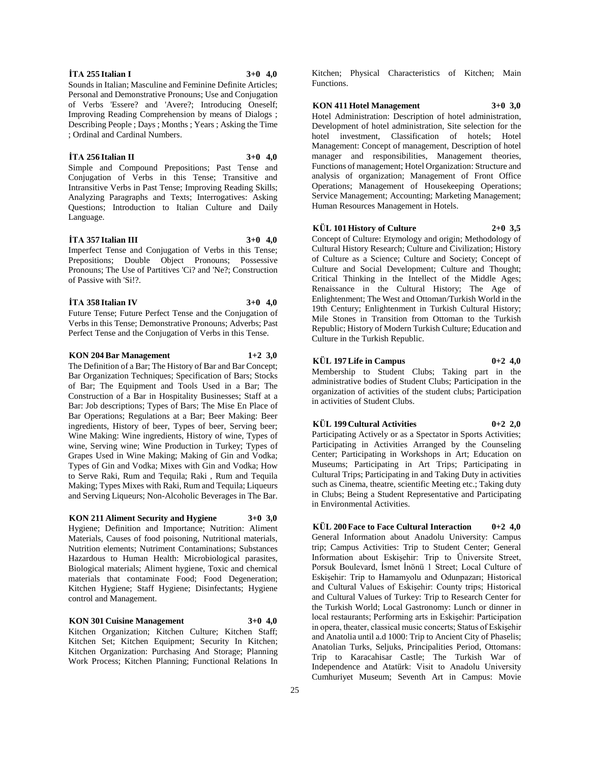**İTA 255 Italian I 3+0 4,0**

Sounds in Italian; Masculine and Feminine Definite Articles; Personal and Demonstrative Pronouns; Use and Conjugation of Verbs 'Essere? and 'Avere?; Introducing Oneself; Improving Reading Comprehension by means of Dialogs ; Describing People ; Days ; Months ; Years ; Asking the Time ; Ordinal and Cardinal Numbers.

**İTA 256 Italian II 3+0 4,0**

Simple and Compound Prepositions; Past Tense and Conjugation of Verbs in this Tense; Transitive and Intransitive Verbs in Past Tense; Improving Reading Skills; Analyzing Paragraphs and Texts; Interrogatives: Asking Questions; Introduction to Italian Culture and Daily Language.

**İTA 357 Italian III 3+0 4,0**

Imperfect Tense and Conjugation of Verbs in this Tense; Prepositions; Double Object Pronouns; Possessive Pronouns; The Use of Partitives 'Ci? and 'Ne?; Construction of Passive with 'Si!?.

**İTA 358 Italian IV 3+0 4,0**

Future Tense; Future Perfect Tense and the Conjugation of Verbs in this Tense; Demonstrative Pronouns; Adverbs; Past Perfect Tense and the Conjugation of Verbs in this Tense.

**KON 204 Bar Management 1+2 3,0**

The Definition of a Bar; The History of Bar and Bar Concept; Bar Organization Techniques; Specification of Bars; Stocks of Bar; The Equipment and Tools Used in a Bar; The Construction of a Bar in Hospitality Businesses; Staff at a Bar: Job descriptions; Types of Bars; The Mise En Place of Bar Operations; Regulations at a Bar; Beer Making: Beer ingredients, History of beer, Types of beer, Serving beer; Wine Making: Wine ingredients, History of wine, Types of wine, Serving wine; Wine Production in Turkey; Types of Grapes Used in Wine Making; Making of Gin and Vodka; Types of Gin and Vodka; Mixes with Gin and Vodka; How to Serve Raki, Rum and Tequila; Raki , Rum and Tequila Making; Types Mixes with Raki, Rum and Tequila; Liqueurs and Serving Liqueurs; Non-Alcoholic Beverages in The Bar.

**KON 211 Aliment Security and Hygiene 3+0 3,0**

Hygiene; Definition and Importance; Nutrition: Aliment Materials, Causes of food poisoning, Nutritional materials, Nutrition elements; Nutriment Contaminations; Substances Hazardous to Human Health: Microbiological parasites, Biological materials; Aliment hygiene, Toxic and chemical materials that contaminate Food; Food Degeneration; Kitchen Hygiene; Staff Hygiene; Disinfectants; Hygiene control and Management.

**KON 301 Cuisine Management 3+0 4,0**

Kitchen Organization; Kitchen Culture; Kitchen Staff; Kitchen Set; Kitchen Equipment; Security In Kitchen; Kitchen Organization: Purchasing And Storage; Planning Work Process; Kitchen Planning; Functional Relations In Kitchen; Physical Characteristics of Kitchen; Main Functions.

**KON 411 Hotel Management 3+0 3,0**

Hotel Administration: Description of hotel administration, Development of hotel administration, Site selection for the hotel investment, Classification of hotels; Hotel Management: Concept of management, Description of hotel manager and responsibilities, Management theories, Functions of management; Hotel Organization: Structure and analysis of organization; Management of Front Office Operations; Management of Housekeeping Operations; Service Management; Accounting; Marketing Management; Human Resources Management in Hotels.

**KÜL 101 History of Culture 2+0 3,5**

Concept of Culture: Etymology and origin; Methodology of Cultural History Research; Culture and Civilization; History of Culture as a Science; Culture and Society; Concept of Culture and Social Development; Culture and Thought; Critical Thinking in the Intellect of the Middle Ages; Renaissance in the Cultural History; The Age of Enlightenment; The West and Ottoman/Turkish World in the 19th Century; Enlightenment in Turkish Cultural History; Mile Stones in Transition from Ottoman to the Turkish Republic; History of Modern Turkish Culture; Education and Culture in the Turkish Republic.

**KÜL 197 Life in Campus 0+2 4,0**

Membership to Student Clubs; Taking part in the administrative bodies of Student Clubs; Participation in the organization of activities of the student clubs; Participation in activities of Student Clubs.

**KÜL 199 Cultural Activities 0+2 2,0**

Participating Actively or as a Spectator in Sports Activities; Participating in Activities Arranged by the Counseling Center; Participating in Workshops in Art; Education on Museums; Participating in Art Trips; Participating in Cultural Trips; Participating in and Taking Duty in activities such as Cinema, theatre, scientific Meeting etc.; Taking duty in Clubs; Being a Student Representative and Participating in Environmental Activities.

**KÜL 200 Face to Face Cultural Interaction 0+2 4,0**

General Information about Anadolu University: Campus trip; Campus Activities: Trip to Student Center; General Information about Eskişehir: Trip to Üniversite Street, Porsuk Boulevard, İsmet İnönü 1 Street; Local Culture of Eskişehir: Trip to Hamamyolu and Odunpazarı; Historical and Cultural Values of Eskişehir: County trips; Historical and Cultural Values of Turkey: Trip to Research Center for the Turkish World; Local Gastronomy: Lunch or dinner in local restaurants; Performing arts in Eskişehir: Participation in opera, theater, classical music concerts; Status of Eskişehir and Anatolia until a.d 1000: Trip to Ancient City of Phaselis; Anatolian Turks, Seljuks, Principalities Period, Ottomans: Trip to Karacahisar Castle; The Turkish War of Independence and Atatürk: Visit to Anadolu University Cumhuriyet Museum; Seventh Art in Campus: Movie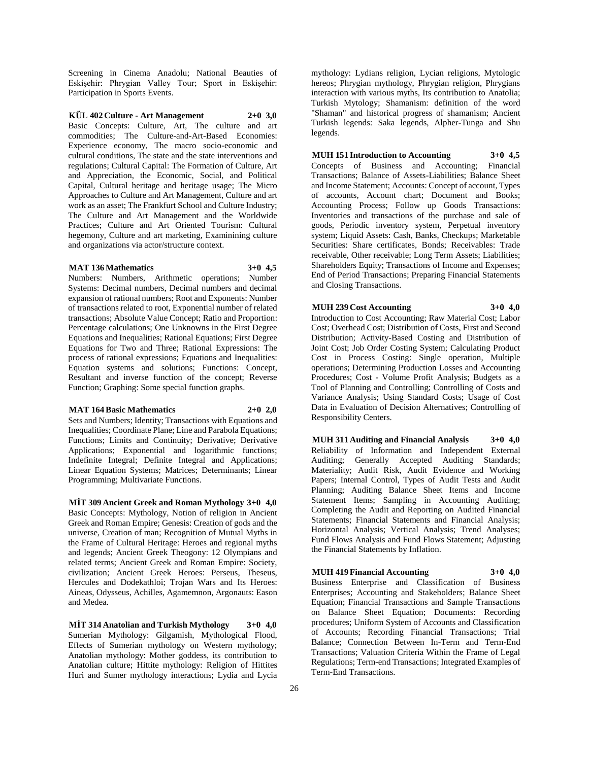Screening in Cinema Anadolu; National Beauties of Eskişehir: Phrygian Valley Tour; Sport in Eskişehir: Participation in Sports Events.

**KÜL 402 Culture - Art Management 2+0 3,0**

Basic Concepts: Culture, Art, The culture and art commodities; The Culture-and-Art-Based Economies: Experience economy, The macro socio-economic and cultural conditions, The state and the state interventions and regulations; Cultural Capital: The Formation of Culture, Art and Appreciation, the Economic, Social, and Political Capital, Cultural heritage and heritage usage; The Micro Approaches to Culture and Art Management, Culture and art work as an asset; The Frankfurt School and Culture Industry; The Culture and Art Management and the Worldwide Practices; Culture and Art Oriented Tourism: Cultural hegemony, Culture and art marketing, Examinining culture and organizations via actor/structure context.

**MAT 136 Mathematics 3+0 4,5**

Numbers: Numbers, Arithmetic operations; Number Systems: Decimal numbers, Decimal numbers and decimal expansion of rational numbers; Root and Exponents: Number of transactions related to root, Exponential number of related transactions; Absolute Value Concept; Ratio and Proportion: Percentage calculations; One Unknowns in the First Degree Equations and Inequalities; Rational Equations; First Degree Equations for Two and Three; Rational Expressions: The process of rational expressions; Equations and Inequalities: Equation systems and solutions; Functions: Concept, Resultant and inverse function of the concept; Reverse Function; Graphing: Some special function graphs.

**MAT 164 Basic Mathematics 2+0 2,0**

Sets and Numbers; Identity; Transactions with Equations and Inequalities; Coordinate Plane; Line and Parabola Equations; Functions; Limits and Continuity; Derivative; Derivative Applications; Exponential and logarithmic functions; Indefinite Integral; Definite Integral and Applications; Linear Equation Systems; Matrices; Determinants; Linear Programming; Multivariate Functions.

**MİT 309 Ancient Greek and Roman Mythology 3+0 4,0**

Basic Concepts: Mythology, Notion of religion in Ancient Greek and Roman Empire; Genesis: Creation of gods and the universe, Creation of man; Recognition of Mutual Myths in the Frame of Cultural Heritage: Heroes and regional myths and legends; Ancient Greek Theogony: 12 Olympians and related terms; Ancient Greek and Roman Empire: Society, civilization; Ancient Greek Heroes: Perseus, Theseus, Hercules and Dodekathloi; Trojan Wars and Its Heroes: Aineas, Odysseus, Achilles, Agamemnon, Argonauts: Eason and Medea.

**MİT 314 Anatolian and Turkish Mythology 3+0 4,0**

Sumerian Mythology: Gilgamish, Mythological Flood, Effects of Sumerian mythology on Western mythology; Anatolian mythology: Mother goddess, its contribution to Anatolian culture; Hittite mythology: Religion of Hittites Huri and Sumer mythology interactions; Lydia and Lycia mythology: Lydians religion, Lycian religions, Mytologic hereos; Phrygian mythology, Phrygian religion, Phrygians interaction with various myths, Its contribution to Anatolia; Turkish Mytology; Shamanism: definition of the word "Shaman" and historical progress of shamanism; Ancient Turkish legends: Saka legends, Alpher-Tunga and Shu legends.

**MUH 151 Introduction to Accounting 3+0 4,5**

Concepts of Business and Accounting; Financial Transactions; Balance of Assets-Liabilities; Balance Sheet and Income Statement; Accounts: Concept of account, Types of accounts, Account chart; Document and Books; Accounting Process; Follow up Goods Transactions: Inventories and transactions of the purchase and sale of goods, Periodic inventory system, Perpetual inventory system; Liquid Assets: Cash, Banks, Checkups; Marketable Securities: Share certificates, Bonds; Receivables: Trade receivable, Other receivable; Long Term Assets; Liabilities; Shareholders Equity; Transactions of Income and Expenses; End of Period Transactions; Preparing Financial Statements and Closing Transactions.

**MUH 239 Cost Accounting 3+0 4,0**

Introduction to Cost Accounting; Raw Material Cost; Labor Cost; Overhead Cost; Distribution of Costs, First and Second Distribution; Activity-Based Costing and Distribution of Joint Cost; Job Order Costing System; Calculating Product Cost in Process Costing: Single operation, Multiple operations; Determining Production Losses and Accounting Procedures; Cost - Volume Profit Analysis; Budgets as a Tool of Planning and Controlling; Controlling of Costs and Variance Analysis; Using Standard Costs; Usage of Cost Data in Evaluation of Decision Alternatives; Controlling of Responsibility Centers.

**MUH 311 Auditing and Financial Analysis 3+0 4,0**

Reliability of Information and Independent External Auditing; Generally Accepted Auditing Standards; Materiality; Audit Risk, Audit Evidence and Working Papers; Internal Control, Types of Audit Tests and Audit Planning; Auditing Balance Sheet Items and Income Statement Items; Sampling in Accounting Auditing; Completing the Audit and Reporting on Audited Financial Statements; Financial Statements and Financial Analysis; Horizontal Analysis; Vertical Analysis; Trend Analyses; Fund Flows Analysis and Fund Flows Statement; Adjusting the Financial Statements by Inflation.

**MUH 419 Financial Accounting 3+0 4,0**

Business Enterprise and Classification of Business Enterprises; Accounting and Stakeholders; Balance Sheet Equation; Financial Transactions and Sample Transactions on Balance Sheet Equation; Documents: Recording procedures; Uniform System of Accounts and Classification of Accounts; Recording Financial Transactions; Trial Balance; Connection Between In-Term and Term-End Transactions; Valuation Criteria Within the Frame of Legal Regulations; Term-end Transactions; Integrated Examples of Term-End Transactions.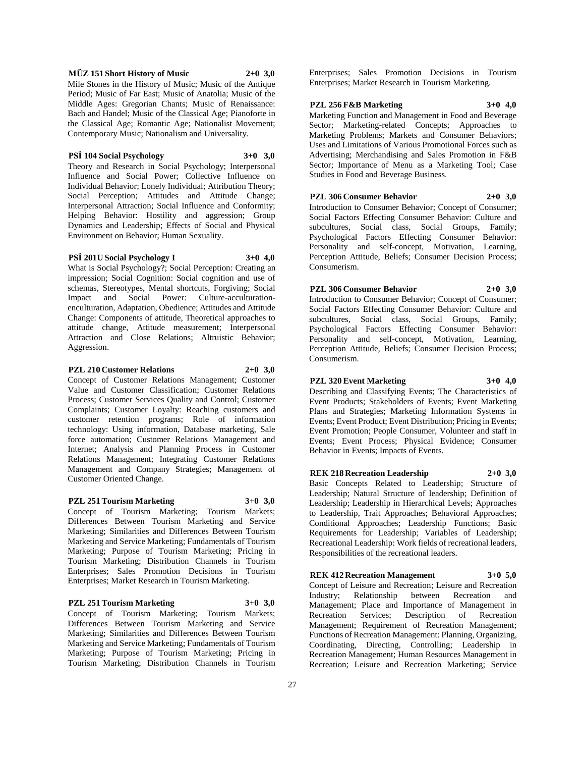**MÜZ 151 Short History of Music 2+0 3,0**

Mile Stones in the History of Music; Music of the Antique Period; Music of Far East; Music of Anatolia; Music of the Middle Ages: Gregorian Chants; Music of Renaissance: Bach and Handel; Music of the Classical Age; Pianoforte in the Classical Age; Romantic Age; Nationalist Movement; Contemporary Music; Nationalism and Universality.

**PSİ 104 Social Psychology 3+0 3,0**

Theory and Research in Social Psychology; Interpersonal Influence and Social Power; Collective Influence on Individual Behavior; Lonely Individual; Attribution Theory; Social Perception; Attitudes and Attitude Change; Interpersonal Attraction; Social Influence and Conformity; Helping Behavior: Hostility and aggression; Group Dynamics and Leadership; Effects of Social and Physical Environment on Behavior; Human Sexuality.

**PSİ 201U Social Psychology I 3+0 4,0**

What is Social Psychology?; Social Perception: Creating an impression; Social Cognition: Social cognition and use of schemas, Stereotypes, Mental shortcuts, Forgiving; Social Impact and Social Power: Culture-acculturation-enculturation, Adaptation, Obedience; Attitudes and Attitude Change: Components of attitude, Theoretical approaches to attitude change, Attitude measurement; Interpersonal Attraction and Close Relations; Altruistic Behavior; Aggression.

**PZL 210 Customer Relations 2+0 3,0**

Concept of Customer Relations Management; Customer Value and Customer Classification; Customer Relations Process; Customer Services Quality and Control; Customer Complaints; Customer Loyalty: Reaching customers and customer retention programs; Role of information technology: Using information, Database marketing, Sale force automation; Customer Relations Management and Internet; Analysis and Planning Process in Customer Relations Management; Integrating Customer Relations Management and Company Strategies; Management of Customer Oriented Change.

**PZL 251 Tourism Marketing 3+0 3,0**

Concept of Tourism Marketing; Tourism Markets; Differences Between Tourism Marketing and Service Marketing; Similarities and Differences Between Tourism Marketing and Service Marketing; Fundamentals of Tourism Marketing; Purpose of Tourism Marketing; Pricing in Tourism Marketing; Distribution Channels in Tourism Enterprises; Sales Promotion Decisions in Tourism Enterprises; Market Research in Tourism Marketing.

**PZL 251 Tourism Marketing 3+0 3,0**

Concept of Tourism Marketing; Tourism Markets; Differences Between Tourism Marketing and Service Marketing; Similarities and Differences Between Tourism Marketing and Service Marketing; Fundamentals of Tourism Marketing; Purpose of Tourism Marketing; Pricing in Tourism Marketing; Distribution Channels in Tourism Enterprises; Sales Promotion Decisions in Tourism Enterprises; Market Research in Tourism Marketing.

**PZL 256 F&B Marketing 3+0 4,0**

Marketing Function and Management in Food and Beverage Sector; Marketing-related Concepts; Approaches to Marketing Problems; Markets and Consumer Behaviors; Uses and Limitations of Various Promotional Forces such as Advertising; Merchandising and Sales Promotion in F&B Sector; Importance of Menu as a Marketing Tool; Case Studies in Food and Beverage Business.

**PZL 306 Consumer Behavior 2+0 3,0**

Introduction to Consumer Behavior; Concept of Consumer; Social Factors Effecting Consumer Behavior: Culture and subcultures, Social class, Social Groups, Family; Psychological Factors Effecting Consumer Behavior: Personality and self-concept, Motivation, Learning, Perception Attitude, Beliefs; Consumer Decision Process; Consumerism.

**PZL 306 Consumer Behavior 2+0 3,0**

Introduction to Consumer Behavior; Concept of Consumer; Social Factors Effecting Consumer Behavior: Culture and subcultures, Social class, Social Groups, Family; Psychological Factors Effecting Consumer Behavior: Personality and self-concept, Motivation, Learning, Perception Attitude, Beliefs; Consumer Decision Process; Consumerism.

**PZL 320 Event Marketing 3+0 4,0**

Describing and Classifying Events; The Characteristics of Event Products; Stakeholders of Events; Event Marketing Plans and Strategies; Marketing Information Systems in Events; Event Product; Event Distribution; Pricing in Events; Event Promotion; People Consumer, Volunteer and staff in Events; Event Process; Physical Evidence; Consumer Behavior in Events; Impacts of Events.

**REK 218 Recreation Leadership 2+0 3,0**

Basic Concepts Related to Leadership; Structure of Leadership; Natural Structure of leadership; Definition of Leadership; Leadership in Hierarchical Levels; Approaches to Leadership, Trait Approaches; Behavioral Approaches; Conditional Approaches; Leadership Functions; Basic Requirements for Leadership; Variables of Leadership; Recreational Leadership: Work fields of recreational leaders, Responsibilities of the recreational leaders.

**REK 412 Recreation Management 3+0 5,0**

Concept of Leisure and Recreation; Leisure and Recreation Industry; Relationship between Recreation and Management; Place and Importance of Management in Recreation Services; Description of Recreation Management; Requirement of Recreation Management; Functions of Recreation Management: Planning, Organizing, Coordinating, Directing, Controlling; Leadership in Recreation Management; Human Resources Management in Recreation; Leisure and Recreation Marketing; Service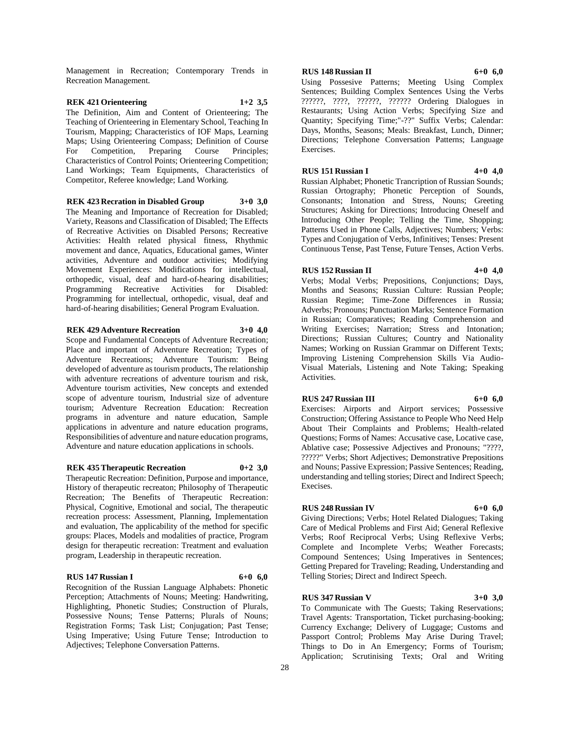Management in Recreation; Contemporary Trends in Recreation Management.

**REK 421 Orienteering 1+2 3,5**

The Definition, Aim and Content of Orienteering; The Teaching of Orienteering in Elementary School, Teaching In Tourism, Mapping; Characteristics of IOF Maps, Learning Maps; Using Orienteering Compass; Definition of Course For Competition, Preparing Course Principles; Characteristics of Control Points; Orienteering Competition; Land Workings; Team Equipments, Characteristics of Competitor, Referee knowledge; Land Working.

**REK 423 Recration in Disabled Group 3+0 3,0**

The Meaning and Importance of Recreation for Disabled; Variety, Reasons and Classification of Disabled; The Effects of Recreative Activities on Disabled Persons; Recreative Activities: Health related physical fitness, Rhythmic movement and dance, Aquatics, Educational games, Winter activities, Adventure and outdoor activities; Modifying Movement Experiences: Modifications for intellectual, orthopedic, visual, deaf and hard-of-hearing disabilities; Programming Recreative Activities for Disabled: Programming for intellectual, orthopedic, visual, deaf and hard-of-hearing disabilities; General Program Evaluation.

**REK 429 Adventure Recreation 3+0 4,0**

Scope and Fundamental Concepts of Adventure Recreation; Place and important of Adventure Recreation; Types of Adventure Recreations; Adventure Tourism: Being developed of adventure as tourism products, The relationship with adventure recreations of adventure tourism and risk, Adventure tourism activities, New concepts and extended scope of adventure tourism, Industrial size of adventure tourism; Adventure Recreation Education: Recreation programs in adventure and nature education, Sample applications in adventure and nature education programs, Responsibilities of adventure and nature education programs, Adventure and nature education applications in schools.

**REK 435 Therapeutic Recreation 0+2 3,0**

Therapeutic Recreation: Definition, Purpose and importance, History of therapeutic recreaton; Philosophy of Therapeutic Recreation; The Benefits of Therapeutic Recreation: Physical, Cognitive, Emotional and social, The therapeutic recreation process: Assessment, Planning, Implementation and evaluation, The applicability of the method for specific groups: Places, Models and modalities of practice, Program design for therapeutic recreation: Treatment and evaluation program, Leadership in therapeutic recreation.

**RUS 147 Russian I 6+0 6,0**

Recognition of the Russian Language Alphabets: Phonetic Perception; Attachments of Nouns; Meeting: Handwriting, Highlighting, Phonetic Studies; Construction of Plurals, Possessive Nouns; Tense Patterns; Plurals of Nouns; Registration Forms; Task List; Conjugation; Past Tense; Using Imperative; Using Future Tense; Introduction to Adjectives; Telephone Conversation Patterns.

**RUS 148 Russian II 6+0 6,0**

Using Possesive Patterns; Meeting Using Complex Sentences; Building Complex Sentences Using the Verbs ??????, ????, ??????, ?????? Ordering Dialogues in Restaurants; Using Action Verbs; Specifying Size and Quantity; Specifying Time;"-??" Suffix Verbs; Calendar: Days, Months, Seasons; Meals: Breakfast, Lunch, Dinner; Directions; Telephone Conversation Patterns; Language Exercises.

**RUS 151 Russian I 4+0 4,0**

Russian Alphabet; Phonetic Trancription of Russian Sounds; Russian Ortography; Phonetic Perception of Sounds, Consonants; Intonation and Stress, Nouns; Greeting Structures; Asking for Directions; Introducing Oneself and Introducing Other People; Telling the Time, Shopping; Patterns Used in Phone Calls, Adjectives; Numbers; Verbs: Types and Conjugation of Verbs, Infinitives; Tenses: Present Continuous Tense, Past Tense, Future Tenses, Action Verbs.

**RUS 152 Russian II 4+0 4,0**

Verbs; Modal Verbs; Prepositions, Conjunctions; Days, Months and Seasons; Russian Culture: Russian People; Russian Regime; Time-Zone Differences in Russia; Adverbs; Pronouns; Punctuation Marks; Sentence Formation in Russian; Comparatives; Reading Comprehension and Writing Exercises; Narration; Stress and Intonation; Directions; Russian Cultures; Country and Nationality Names; Working on Russian Grammar on Different Texts; Improving Listening Comprehension Skills Via Audio-Visual Materials, Listening and Note Taking; Speaking Activities.

**RUS 247 Russian III 6+0 6,0**

Exercises: Airports and Airport services; Possessive Construction; Offering Assistance to People Who Need Help About Their Complaints and Problems; Health-related Questions; Forms of Names: Accusative case, Locative case, Ablative case; Possessive Adjectives and Pronouns; "????, ?????" Verbs; Short Adjectives; Demonstrative Prepositions and Nouns; Passive Expression; Passive Sentences; Reading, understanding and telling stories; Direct and Indirect Speech; Execises.

**RUS 248 Russian IV 6+0 6,0**

Giving Directions; Verbs; Hotel Related Dialogues; Taking Care of Medical Problems and First Aid; General Reflexive Verbs; Roof Reciprocal Verbs; Using Reflexive Verbs; Complete and Incomplete Verbs; Weather Forecasts; Compound Sentences; Using Imperatives in Sentences; Getting Prepared for Traveling; Reading, Understanding and Telling Stories; Direct and Indirect Speech.

**RUS 347 Russian V 3+0 3,0**

To Communicate with The Guests; Taking Reservations; Travel Agents: Transportation, Ticket purchasing-booking; Currency Exchange; Delivery of Luggage; Customs and Passport Control; Problems May Arise During Travel; Things to Do in An Emergency; Forms of Tourism; Application; Scrutinising Texts; Oral and Writing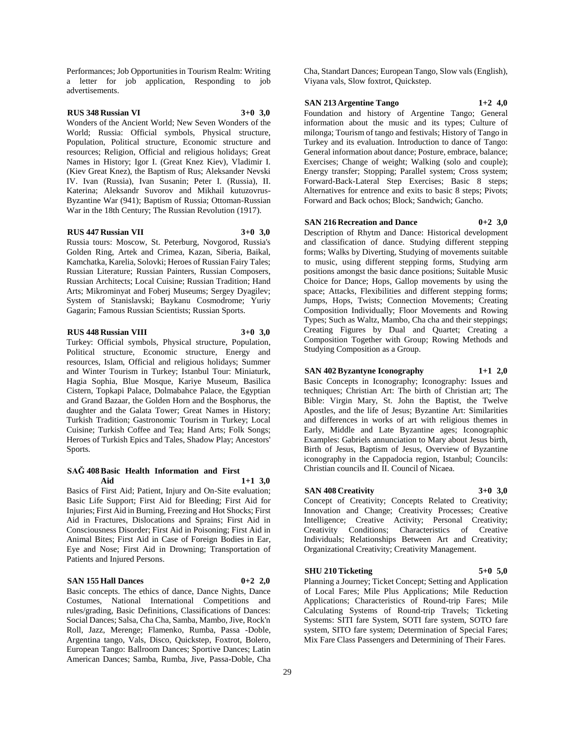Performances; Job Opportunities in Tourism Realm: Writing a letter for job application, Responding to job advertisements.

**RUS 348 Russian VI 3+0 3,0**

Wonders of the Ancient World; New Seven Wonders of the World; Russia: Official symbols, Physical structure, Population, Political structure, Economic structure and resources; Religion, Official and religious holidays; Great Names in History; Igor I. (Great Knez Kiev), Vladimir I. (Kiev Great Knez), the Baptism of Rus; Aleksander Nevski IV. Ivan (Russia), Ivan Susanin; Peter I. (Russia), II. Katerina; Aleksandr Suvorov and Mikhail kutuzovrus-Byzantine War (941); Baptism of Russia; Ottoman-Russian War in the 18th Century; The Russian Revolution (1917).

**RUS 447 Russian VII 3+0 3,0**

Russia tours: Moscow, St. Peterburg, Novgorod, Russia's Golden Ring, Artek and Crimea, Kazan, Siberia, Baikal, Kamchatka, Karelia, Solovki; Heroes of Russian Fairy Tales; Russian Literature; Russian Painters, Russian Composers, Russian Architects; Local Cuisine; Russian Tradition; Hand Arts; Mikrominyat and Foberj Museums; Sergey Dyagilev; System of Stanislavski; Baykanu Cosmodrome; Yuriy Gagarin; Famous Russian Scientists; Russian Sports.

**RUS 448 Russian VIII 3+0 3,0**

Turkey: Official symbols, Physical structure, Population, Political structure, Economic structure, Energy and resources, Islam, Official and religious holidays; Summer and Winter Tourism in Turkey; Istanbul Tour: Miniaturk, Hagia Sophia, Blue Mosque, Kariye Museum, Basilica Cistern, Topkapi Palace, Dolmabahce Palace, the Egyptian and Grand Bazaar, the Golden Horn and the Bosphorus, the daughter and the Galata Tower; Great Names in History; Turkish Tradition; Gastronomic Tourism in Turkey; Local Cuisine; Turkish Coffee and Tea; Hand Arts; Folk Songs; Heroes of Turkish Epics and Tales, Shadow Play; Ancestors' Sports.

**SAĞ 408 Basic Health Information and First Aid 1+1 3,0**

Basics of First Aid; Patient, Injury and On-Site evaluation; Basic Life Support; First Aid for Bleeding; First Aid for Injuries; First Aid in Burning, Freezing and Hot Shocks; First Aid in Fractures, Dislocations and Sprains; First Aid in Consciousness Disorder; First Aid in Poisoning; First Aid in Animal Bites; First Aid in Case of Foreign Bodies in Ear, Eye and Nose; First Aid in Drowning; Transportation of Patients and Injured Persons.

**SAN 155 Hall Dances 0+2 2,0**

Basic concepts. The ethics of dance, Dance Nights, Dance Costumes, National International Competitions and rules/grading, Basic Definitions, Classifications of Dances: Social Dances; Salsa, Cha Cha, Samba, Mambo, Jive, Rock'n Roll, Jazz, Merenge; Flamenko, Rumba, Passa -Doble, Argentina tango, Vals, Disco, Quickstep, Foxtrot, Bolero, European Tango: Ballroom Dances; Sportive Dances; Latin American Dances; Samba, Rumba, Jive, Passa-Doble, Cha Cha, Standart Dances; European Tango, Slow vals (English), Viyana vals, Slow foxtrot, Quickstep.

**SAN 213 Argentine Tango 1+2 4,0**

Foundation and history of Argentine Tango; General information about the music and its types; Culture of milonga; Tourism of tango and festivals; History of Tango in Turkey and its evaluation. Introduction to dance of Tango: General information about dance; Posture, embrace, balance; Exercises; Change of weight; Walking (solo and couple); Energy transfer; Stopping; Parallel system; Cross system; Forward-Back-Lateral Step Exercises; Basic 8 steps; Alternatives for entrence and exits to basic 8 steps; Pivots; Forward and Back ochos; Block; Sandwich; Gancho.

**SAN 216 Recreation and Dance 0+2 3,0**

Description of Rhytm and Dance: Historical development and classification of dance. Studying different stepping forms; Walks by Diverting, Studying of movements suitable to music, using different stepping forms, Studying arm positions amongst the basic dance positions; Suitable Music Choice for Dance; Hops, Gallop movements by using the space; Attacks, Flexibilities and different stepping forms; Jumps, Hops, Twists; Connection Movements; Creating Composition Individually; Floor Movements and Rowing Types; Such as Waltz, Mambo, Cha cha and their steppings; Creating Figures by Dual and Quartet; Creating a Composition Together with Group; Rowing Methods and Studying Composition as a Group.

**SAN 402 Byzantyne Iconography 1+1 2,0**

Basic Concepts in Iconography; Iconography: Issues and techniques; Christian Art: The birth of Christian art; The Bible: Virgin Mary, St. John the Baptist, the Twelve Apostles, and the life of Jesus; Byzantine Art: Similarities and differences in works of art with religious themes in Early, Middle and Late Byzantine ages; Iconographic Examples: Gabriels annunciation to Mary about Jesus birth, Birth of Jesus, Baptism of Jesus, Overview of Byzantine iconography in the Cappadocia region, Istanbul; Councils: Christian councils and II. Council of Nicaea.

**SAN 408 Creativity 3+0 3,0**

Concept of Creativity; Concepts Related to Creativity; Innovation and Change; Creativity Processes; Creative Intelligence; Creative Activity; Personal Creativity; Creativity Conditions; Characteristics of Creative Individuals; Relationships Between Art and Creativity; Organizational Creativity; Creativity Management.

**SHU 210 Ticketing 5+0 5,0**

Planning a Journey; Ticket Concept; Setting and Application of Local Fares; Mile Plus Applications; Mile Reduction Applications; Characteristics of Round-trip Fares; Mile Calculating Systems of Round-trip Travels; Ticketing Systems: SITI fare System, SOTI fare system, SOTO fare system, SITO fare system; Determination of Special Fares; Mix Fare Class Passengers and Determining of Their Fares.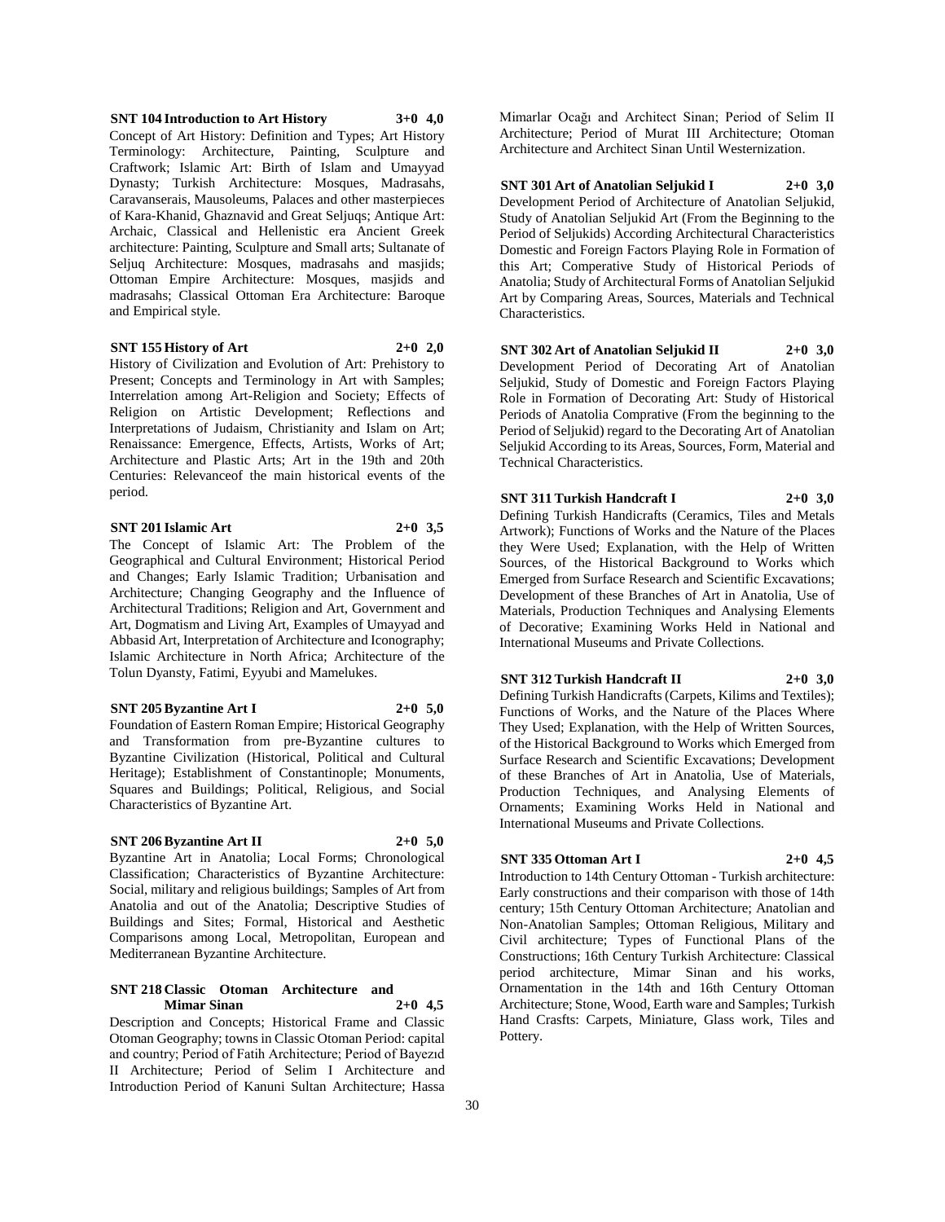**SNT 104 Introduction to Art History 3+0 4,0**

Concept of Art History: Definition and Types; Art History Terminology: Architecture, Painting, Sculpture and Craftwork; Islamic Art: Birth of Islam and Umayyad Dynasty; Turkish Architecture: Mosques, Madrasahs, Caravanserais, Mausoleums, Palaces and other masterpieces of Kara-Khanid, Ghaznavid and Great Seljuqs; Antique Art: Archaic, Classical and Hellenistic era Ancient Greek architecture: Painting, Sculpture and Small arts; Sultanate of Seljuq Architecture: Mosques, madrasahs and masjids; Ottoman Empire Architecture: Mosques, masjids and madrasahs; Classical Ottoman Era Architecture: Baroque and Empirical style.

**SNT 155 History of Art 2+0 2,0**

History of Civilization and Evolution of Art: Prehistory to Present; Concepts and Terminology in Art with Samples; Interrelation among Art-Religion and Society; Effects of Religion on Artistic Development; Reflections and Interpretations of Judaism, Christianity and Islam on Art; Renaissance: Emergence, Effects, Artists, Works of Art; Architecture and Plastic Arts; Art in the 19th and 20th Centuries: Relevanceof the main historical events of the period.

**SNT 201 Islamic Art 2+0 3,5**

The Concept of Islamic Art: The Problem of the Geographical and Cultural Environment; Historical Period and Changes; Early Islamic Tradition; Urbanisation and Architecture; Changing Geography and the Influence of Architectural Traditions; Religion and Art, Government and Art, Dogmatism and Living Art, Examples of Umayyad and Abbasid Art, Interpretation of Architecture and Iconography; Islamic Architecture in North Africa; Architecture of the Tolun Dyansty, Fatimi, Eyyubi and Mamelukes.

**SNT 205 Byzantine Art I 2+0 5,0**

Foundation of Eastern Roman Empire; Historical Geography and Transformation from pre-Byzantine cultures to Byzantine Civilization (Historical, Political and Cultural Heritage); Establishment of Constantinople; Monuments, Squares and Buildings; Political, Religious, and Social Characteristics of Byzantine Art.

**SNT 206 Byzantine Art II 2+0 5,0**

Byzantine Art in Anatolia; Local Forms; Chronological Classification; Characteristics of Byzantine Architecture: Social, military and religious buildings; Samples of Art from Anatolia and out of the Anatolia; Descriptive Studies of Buildings and Sites; Formal, Historical and Aesthetic Comparisons among Local, Metropolitan, European and Mediterranean Byzantine Architecture.

**SNT 218 Classic Otoman Architecture and Mimar Sinan 2+0 4,5**

Description and Concepts; Historical Frame and Classic Otoman Geography; towns in Classic Otoman Period: capital and country; Period of Fatih Architecture; Period of Bayezıd II Architecture; Period of Selim I Architecture and Introduction Period of Kanuni Sultan Architecture; Hassa Mimarlar Ocağı and Architect Sinan; Period of Selim II Architecture; Period of Murat III Architecture; Otoman Architecture and Architect Sinan Until Westernization.

**SNT 301 Art of Anatolian Seljukid I 2+0 3,0**

Development Period of Architecture of Anatolian Seljukid, Study of Anatolian Seljukid Art (From the Beginning to the Period of Seljukids) According Architectural Characteristics Domestic and Foreign Factors Playing Role in Formation of this Art; Comperative Study of Historical Periods of Anatolia; Study of Architectural Forms of Anatolian Seljukid Art by Comparing Areas, Sources, Materials and Technical Characteristics.

**SNT 302 Art of Anatolian Seljukid II 2+0 3,0**

Development Period of Decorating Art of Anatolian Seljukid, Study of Domestic and Foreign Factors Playing Role in Formation of Decorating Art: Study of Historical Periods of Anatolia Comprative (From the beginning to the Period of Seljukid) regard to the Decorating Art of Anatolian Seljukid According to its Areas, Sources, Form, Material and Technical Characteristics.

**SNT 311 Turkish Handcraft I 2+0 3,0**

Defining Turkish Handicrafts (Ceramics, Tiles and Metals Artwork); Functions of Works and the Nature of the Places they Were Used; Explanation, with the Help of Written Sources, of the Historical Background to Works which Emerged from Surface Research and Scientific Excavations; Development of these Branches of Art in Anatolia, Use of Materials, Production Techniques and Analysing Elements of Decorative; Examining Works Held in National and International Museums and Private Collections.

**SNT 312 Turkish Handcraft II 2+0 3,0**

Defining Turkish Handicrafts (Carpets, Kilims and Textiles); Functions of Works, and the Nature of the Places Where They Used; Explanation, with the Help of Written Sources, of the Historical Background to Works which Emerged from Surface Research and Scientific Excavations; Development of these Branches of Art in Anatolia, Use of Materials, Production Techniques, and Analysing Elements of Ornaments; Examining Works Held in National and International Museums and Private Collections.

**SNT 335 Ottoman Art I 2+0 4,5**

Introduction to 14th Century Ottoman - Turkish architecture: Early constructions and their comparison with those of 14th century; 15th Century Ottoman Architecture; Anatolian and Non-Anatolian Samples; Ottoman Religious, Military and Civil architecture; Types of Functional Plans of the Constructions; 16th Century Turkish Architecture: Classical period architecture, Mimar Sinan and his works, Ornamentation in the 14th and 16th Century Ottoman Architecture; Stone, Wood, Earth ware and Samples; Turkish Hand Crasfts: Carpets, Miniature, Glass work, Tiles and Pottery.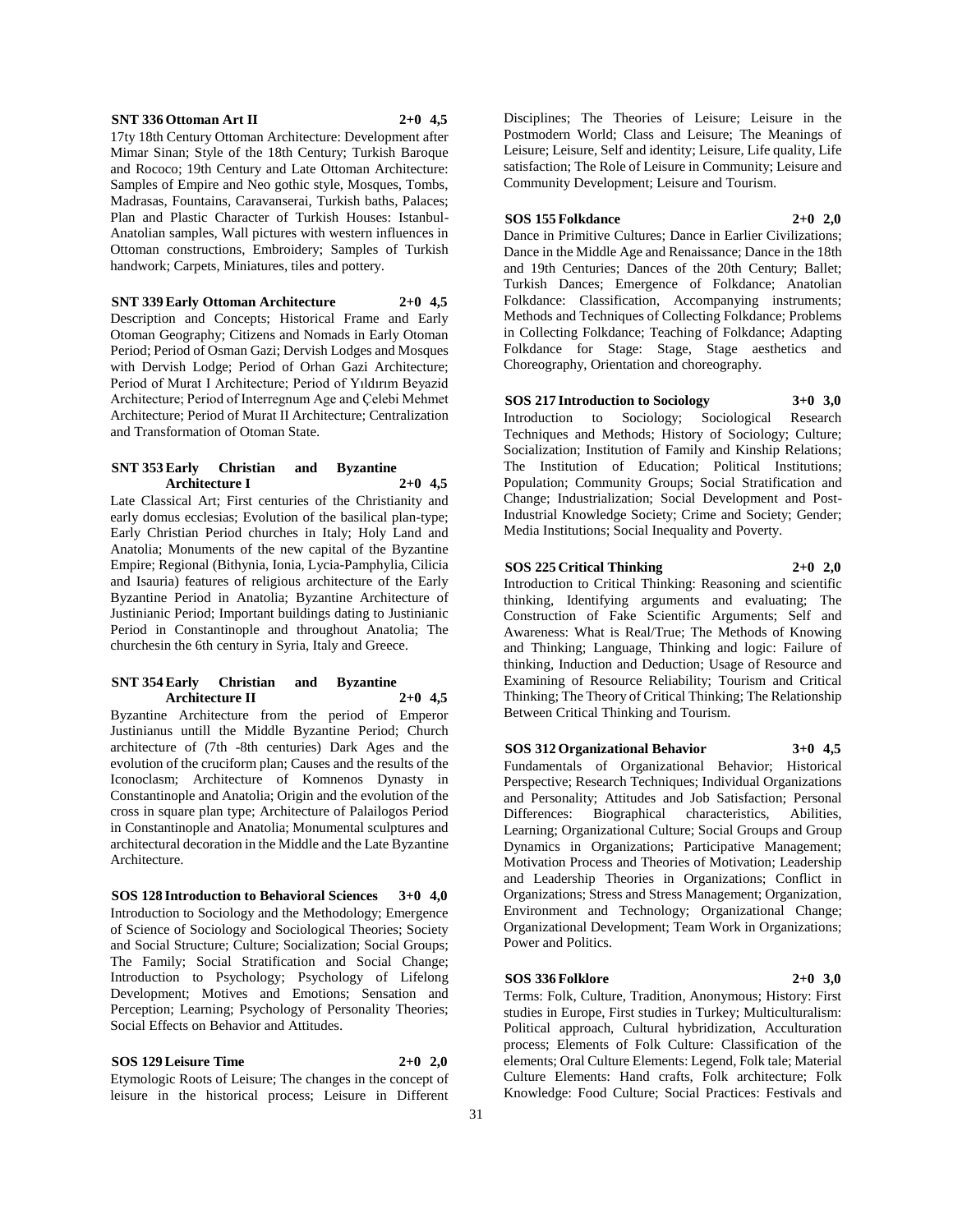**SNT 336 Ottoman Art II 2+0 4,5**

17ty 18th Century Ottoman Architecture: Development after Mimar Sinan; Style of the 18th Century; Turkish Baroque and Rococo; 19th Century and Late Ottoman Architecture: Samples of Empire and Neo gothic style, Mosques, Tombs, Madrasas, Fountains, Caravanserai, Turkish baths, Palaces; Plan and Plastic Character of Turkish Houses: Istanbul-Anatolian samples, Wall pictures with western influences in Ottoman constructions, Embroidery; Samples of Turkish handwork; Carpets, Miniatures, tiles and pottery.

**SNT 339 Early Ottoman Architecture 2+0 4,5**

Description and Concepts; Historical Frame and Early Otoman Geography; Citizens and Nomads in Early Otoman Period; Period of Osman Gazi; Dervish Lodges and Mosques with Dervish Lodge; Period of Orhan Gazi Architecture; Period of Murat I Architecture; Period of Yıldırım Beyazid Architecture; Period of Interregnum Age and Çelebi Mehmet Architecture; Period of Murat II Architecture; Centralization and Transformation of Otoman State.

**SNT 353 Early Christian and Byzantine Architecture I 2+0 4,5**

Late Classical Art; First centuries of the Christianity and early domus ecclesias; Evolution of the basilical plan-type; Early Christian Period churches in Italy; Holy Land and Anatolia; Monuments of the new capital of the Byzantine Empire; Regional (Bithynia, Ionia, Lycia-Pamphylia, Cilicia and Isauria) features of religious architecture of the Early Byzantine Period in Anatolia; Byzantine Architecture of Justinianic Period; Important buildings dating to Justinianic Period in Constantinople and throughout Anatolia; The churchesin the 6th century in Syria, Italy and Greece.

**SNT 354 Early Christian and Byzantine Architecture II 2+0 4,5**

Byzantine Architecture from the period of Emperor Justinianus untill the Middle Byzantine Period; Church architecture of (7th -8th centuries) Dark Ages and the evolution of the cruciform plan; Causes and the results of the Iconoclasm; Architecture of Komnenos Dynasty in Constantinople and Anatolia; Origin and the evolution of the cross in square plan type; Architecture of Palailogos Period in Constantinople and Anatolia; Monumental sculptures and architectural decoration in the Middle and the Late Byzantine Architecture.

**SOS 128 Introduction to Behavioral Sciences 3+0 4,0**

Introduction to Sociology and the Methodology; Emergence of Science of Sociology and Sociological Theories; Society and Social Structure; Culture; Socialization; Social Groups; The Family; Social Stratification and Social Change; Introduction to Psychology; Psychology of Lifelong Development; Motives and Emotions; Sensation and Perception; Learning; Psychology of Personality Theories; Social Effects on Behavior and Attitudes.

**SOS 129 Leisure Time 2+0 2,0**

Etymologic Roots of Leisure; The changes in the concept of leisure in the historical process; Leisure in Different Disciplines; The Theories of Leisure; Leisure in the Postmodern World; Class and Leisure; The Meanings of Leisure; Leisure, Self and identity; Leisure, Life quality, Life satisfaction; The Role of Leisure in Community; Leisure and Community Development; Leisure and Tourism.

**SOS 155 Folkdance 2+0 2,0**

Dance in Primitive Cultures; Dance in Earlier Civilizations; Dance in the Middle Age and Renaissance; Dance in the 18th and 19th Centuries; Dances of the 20th Century; Ballet; Turkish Dances; Emergence of Folkdance; Anatolian Folkdance: Classification, Accompanying instruments; Methods and Techniques of Collecting Folkdance; Problems in Collecting Folkdance; Teaching of Folkdance; Adapting Folkdance for Stage: Stage, Stage aesthetics and Choreography, Orientation and choreography.

**SOS 217 Introduction to Sociology 3+0 3,0**

Introduction to Sociology; Sociological Research Techniques and Methods; History of Sociology; Culture; Socialization; Institution of Family and Kinship Relations; The Institution of Education; Political Institutions; Population; Community Groups; Social Stratification and Change; Industrialization; Social Development and Post-Industrial Knowledge Society; Crime and Society; Gender; Media Institutions; Social Inequality and Poverty.

**SOS 225 Critical Thinking 2+0 2,0**

Introduction to Critical Thinking: Reasoning and scientific thinking, Identifying arguments and evaluating; The Construction of Fake Scientific Arguments; Self and Awareness: What is Real/True; The Methods of Knowing and Thinking; Language, Thinking and logic: Failure of thinking, Induction and Deduction; Usage of Resource and Examining of Resource Reliability; Tourism and Critical Thinking; The Theory of Critical Thinking; The Relationship Between Critical Thinking and Tourism.

**SOS 312 Organizational Behavior 3+0 4,5**

Fundamentals of Organizational Behavior; Historical Perspective; Research Techniques; Individual Organizations and Personality; Attitudes and Job Satisfaction; Personal Differences: Biographical characteristics, Abilities, Learning; Organizational Culture; Social Groups and Group Dynamics in Organizations; Participative Management; Motivation Process and Theories of Motivation; Leadership and Leadership Theories in Organizations; Conflict in Organizations; Stress and Stress Management; Organization, Environment and Technology; Organizational Change; Organizational Development; Team Work in Organizations; Power and Politics.

**SOS 336 Folklore 2+0 3,0**

Terms: Folk, Culture, Tradition, Anonymous; History: First studies in Europe, First studies in Turkey; Multiculturalism: Political approach, Cultural hybridization, Acculturation process; Elements of Folk Culture: Classification of the elements; Oral Culture Elements: Legend, Folk tale; Material Culture Elements: Hand crafts, Folk architecture; Folk Knowledge: Food Culture; Social Practices: Festivals and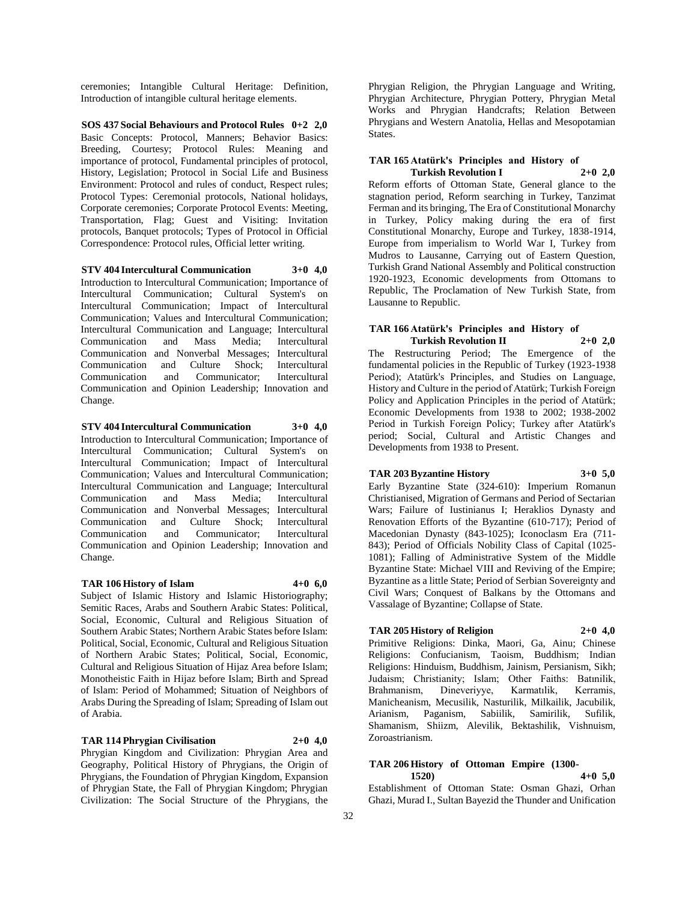ceremonies; Intangible Cultural Heritage: Definition, Introduction of intangible cultural heritage elements.

**SOS 437 Social Behaviours and Protocol Rules 0+2 2,0**

Basic Concepts: Protocol, Manners; Behavior Basics: Breeding, Courtesy; Protocol Rules: Meaning and importance of protocol, Fundamental principles of protocol, History, Legislation; Protocol in Social Life and Business Environment: Protocol and rules of conduct, Respect rules; Protocol Types: Ceremonial protocols, National holidays, Corporate ceremonies; Corporate Protocol Events: Meeting, Transportation, Flag; Guest and Visiting: Invitation protocols, Banquet protocols; Types of Protocol in Official Correspondence: Protocol rules, Official letter writing.

**STV 404 Intercultural Communication 3+0 4,0**

Introduction to Intercultural Communication; Importance of Intercultural Communication; Cultural System's on Intercultural Communication; Impact of Intercultural Communication; Values and Intercultural Communication; Intercultural Communication and Language; Intercultural Communication and Mass Media; Intercultural Communication and Nonverbal Messages; Intercultural Communication and Culture Shock; Intercultural Communication and Communicator; Intercultural Communication and Opinion Leadership; Innovation and Change.

**STV 404 Intercultural Communication 3+0 4,0**

Introduction to Intercultural Communication; Importance of Intercultural Communication; Cultural System's on Intercultural Communication; Impact of Intercultural Communication; Values and Intercultural Communication; Intercultural Communication and Language; Intercultural Communication and Mass Media; Intercultural Communication and Nonverbal Messages; Intercultural Communication and Culture Shock; Intercultural Communication and Communicator; Intercultural Communication and Opinion Leadership; Innovation and Change.

**TAR 106 History of Islam 4+0 6,0**

Subject of Islamic History and Islamic Historiography; Semitic Races, Arabs and Southern Arabic States: Political, Social, Economic, Cultural and Religious Situation of Southern Arabic States; Northern Arabic States before Islam: Political, Social, Economic, Cultural and Religious Situation of Northern Arabic States; Political, Social, Economic, Cultural and Religious Situation of Hijaz Area before Islam; Monotheistic Faith in Hijaz before Islam; Birth and Spread of Islam: Period of Mohammed; Situation of Neighbors of Arabs During the Spreading of Islam; Spreading of Islam out of Arabia.

**TAR 114 Phrygian Civilisation 2+0 4,0**

Phrygian Kingdom and Civilization: Phrygian Area and Geography, Political History of Phrygians, the Origin of Phrygians, the Foundation of Phrygian Kingdom, Expansion of Phrygian State, the Fall of Phrygian Kingdom; Phrygian Civilization: The Social Structure of the Phrygians, the Phrygian Religion, the Phrygian Language and Writing, Phrygian Architecture, Phrygian Pottery, Phrygian Metal Works and Phrygian Handcrafts; Relation Between Phrygians and Western Anatolia, Hellas and Mesopotamian States.

**TAR 165 Atatürk's Principles and History of Turkish Revolution I 2+0 2,0**

Reform efforts of Ottoman State, General glance to the stagnation period, Reform searching in Turkey, Tanzimat Ferman and its bringing, The Era of Constitutional Monarchy in Turkey, Policy making during the era of first Constitutional Monarchy, Europe and Turkey, 1838-1914, Europe from imperialism to World War I, Turkey from Mudros to Lausanne, Carrying out of Eastern Question, Turkish Grand National Assembly and Political construction 1920-1923, Economic developments from Ottomans to Republic, The Proclamation of New Turkish State, from Lausanne to Republic.

**TAR 166 Atatürk's Principles and History of Turkish Revolution II 2+0 2,0**

The Restructuring Period; The Emergence of the fundamental policies in the Republic of Turkey (1923-1938 Period); Atatürk's Principles, and Studies on Language, History and Culture in the period of Atatürk; Turkish Foreign Policy and Application Principles in the period of Atatürk; Economic Developments from 1938 to 2002; 1938-2002 Period in Turkish Foreign Policy; Turkey after Atatürk's period; Social, Cultural and Artistic Changes and Developments from 1938 to Present.

**TAR 203 Byzantine History 3+0 5,0**

Early Byzantine State (324-610): Imperium Romanun Christianised, Migration of Germans and Period of Sectarian Wars; Failure of Iustinianus I; Heraklios Dynasty and Renovation Efforts of the Byzantine (610-717); Period of Macedonian Dynasty (843-1025); Iconoclasm Era (711-843); Period of Officials Nobility Class of Capital (1025-1081); Falling of Administrative System of the Middle Byzantine State: Michael VIII and Reviving of the Empire; Byzantine as a little State; Period of Serbian Sovereignty and Civil Wars; Conquest of Balkans by the Ottomans and Vassalage of Byzantine; Collapse of State.

**TAR 205 History of Religion 2+0 4,0**

Primitive Religions: Dinka, Maori, Ga, Ainu; Chinese Religions: Confucianism, Taoism, Buddhism; Indian Religions: Hinduism, Buddhism, Jainism, Persianism, Sikh; Judaism; Christianity; Islam; Other Faiths: Batınilik, Brahmanism, Dineveriyye, Karmatılık, Kerramis, Manicheanism, Mecusilik, Nasturilik, Milkailik, Jacubilik, Arianism, Paganism, Sabiilik, Samirilik, Sufilik, Shamanism, Shiizm, Alevilik, Bektashilik, Vishnuism, Zoroastrianism.

**TAR 206 History of Ottoman Empire (1300-1520) 4+0 5,0**

Establishment of Ottoman State: Osman Ghazi, Orhan Ghazi, Murad I., Sultan Bayezid the Thunder and Unification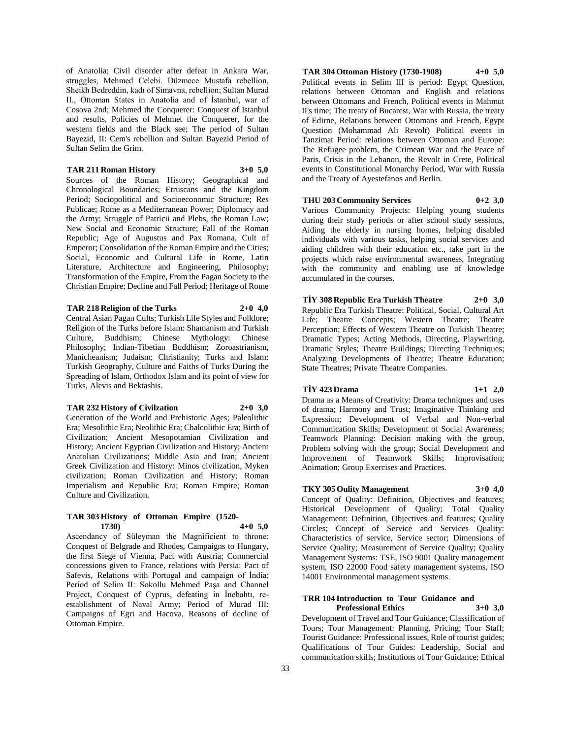of Anatolia; Civil disorder after defeat in Ankara War, struggles, Mehmed Celebi. Düzmece Mustafa rebellion, Sheikh Bedreddin, kadı of Simavna, rebellion; Sultan Murad II., Ottoman States in Anatolia and of İstanbul, war of Cosova 2nd; Mehmed the Conqurer: Conquest of Istanbul and results, Policies of Mehmet the Conqurer, for the western fields and the Black see; The period of Sultan Bayezid, II: Cem's rebellion and Sultan Bayezid Period of Sultan Selim the Grim.

**TAR 211 Roman History 3+0 5,0**

Sources of the Roman History; Geographical and Chronological Boundaries; Etruscans and the Kingdom Period; Sociopolitical and Socioeconomic Structure; Res Publicae; Rome as a Mediterranean Power; Diplomacy and the Army; Struggle of Patricii and Plebs, the Roman Law; New Social and Economic Structure; Fall of the Roman Republic; Age of Augustus and Pax Romana, Cult of Emperor; Consolidation of the Roman Empire and the Cities; Social, Economic and Cultural Life in Rome, Latin Literature, Architecture and Engineering, Philosophy; Transformation of the Empire, From the Pagan Society to the Christian Empire; Decline and Fall Period; Heritage of Rome

**TAR 218 Religion of the Turks 2+0 4,0**

Central Asian Pagan Cults; Turkish Life Styles and Folklore; Religion of the Turks before Islam: Shamanism and Turkish Culture, Buddhism; Chinese Mythology: Chinese Philosophy; Indian-Tibetian Buddhism; Zoroastrianism, Manicheanism; Judaism; Christianity; Turks and Islam: Turkish Geography, Culture and Faiths of Turks During the Spreading of Islam, Orthodox Islam and its point of view for Turks, Alevis and Bektashis.

**TAR 232 History of Civilzation 2+0 3,0**

Generation of the World and Prehistoric Ages; Paleolithic Era; Mesolithic Era; Neolithic Era; Chalcolithic Era; Birth of Civilization; Ancient Mesopotamian Civilization and History; Ancient Egyptian Civilization and History; Ancient Anatolian Civilizations; Middle Asia and Iran; Ancient Greek Civilization and History: Minos civilization, Myken civilization; Roman Civilization and History; Roman Imperialism and Republic Era; Roman Empire; Roman Culture and Civilization.

**TAR 303 History of Ottoman Empire (1520-1730) 4+0 5,0**

Ascendancy of Süleyman the Magnificient to throne: Conquest of Belgrade and Rhodes, Campaigns to Hungary, the first Siege of Vienna, Pact with Austria; Commercial concessions given to France, relations with Persia: Pact of Safevis, Relations with Portugal and campaign of İndia; Period of Selim II: Sokollu Mehmed Paşa and Channel Project, Conquest of Cyprus, defeating in İnebahtı, re-establishment of Naval Army; Period of Murad III: Campaigns of Egri and Hacova, Reasons of decline of Ottoman Empire.

**TAR 304 Ottoman History (1730-1908) 4+0 5,0**

Political events in Selim III is period: Egypt Question, relations between Ottoman and English and relations between Ottomans and French, Political events in Mahmut II's time; The treaty of Bucarest, War with Russia, the treaty of Edirne, Relations between Ottomans and French, Egypt Question (Mohammad Ali Revolt) Political events in Tanzimat Period: relations between Ottoman and Europe: The Refugee problem, the Crimean War and the Peace of Paris, Crisis in the Lebanon, the Revolt in Crete, Political events in Constitutional Monarchy Period, War with Russia and the Treaty of Ayestefanos and Berlin.

**THU 203 Community Services 0+2 3,0**

Various Community Projects: Helping young students during their study periods or after school study sessions, Aiding the elderly in nursing homes, helping disabled individuals with various tasks, helping social services and aiding children with their education etc., take part in the projects which raise environmental awareness, Integrating with the community and enabling use of knowledge accumulated in the courses.

**TİY 308 Republic Era Turkish Theatre 2+0 3,0**

Republic Era Turkish Theatre: Political, Social, Cultural Art Life; Theatre Concepts; Western Theatre; Theatre Perception; Effects of Western Theatre on Turkish Theatre; Dramatic Types; Acting Methods, Directing, Playwriting, Dramatic Styles; Theatre Buildings; Directing Techniques; Analyzing Developments of Theatre; Theatre Education; State Theatres; Private Theatre Companies.

**TİY 423 Drama 1+1 2,0**

Drama as a Means of Creativity: Drama techniques and uses of drama; Harmony and Trust; Imaginative Thinking and Expression; Development of Verbal and Non-verbal Communication Skills; Development of Social Awareness; Teamwork Planning: Decision making with the group, Problem solving with the group; Social Development and Improvement of Teamwork Skills; Improvisation; Animation; Group Exercises and Practices.

**TKY 305 Oulity Management 3+0 4,0**

Concept of Quality: Definition, Objectives and features; Historical Development of Quality; Total Quality Management: Definition, Objectives and features; Quality Circles; Concept of Service and Services Quality: Characteristics of service, Service sector; Dimensions of Service Quality; Measurement of Service Quality; Quality Management Systems: TSE, ISO 9001 Quality management system, ISO 22000 Food safety management systems, ISO 14001 Environmental management systems.

**TRR 104 Introduction to Tour Guidance and Professional Ethics 3+0 3,0**

Development of Travel and Tour Guidance; Classification of Tours; Tour Management: Planning, Pricing; Tour Staff; Tourist Guidance: Professional issues, Role of tourist guides; Qualifications of Tour Guides: Leadership, Social and communication skills; Institutions of Tour Guidance; Ethical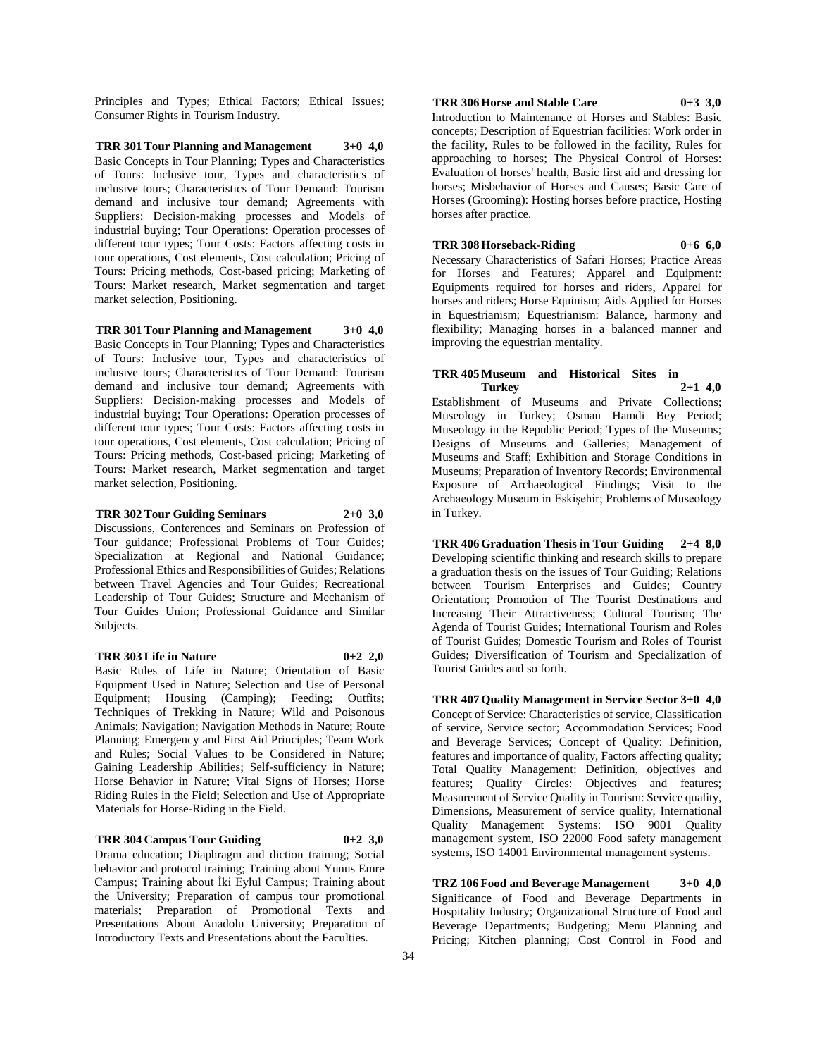Principles and Types; Ethical Factors; Ethical Issues; Consumer Rights in Tourism Industry.

**TRR 301 Tour Planning and Management 3+0 4,0**
Basic Concepts in Tour Planning; Types and Characteristics of Tours: Inclusive tour, Types and characteristics of inclusive tours; Characteristics of Tour Demand: Tourism demand and inclusive tour demand; Agreements with Suppliers: Decision-making processes and Models of industrial buying; Tour Operations: Operation processes of different tour types; Tour Costs: Factors affecting costs in tour operations, Cost elements, Cost calculation; Pricing of Tours: Pricing methods, Cost-based pricing; Marketing of Tours: Market research, Market segmentation and target market selection, Positioning.

**TRR 301 Tour Planning and Management 3+0 4,0**
Basic Concepts in Tour Planning; Types and Characteristics of Tours: Inclusive tour, Types and characteristics of inclusive tours; Characteristics of Tour Demand: Tourism demand and inclusive tour demand; Agreements with Suppliers: Decision-making processes and Models of industrial buying; Tour Operations: Operation processes of different tour types; Tour Costs: Factors affecting costs in tour operations, Cost elements, Cost calculation; Pricing of Tours: Pricing methods, Cost-based pricing; Marketing of Tours: Market research, Market segmentation and target market selection, Positioning.

**TRR 302 Tour Guiding Seminars 2+0 3,0**
Discussions, Conferences and Seminars on Profession of Tour guidance; Professional Problems of Tour Guides; Specialization at Regional and National Guidance; Professional Ethics and Responsibilities of Guides; Relations between Travel Agencies and Tour Guides; Recreational Leadership of Tour Guides; Structure and Mechanism of Tour Guides Union; Professional Guidance and Similar Subjects.

**TRR 303 Life in Nature 0+2 2,0**
Basic Rules of Life in Nature; Orientation of Basic Equipment Used in Nature; Selection and Use of Personal Equipment; Housing (Camping); Feeding; Outfits; Techniques of Trekking in Nature; Wild and Poisonous Animals; Navigation; Navigation Methods in Nature; Route Planning; Emergency and First Aid Principles; Team Work and Rules; Social Values to be Considered in Nature; Gaining Leadership Abilities; Self-sufficiency in Nature; Horse Behavior in Nature; Vital Signs of Horses; Horse Riding Rules in the Field; Selection and Use of Appropriate Materials for Horse-Riding in the Field.

**TRR 304 Campus Tour Guiding 0+2 3,0**
Drama education; Diaphragm and diction training; Social behavior and protocol training; Training about Yunus Emre Campus; Training about İki Eylul Campus; Training about the University; Preparation of campus tour promotional materials; Preparation of Promotional Texts and Presentations About Anadolu University; Preparation of Introductory Texts and Presentations about the Faculties.

**TRR 306 Horse and Stable Care 0+3 3,0**
Introduction to Maintenance of Horses and Stables: Basic concepts; Description of Equestrian facilities: Work order in the facility, Rules to be followed in the facility, Rules for approaching to horses; The Physical Control of Horses: Evaluation of horses' health, Basic first aid and dressing for horses; Misbehavior of Horses and Causes; Basic Care of Horses (Grooming): Hosting horses before practice, Hosting horses after practice.

**TRR 308 Horseback-Riding 0+6 6,0**
Necessary Characteristics of Safari Horses; Practice Areas for Horses and Features; Apparel and Equipment: Equipments required for horses and riders, Apparel for horses and riders; Horse Equinism; Aids Applied for Horses in Equestrianism; Equestrianism: Balance, harmony and flexibility; Managing horses in a balanced manner and improving the equestrian mentality.

**TRR 405 Museum and Historical Sites in Turkey 2+1 4,0**
Establishment of Museums and Private Collections; Museology in Turkey; Osman Hamdi Bey Period; Museology in the Republic Period; Types of the Museums; Designs of Museums and Galleries; Management of Museums and Staff; Exhibition and Storage Conditions in Museums; Preparation of Inventory Records; Environmental Exposure of Archaeological Findings; Visit to the Archaeology Museum in Eskişehir; Problems of Museology in Turkey.

**TRR 406 Graduation Thesis in Tour Guiding 2+4 8,0**
Developing scientific thinking and research skills to prepare a graduation thesis on the issues of Tour Guiding; Relations between Tourism Enterprises and Guides; Country Orientation; Promotion of The Tourist Destinations and Increasing Their Attractiveness; Cultural Tourism; The Agenda of Tourist Guides; International Tourism and Roles of Tourist Guides; Domestic Tourism and Roles of Tourist Guides; Diversification of Tourism and Specialization of Tourist Guides and so forth.

**TRR 407 Quality Management in Service Sector 3+0 4,0**
Concept of Service: Characteristics of service, Classification of service, Service sector; Accommodation Services; Food and Beverage Services; Concept of Quality: Definition, features and importance of quality, Factors affecting quality; Total Quality Management: Definition, objectives and features; Quality Circles: Objectives and features; Measurement of Service Quality in Tourism: Service quality, Dimensions, Measurement of service quality, International Quality Management Systems: ISO 9001 Quality management system, ISO 22000 Food safety management systems, ISO 14001 Environmental management systems.

**TRZ 106 Food and Beverage Management 3+0 4,0**
Significance of Food and Beverage Departments in Hospitality Industry; Organizational Structure of Food and Beverage Departments; Budgeting; Menu Planning and Pricing; Kitchen planning; Cost Control in Food and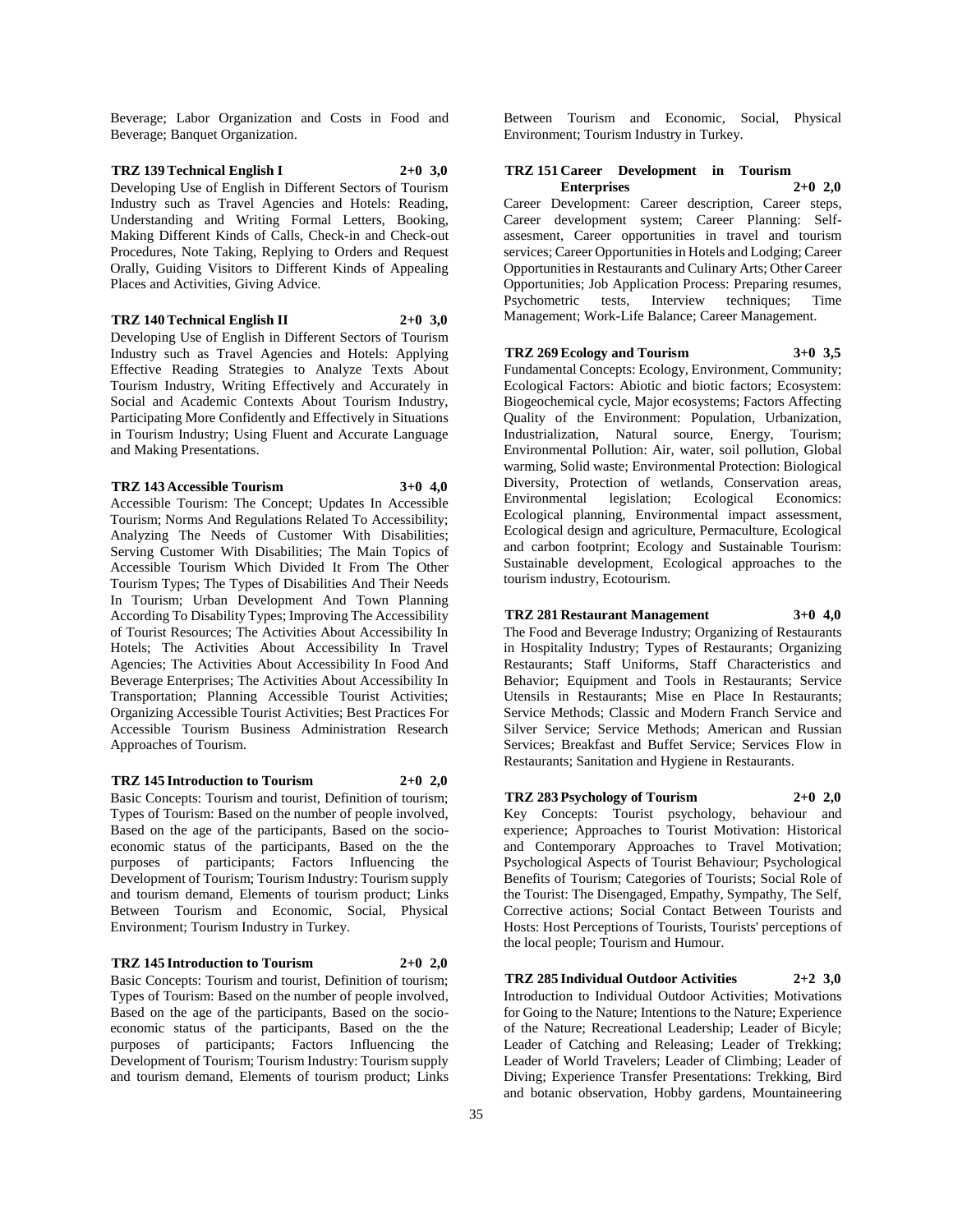Beverage; Labor Organization and Costs in Food and Beverage; Banquet Organization.

**TRZ 139 Technical English I 2+0 3,0**

Developing Use of English in Different Sectors of Tourism Industry such as Travel Agencies and Hotels: Reading, Understanding and Writing Formal Letters, Booking, Making Different Kinds of Calls, Check-in and Check-out Procedures, Note Taking, Replying to Orders and Request Orally, Guiding Visitors to Different Kinds of Appealing Places and Activities, Giving Advice.

**TRZ 140 Technical English II 2+0 3,0**

Developing Use of English in Different Sectors of Tourism Industry such as Travel Agencies and Hotels: Applying Effective Reading Strategies to Analyze Texts About Tourism Industry, Writing Effectively and Accurately in Social and Academic Contexts About Tourism Industry, Participating More Confidently and Effectively in Situations in Tourism Industry; Using Fluent and Accurate Language and Making Presentations.

**TRZ 143 Accessible Tourism 3+0 4,0**

Accessible Tourism: The Concept; Updates In Accessible Tourism; Norms And Regulations Related To Accessibility; Analyzing The Needs of Customer With Disabilities; Serving Customer With Disabilities; The Main Topics of Accessible Tourism Which Divided It From The Other Tourism Types; The Types of Disabilities And Their Needs In Tourism; Urban Development And Town Planning According To Disability Types; Improving The Accessibility of Tourist Resources; The Activities About Accessibility In Hotels; The Activities About Accessibility In Travel Agencies; The Activities About Accessibility In Food And Beverage Enterprises; The Activities About Accessibility In Transportation; Planning Accessible Tourist Activities; Organizing Accessible Tourist Activities; Best Practices For Accessible Tourism Business Administration Research Approaches of Tourism.

**TRZ 145 Introduction to Tourism 2+0 2,0**

Basic Concepts: Tourism and tourist, Definition of tourism; Types of Tourism: Based on the number of people involved, Based on the age of the participants, Based on the socio-economic status of the participants, Based on the the purposes of participants; Factors Influencing the Development of Tourism; Tourism Industry: Tourism supply and tourism demand, Elements of tourism product; Links Between Tourism and Economic, Social, Physical Environment; Tourism Industry in Turkey.

**TRZ 145 Introduction to Tourism 2+0 2,0**

Basic Concepts: Tourism and tourist, Definition of tourism; Types of Tourism: Based on the number of people involved, Based on the age of the participants, Based on the socio-economic status of the participants, Based on the the purposes of participants; Factors Influencing the Development of Tourism; Tourism Industry: Tourism supply and tourism demand, Elements of tourism product; Links Between Tourism and Economic, Social, Physical Environment; Tourism Industry in Turkey.

**TRZ 151 Career Development in Tourism Enterprises 2+0 2,0**

Career Development: Career description, Career steps, Career development system; Career Planning: Self-assesment, Career opportunities in travel and tourism services; Career Opportunities in Hotels and Lodging; Career Opportunities in Restaurants and Culinary Arts; Other Career Opportunities; Job Application Process: Preparing resumes, Psychometric tests, Interview techniques; Time Management; Work-Life Balance; Career Management.

**TRZ 269 Ecology and Tourism 3+0 3,5**

Fundamental Concepts: Ecology, Environment, Community; Ecological Factors: Abiotic and biotic factors; Ecosystem: Biogeochemical cycle, Major ecosystems; Factors Affecting Quality of the Environment: Population, Urbanization, Industrialization, Natural source, Energy, Tourism; Environmental Pollution: Air, water, soil pollution, Global warming, Solid waste; Environmental Protection: Biological Diversity, Protection of wetlands, Conservation areas, Environmental legislation; Ecological Economics: Ecological planning, Environmental impact assessment, Ecological design and agriculture, Permaculture, Ecological and carbon footprint; Ecology and Sustainable Tourism: Sustainable development, Ecological approaches to the tourism industry, Ecotourism.

**TRZ 281 Restaurant Management 3+0 4,0**

The Food and Beverage Industry; Organizing of Restaurants in Hospitality Industry; Types of Restaurants; Organizing Restaurants; Staff Uniforms, Staff Characteristics and Behavior; Equipment and Tools in Restaurants; Service Utensils in Restaurants; Mise en Place In Restaurants; Service Methods; Classic and Modern Franch Service and Silver Service; Service Methods; American and Russian Services; Breakfast and Buffet Service; Services Flow in Restaurants; Sanitation and Hygiene in Restaurants.

**TRZ 283 Psychology of Tourism 2+0 2,0**

Key Concepts: Tourist psychology, behaviour and experience; Approaches to Tourist Motivation: Historical and Contemporary Approaches to Travel Motivation; Psychological Aspects of Tourist Behaviour; Psychological Benefits of Tourism; Categories of Tourists; Social Role of the Tourist: The Disengaged, Empathy, Sympathy, The Self, Corrective actions; Social Contact Between Tourists and Hosts: Host Perceptions of Tourists, Tourists' perceptions of the local people; Tourism and Humour.

**TRZ 285 Individual Outdoor Activities 2+2 3,0**

Introduction to Individual Outdoor Activities; Motivations for Going to the Nature; Intentions to the Nature; Experience of the Nature; Recreational Leadership; Leader of Bicyle; Leader of Catching and Releasing; Leader of Trekking; Leader of World Travelers; Leader of Climbing; Leader of Diving; Experience Transfer Presentations: Trekking, Bird and botanic observation, Hobby gardens, Mountaineering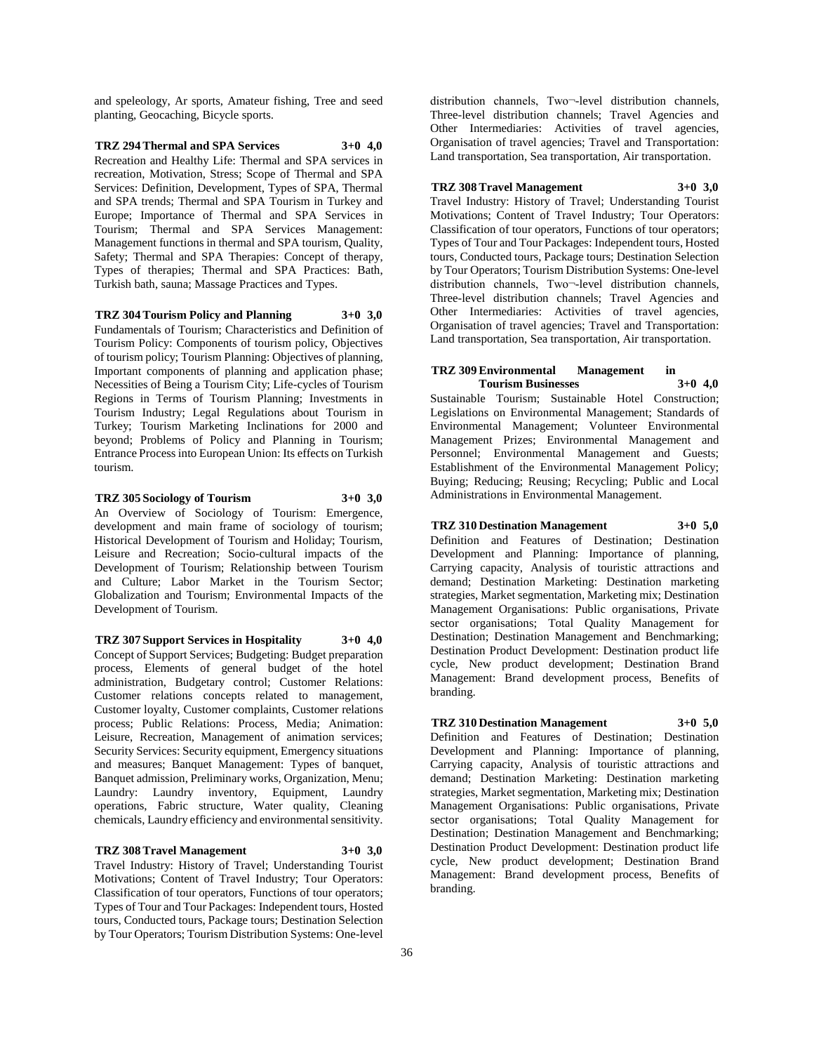and speleology, Ar sports, Amateur fishing, Tree and seed planting, Geocaching, Bicycle sports.

**TRZ 294 Thermal and SPA Services 3+0 4,0**

Recreation and Healthy Life: Thermal and SPA services in recreation, Motivation, Stress; Scope of Thermal and SPA Services: Definition, Development, Types of SPA, Thermal and SPA trends; Thermal and SPA Tourism in Turkey and Europe; Importance of Thermal and SPA Services in Tourism; Thermal and SPA Services Management: Management functions in thermal and SPA tourism, Quality, Safety; Thermal and SPA Therapies: Concept of therapy, Types of therapies; Thermal and SPA Practices: Bath, Turkish bath, sauna; Massage Practices and Types.

**TRZ 304 Tourism Policy and Planning 3+0 3,0**

Fundamentals of Tourism; Characteristics and Definition of Tourism Policy: Components of tourism policy, Objectives of tourism policy; Tourism Planning: Objectives of planning, Important components of planning and application phase; Necessities of Being a Tourism City; Life-cycles of Tourism Regions in Terms of Tourism Planning; Investments in Tourism Industry; Legal Regulations about Tourism in Turkey; Tourism Marketing Inclinations for 2000 and beyond; Problems of Policy and Planning in Tourism; Entrance Process into European Union: Its effects on Turkish tourism.

**TRZ 305 Sociology of Tourism 3+0 3,0**

An Overview of Sociology of Tourism: Emergence, development and main frame of sociology of tourism; Historical Development of Tourism and Holiday; Tourism, Leisure and Recreation; Socio-cultural impacts of the Development of Tourism; Relationship between Tourism and Culture; Labor Market in the Tourism Sector; Globalization and Tourism; Environmental Impacts of the Development of Tourism.

**TRZ 307 Support Services in Hospitality 3+0 4,0**

Concept of Support Services; Budgeting: Budget preparation process, Elements of general budget of the hotel administration, Budgetary control; Customer Relations: Customer relations concepts related to management, Customer loyalty, Customer complaints, Customer relations process; Public Relations: Process, Media; Animation: Leisure, Recreation, Management of animation services; Security Services: Security equipment, Emergency situations and measures; Banquet Management: Types of banquet, Banquet admission, Preliminary works, Organization, Menu; Laundry: Laundry inventory, Equipment, Laundry operations, Fabric structure, Water quality, Cleaning chemicals, Laundry efficiency and environmental sensitivity.

**TRZ 308 Travel Management 3+0 3,0**

Travel Industry: History of Travel; Understanding Tourist Motivations; Content of Travel Industry; Tour Operators: Classification of tour operators, Functions of tour operators; Types of Tour and Tour Packages: Independent tours, Hosted tours, Conducted tours, Package tours; Destination Selection by Tour Operators; Tourism Distribution Systems: One-level distribution channels, Two¬-level distribution channels, Three-level distribution channels; Travel Agencies and Other Intermediaries: Activities of travel agencies, Organisation of travel agencies; Travel and Transportation: Land transportation, Sea transportation, Air transportation.

**TRZ 308 Travel Management 3+0 3,0**

Travel Industry: History of Travel; Understanding Tourist Motivations; Content of Travel Industry; Tour Operators: Classification of tour operators, Functions of tour operators; Types of Tour and Tour Packages: Independent tours, Hosted tours, Conducted tours, Package tours; Destination Selection by Tour Operators; Tourism Distribution Systems: One-level distribution channels, Two¬-level distribution channels, Three-level distribution channels; Travel Agencies and Other Intermediaries: Activities of travel agencies, Organisation of travel agencies; Travel and Transportation: Land transportation, Sea transportation, Air transportation.

**TRZ 309 Environmental Management in Tourism Businesses 3+0 4,0**

Sustainable Tourism; Sustainable Hotel Construction; Legislations on Environmental Management; Standards of Environmental Management; Volunteer Environmental Management Prizes; Environmental Management and Personnel; Environmental Management and Guests; Establishment of the Environmental Management Policy; Buying; Reducing; Reusing; Recycling; Public and Local Administrations in Environmental Management.

**TRZ 310 Destination Management 3+0 5,0**

Definition and Features of Destination; Destination Development and Planning: Importance of planning, Carrying capacity, Analysis of touristic attractions and demand; Destination Marketing: Destination marketing strategies, Market segmentation, Marketing mix; Destination Management Organisations: Public organisations, Private sector organisations; Total Quality Management for Destination; Destination Management and Benchmarking; Destination Product Development: Destination product life cycle, New product development; Destination Brand Management: Brand development process, Benefits of branding.

**TRZ 310 Destination Management 3+0 5,0**

Definition and Features of Destination; Destination Development and Planning: Importance of planning, Carrying capacity, Analysis of touristic attractions and demand; Destination Marketing: Destination marketing strategies, Market segmentation, Marketing mix; Destination Management Organisations: Public organisations, Private sector organisations; Total Quality Management for Destination; Destination Management and Benchmarking; Destination Product Development: Destination product life cycle, New product development; Destination Brand Management: Brand development process, Benefits of branding.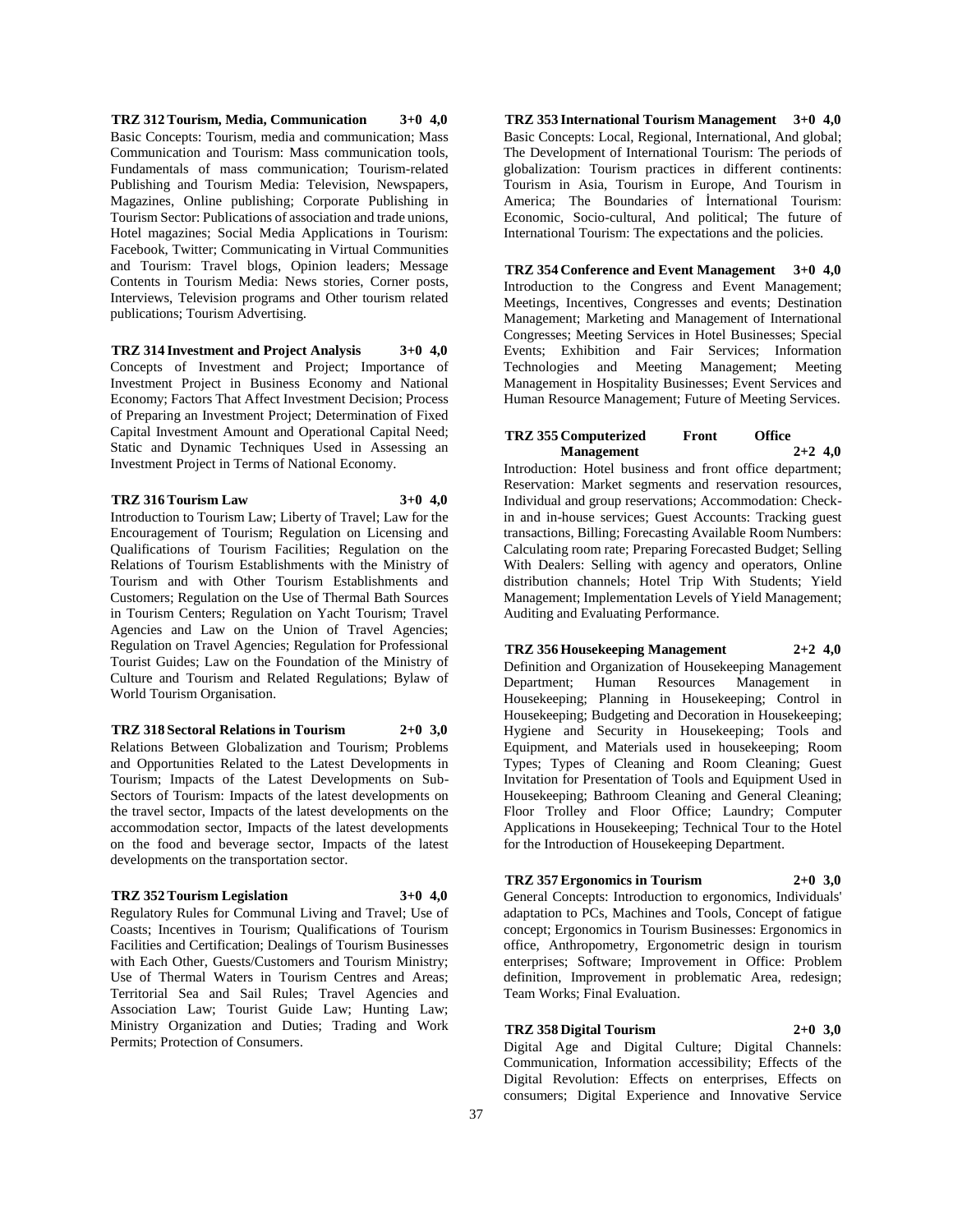**TRZ 312 Tourism, Media, Communication 3+0 4,0**

Basic Concepts: Tourism, media and communication; Mass Communication and Tourism: Mass communication tools, Fundamentals of mass communication; Tourism-related Publishing and Tourism Media: Television, Newspapers, Magazines, Online publishing; Corporate Publishing in Tourism Sector: Publications of association and trade unions, Hotel magazines; Social Media Applications in Tourism: Facebook, Twitter; Communicating in Virtual Communities and Tourism: Travel blogs, Opinion leaders; Message Contents in Tourism Media: News stories, Corner posts, Interviews, Television programs and Other tourism related publications; Tourism Advertising.

**TRZ 314 Investment and Project Analysis 3+0 4,0**

Concepts of Investment and Project; Importance of Investment Project in Business Economy and National Economy; Factors That Affect Investment Decision; Process of Preparing an Investment Project; Determination of Fixed Capital Investment Amount and Operational Capital Need; Static and Dynamic Techniques Used in Assessing an Investment Project in Terms of National Economy.

**TRZ 316 Tourism Law 3+0 4,0**

Introduction to Tourism Law; Liberty of Travel; Law for the Encouragement of Tourism; Regulation on Licensing and Qualifications of Tourism Facilities; Regulation on the Relations of Tourism Establishments with the Ministry of Tourism and with Other Tourism Establishments and Customers; Regulation on the Use of Thermal Bath Sources in Tourism Centers; Regulation on Yacht Tourism; Travel Agencies and Law on the Union of Travel Agencies; Regulation on Travel Agencies; Regulation for Professional Tourist Guides; Law on the Foundation of the Ministry of Culture and Tourism and Related Regulations; Bylaw of World Tourism Organisation.

**TRZ 318 Sectoral Relations in Tourism 2+0 3,0**

Relations Between Globalization and Tourism; Problems and Opportunities Related to the Latest Developments in Tourism; Impacts of the Latest Developments on Sub-Sectors of Tourism: Impacts of the latest developments on the travel sector, Impacts of the latest developments on the accommodation sector, Impacts of the latest developments on the food and beverage sector, Impacts of the latest developments on the transportation sector.

**TRZ 352 Tourism Legislation 3+0 4,0**

Regulatory Rules for Communal Living and Travel; Use of Coasts; Incentives in Tourism; Qualifications of Tourism Facilities and Certification; Dealings of Tourism Businesses with Each Other, Guests/Customers and Tourism Ministry; Use of Thermal Waters in Tourism Centres and Areas; Territorial Sea and Sail Rules; Travel Agencies and Association Law; Tourist Guide Law; Hunting Law; Ministry Organization and Duties; Trading and Work Permits; Protection of Consumers.

**TRZ 353 International Tourism Management 3+0 4,0**

Basic Concepts: Local, Regional, International, And global; The Development of International Tourism: The periods of globalization: Tourism practices in different continents: Tourism in Asia, Tourism in Europe, And Tourism in America; The Boundaries of İnternational Tourism: Economic, Socio-cultural, And political; The future of International Tourism: The expectations and the policies.

**TRZ 354 Conference and Event Management 3+0 4,0**

Introduction to the Congress and Event Management; Meetings, Incentives, Congresses and events; Destination Management; Marketing and Management of International Congresses; Meeting Services in Hotel Businesses; Special Events; Exhibition and Fair Services; Information Technologies and Meeting Management; Meeting Management in Hospitality Businesses; Event Services and Human Resource Management; Future of Meeting Services.

**TRZ 355 Computerized Front Office Management 2+2 4,0**

Introduction: Hotel business and front office department; Reservation: Market segments and reservation resources, Individual and group reservations; Accommodation: Check-in and in-house services; Guest Accounts: Tracking guest transactions, Billing; Forecasting Available Room Numbers: Calculating room rate; Preparing Forecasted Budget; Selling With Dealers: Selling with agency and operators, Online distribution channels; Hotel Trip With Students; Yield Management; Implementation Levels of Yield Management; Auditing and Evaluating Performance.

**TRZ 356 Housekeeping Management 2+2 4,0**

Definition and Organization of Housekeeping Management Department; Human Resources Management in Housekeeping; Planning in Housekeeping; Control in Housekeeping; Budgeting and Decoration in Housekeeping; Hygiene and Security in Housekeeping; Tools and Equipment, and Materials used in housekeeping; Room Types; Types of Cleaning and Room Cleaning; Guest Invitation for Presentation of Tools and Equipment Used in Housekeeping; Bathroom Cleaning and General Cleaning; Floor Trolley and Floor Office; Laundry; Computer Applications in Housekeeping; Technical Tour to the Hotel for the Introduction of Housekeeping Department.

**TRZ 357 Ergonomics in Tourism 2+0 3,0**

General Concepts: Introduction to ergonomics, Individuals' adaptation to PCs, Machines and Tools, Concept of fatigue concept; Ergonomics in Tourism Businesses: Ergonomics in office, Anthropometry, Ergonometric design in tourism enterprises; Software; Improvement in Office: Problem definition, Improvement in problematic Area, redesign; Team Works; Final Evaluation.

**TRZ 358 Digital Tourism 2+0 3,0**

Digital Age and Digital Culture; Digital Channels: Communication, Information accessibility; Effects of the Digital Revolution: Effects on enterprises, Effects on consumers; Digital Experience and Innovative Service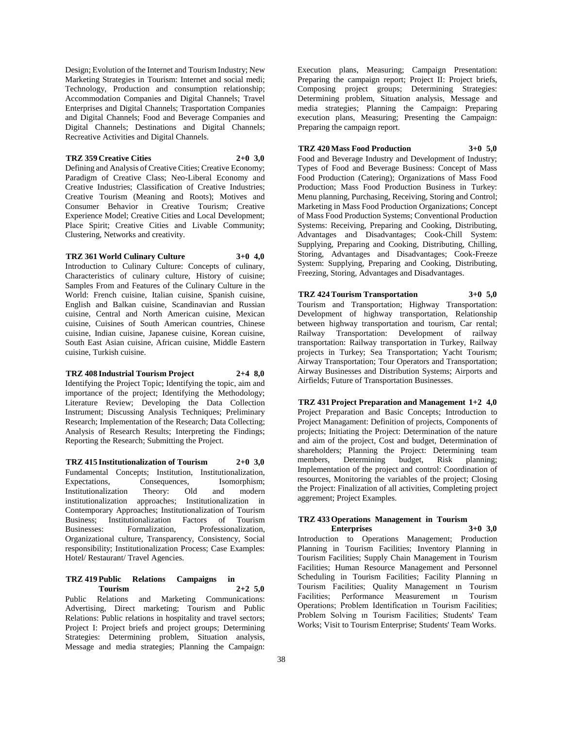Design; Evolution of the Internet and Tourism Industry; New Marketing Strategies in Tourism: Internet and social medi; Technology, Production and consumption relationship; Accommodation Companies and Digital Channels; Travel Enterprises and Digital Channels; Trasportation Companies and Digital Channels; Food and Beverage Companies and Digital Channels; Destinations and Digital Channels; Recreative Activities and Digital Channels.

**TRZ 359 Creative Cities 2+0 3,0**

Defining and Analysis of Creative Cities; Creative Economy; Paradigm of Creative Class; Neo-Liberal Economy and Creative Industries; Classification of Creative Industries; Creative Tourism (Meaning and Roots); Motives and Consumer Behavior in Creative Tourism; Creative Experience Model; Creative Cities and Local Development; Place Spirit; Creative Cities and Livable Community; Clustering, Networks and creativity.

**TRZ 361 World Culinary Culture 3+0 4,0**

Introduction to Culinary Culture: Concepts of culinary, Characteristics of culinary culture, History of cuisine; Samples From and Features of the Culinary Culture in the World: French cuisine, Italian cuisine, Spanish cuisine, English and Balkan cuisine, Scandinavian and Russian cuisine, Central and North American cuisine, Mexican cuisine, Cuisines of South American countries, Chinese cuisine, Indian cuisine, Japanese cuisine, Korean cuisine, South East Asian cuisine, African cuisine, Middle Eastern cuisine, Turkish cuisine.

**TRZ 408 Industrial Tourism Project 2+4 8,0**

Identifying the Project Topic; Identifying the topic, aim and importance of the project; Identifying the Methodology; Literature Review; Developing the Data Collection Instrument; Discussing Analysis Techniques; Preliminary Research; Implementation of the Research; Data Collecting; Analysis of Research Results; Interpreting the Findings; Reporting the Research; Submitting the Project.

**TRZ 415 Institutionalization of Tourism 2+0 3,0**

Fundamental Concepts; Institution, Institutionalization, Expectations, Consequences, Isomorphism; Institutionalization Theory: Old and modern institutionalization approaches; Institutionalization in Contemporary Approaches; Institutionalization of Tourism Business; Institutionalization Factors of Tourism Businesses: Formalization, Professionalization, Organizational culture, Transparency, Consistency, Social responsibility; Institutionalization Process; Case Examples: Hotel/ Restaurant/ Travel Agencies.

**TRZ 419 Public Relations Campaigns in Tourism 2+2 5,0**

Public Relations and Marketing Communications: Advertising, Direct marketing; Tourism and Public Relations: Public relations in hospitality and travel sectors; Project I: Project briefs and project groups; Determining Strategies: Determining problem, Situation analysis, Message and media strategies; Planning the Campaign: Execution plans, Measuring; Campaign Presentation: Preparing the campaign report; Project II: Project briefs, Composing project groups; Determining Strategies: Determining problem, Situation analysis, Message and media strategies; Planning the Campaign: Preparing execution plans, Measuring; Presenting the Campaign: Preparing the campaign report.

**TRZ 420 Mass Food Production 3+0 5,0**

Food and Beverage Industry and Development of Industry; Types of Food and Beverage Business: Concept of Mass Food Production (Catering); Organizations of Mass Food Production; Mass Food Production Business in Turkey: Menu planning, Purchasing, Receiving, Storing and Control; Marketing in Mass Food Production Organizations; Concept of Mass Food Production Systems; Conventional Production Systems: Receiving, Preparing and Cooking, Distributing, Advantages and Disadvantages; Cook-Chill System: Supplying, Preparing and Cooking, Distributing, Chilling, Storing, Advantages and Disadvantages; Cook-Freeze System: Supplying, Preparing and Cooking, Distributing, Freezing, Storing, Advantages and Disadvantages.

**TRZ 424 Tourism Transportation 3+0 5,0**

Tourism and Transportation; Highway Transportation: Development of highway transportation, Relationship between highway transportation and tourism, Car rental; Railway Transportation: Development of railway transportation: Railway transportation in Turkey, Railway projects in Turkey; Sea Transportation; Yacht Tourism; Airway Transportation; Tour Operators and Transportation; Airway Businesses and Distribution Systems; Airports and Airfields; Future of Transportation Businesses.

**TRZ 431 Project Preparation and Management 1+2 4,0**

Project Preparation and Basic Concepts; Introduction to Project Managament: Definition of projects, Components of projects; Initiating the Project: Determination of the nature and aim of the project, Cost and budget, Determination of shareholders; Planning the Project: Determining team members, Determining budget, Risk planning; Implementation of the project and control: Coordination of resources, Monitoring the variables of the project; Closing the Project: Finalization of all activities, Completing project aggrement; Project Examples.

**TRZ 433 Operations Management in Tourism Enterprises 3+0 3,0**

Introduction to Operations Management; Production Planning in Tourism Facilities; Inventory Planning in Tourism Facilities; Supply Chain Management in Tourism Facilities; Human Resource Management and Personnel Scheduling in Tourism Facilities; Facility Planning ın Tourism Facilities; Quality Management ın Tourism Facilities; Performance Measurement ın Tourism Operations; Problem Identification ın Tourism Facilities; Problem Solving ın Tourism Facilities; Students' Team Works; Visit to Tourism Enterprise; Students' Team Works.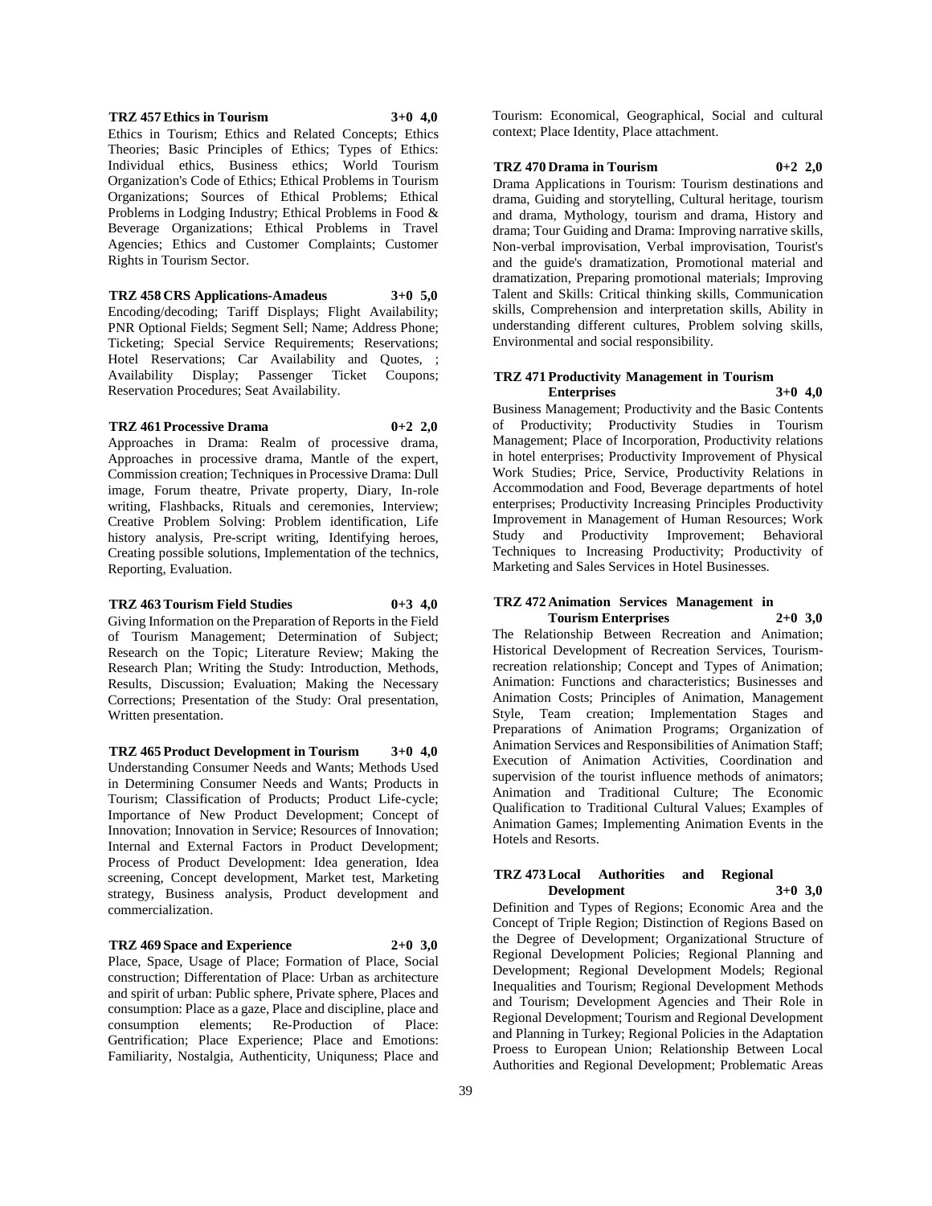**TRZ 457 Ethics in Tourism 3+0 4,0**

Ethics in Tourism; Ethics and Related Concepts; Ethics Theories; Basic Principles of Ethics; Types of Ethics: Individual ethics, Business ethics; World Tourism Organization's Code of Ethics; Ethical Problems in Tourism Organizations; Sources of Ethical Problems; Ethical Problems in Lodging Industry; Ethical Problems in Food & Beverage Organizations; Ethical Problems in Travel Agencies; Ethics and Customer Complaints; Customer Rights in Tourism Sector.

**TRZ 458 CRS Applications-Amadeus 3+0 5,0**

Encoding/decoding; Tariff Displays; Flight Availability; PNR Optional Fields; Segment Sell; Name; Address Phone; Ticketing; Special Service Requirements; Reservations; Hotel Reservations; Car Availability and Quotes, ; Availability Display; Passenger Ticket Coupons; Reservation Procedures; Seat Availability.

**TRZ 461 Processive Drama 0+2 2,0**

Approaches in Drama: Realm of processive drama, Approaches in processive drama, Mantle of the expert, Commission creation; Techniques in Processive Drama: Dull image, Forum theatre, Private property, Diary, In-role writing, Flashbacks, Rituals and ceremonies, Interview; Creative Problem Solving: Problem identification, Life history analysis, Pre-script writing, Identifying heroes, Creating possible solutions, Implementation of the technics, Reporting, Evaluation.

**TRZ 463 Tourism Field Studies 0+3 4,0**

Giving Information on the Preparation of Reports in the Field of Tourism Management; Determination of Subject; Research on the Topic; Literature Review; Making the Research Plan; Writing the Study: Introduction, Methods, Results, Discussion; Evaluation; Making the Necessary Corrections; Presentation of the Study: Oral presentation, Written presentation.

**TRZ 465 Product Development in Tourism 3+0 4,0**

Understanding Consumer Needs and Wants; Methods Used in Determining Consumer Needs and Wants; Products in Tourism; Classification of Products; Product Life-cycle; Importance of New Product Development; Concept of Innovation; Innovation in Service; Resources of Innovation; Internal and External Factors in Product Development; Process of Product Development: Idea generation, Idea screening, Concept development, Market test, Marketing strategy, Business analysis, Product development and commercialization.

**TRZ 469 Space and Experience 2+0 3,0**

Place, Space, Usage of Place; Formation of Place, Social construction; Differentation of Place: Urban as architecture and spirit of urban: Public sphere, Private sphere, Places and consumption: Place as a gaze, Place and discipline, place and consumption elements; Re-Production of Place: Gentrification; Place Experience; Place and Emotions: Familiarity, Nostalgia, Authenticity, Uniquness; Place and Tourism: Economical, Geographical, Social and cultural context; Place Identity, Place attachment.

**TRZ 470 Drama in Tourism 0+2 2,0**

Drama Applications in Tourism: Tourism destinations and drama, Guiding and storytelling, Cultural heritage, tourism and drama, Mythology, tourism and drama, History and drama; Tour Guiding and Drama: Improving narrative skills, Non-verbal improvisation, Verbal improvisation, Tourist's and the guide's dramatization, Promotional material and dramatization, Preparing promotional materials; Improving Talent and Skills: Critical thinking skills, Communication skills, Comprehension and interpretation skills, Ability in understanding different cultures, Problem solving skills, Environmental and social responsibility.

**TRZ 471 Productivity Management in Tourism Enterprises 3+0 4,0**

Business Management; Productivity and the Basic Contents of Productivity; Productivity Studies in Tourism Management; Place of Incorporation, Productivity relations in hotel enterprises; Productivity Improvement of Physical Work Studies; Price, Service, Productivity Relations in Accommodation and Food, Beverage departments of hotel enterprises; Productivity Increasing Principles Productivity Improvement in Management of Human Resources; Work Study and Productivity Improvement; Behavioral Techniques to Increasing Productivity; Productivity of Marketing and Sales Services in Hotel Businesses.

**TRZ 472 Animation Services Management in Tourism Enterprises 2+0 3,0**

The Relationship Between Recreation and Animation; Historical Development of Recreation Services, Tourism-recreation relationship; Concept and Types of Animation; Animation: Functions and characteristics; Businesses and Animation Costs; Principles of Animation, Management Style, Team creation; Implementation Stages and Preparations of Animation Programs; Organization of Animation Services and Responsibilities of Animation Staff; Execution of Animation Activities, Coordination and supervision of the tourist influence methods of animators; Animation and Traditional Culture; The Economic Qualification to Traditional Cultural Values; Examples of Animation Games; Implementing Animation Events in the Hotels and Resorts.

**TRZ 473 Local Authorities and Regional Development 3+0 3,0**

Definition and Types of Regions; Economic Area and the Concept of Triple Region; Distinction of Regions Based on the Degree of Development; Organizational Structure of Regional Development Policies; Regional Planning and Development; Regional Development Models; Regional Inequalities and Tourism; Regional Development Methods and Tourism; Development Agencies and Their Role in Regional Development; Tourism and Regional Development and Planning in Turkey; Regional Policies in the Adaptation Proess to European Union; Relationship Between Local Authorities and Regional Development; Problematic Areas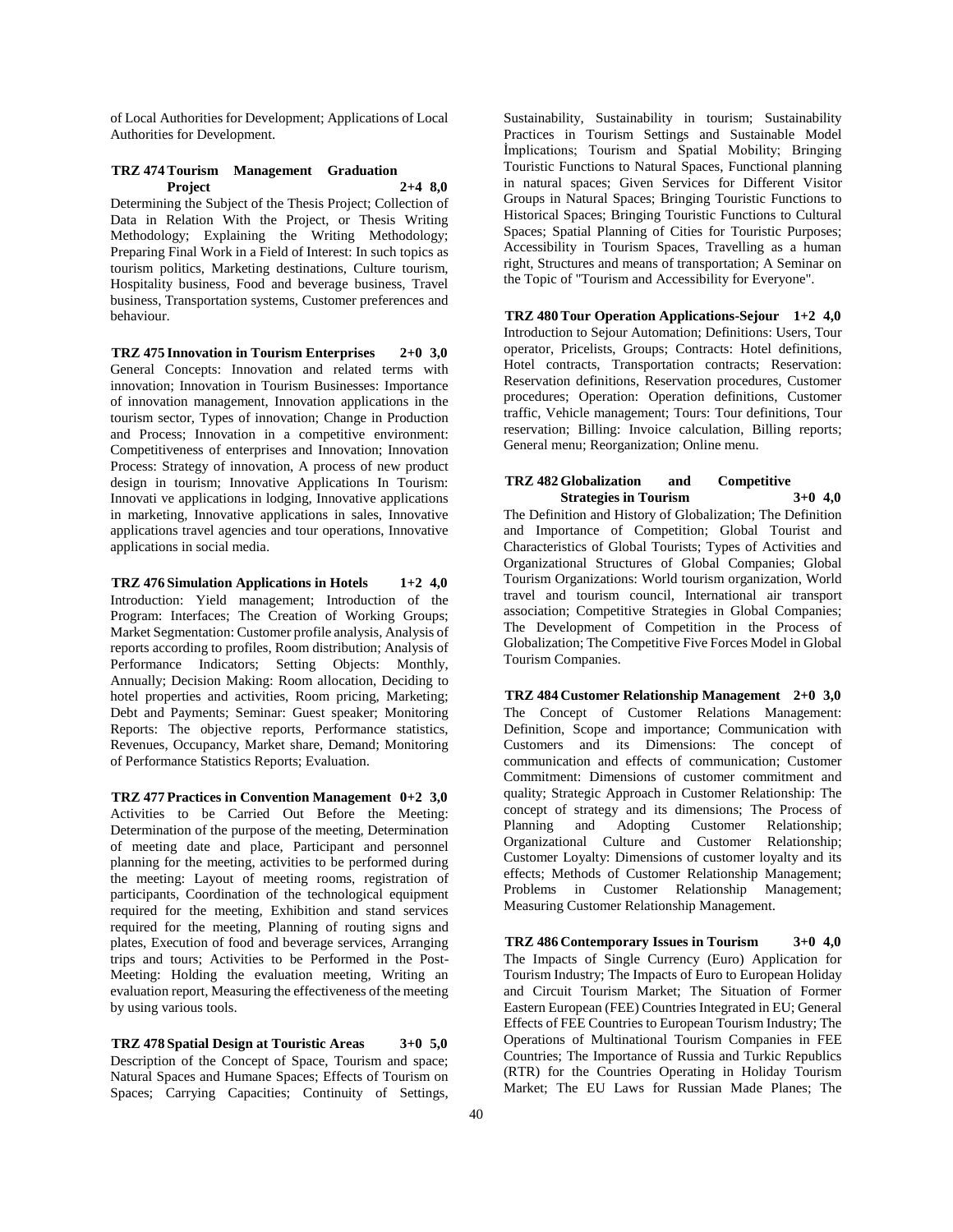of Local Authorities for Development; Applications of Local Authorities for Development.

**TRZ 474 Tourism Management Graduation Project 2+4 8,0**

Determining the Subject of the Thesis Project; Collection of Data in Relation With the Project, or Thesis Writing Methodology; Explaining the Writing Methodology; Preparing Final Work in a Field of Interest: In such topics as tourism politics, Marketing destinations, Culture tourism, Hospitality business, Food and beverage business, Travel business, Transportation systems, Customer preferences and behaviour.

**TRZ 475 Innovation in Tourism Enterprises 2+0 3,0**

General Concepts: Innovation and related terms with innovation; Innovation in Tourism Businesses: Importance of innovation management, Innovation applications in the tourism sector, Types of innovation; Change in Production and Process; Innovation in a competitive environment: Competitiveness of enterprises and Innovation; Innovation Process: Strategy of innovation, A process of new product design in tourism; Innovative Applications In Tourism: Innovati ve applications in lodging, Innovative applications in marketing, Innovative applications in sales, Innovative applications travel agencies and tour operations, Innovative applications in social media.

**TRZ 476 Simulation Applications in Hotels 1+2 4,0**

Introduction: Yield management; Introduction of the Program: Interfaces; The Creation of Working Groups; Market Segmentation: Customer profile analysis, Analysis of reports according to profiles, Room distribution; Analysis of Performance Indicators; Setting Objects: Monthly, Annually; Decision Making: Room allocation, Deciding to hotel properties and activities, Room pricing, Marketing; Debt and Payments; Seminar: Guest speaker; Monitoring Reports: The objective reports, Performance statistics, Revenues, Occupancy, Market share, Demand; Monitoring of Performance Statistics Reports; Evaluation.

**TRZ 477 Practices in Convention Management 0+2 3,0**

Activities to be Carried Out Before the Meeting: Determination of the purpose of the meeting, Determination of meeting date and place, Participant and personnel planning for the meeting, activities to be performed during the meeting: Layout of meeting rooms, registration of participants, Coordination of the technological equipment required for the meeting, Exhibition and stand services required for the meeting, Planning of routing signs and plates, Execution of food and beverage services, Arranging trips and tours; Activities to be Performed in the Post-Meeting: Holding the evaluation meeting, Writing an evaluation report, Measuring the effectiveness of the meeting by using various tools.

**TRZ 478 Spatial Design at Touristic Areas 3+0 5,0**

Description of the Concept of Space, Tourism and space; Natural Spaces and Humane Spaces; Effects of Tourism on Spaces; Carrying Capacities; Continuity of Settings, Sustainability, Sustainability in tourism; Sustainability Practices in Tourism Settings and Sustainable Model İmplications; Tourism and Spatial Mobility; Bringing Touristic Functions to Natural Spaces, Functional planning in natural spaces; Given Services for Different Visitor Groups in Natural Spaces; Bringing Touristic Functions to Historical Spaces; Bringing Touristic Functions to Cultural Spaces; Spatial Planning of Cities for Touristic Purposes; Accessibility in Tourism Spaces, Travelling as a human right, Structures and means of transportation; A Seminar on the Topic of "Tourism and Accessibility for Everyone".

**TRZ 480 Tour Operation Applications-Sejour 1+2 4,0**

Introduction to Sejour Automation; Definitions: Users, Tour operator, Pricelists, Groups; Contracts: Hotel definitions, Hotel contracts, Transportation contracts; Reservation: Reservation definitions, Reservation procedures, Customer procedures; Operation: Operation definitions, Customer traffic, Vehicle management; Tours: Tour definitions, Tour reservation; Billing: Invoice calculation, Billing reports; General menu; Reorganization; Online menu.

**TRZ 482 Globalization and Competitive Strategies in Tourism 3+0 4,0**

The Definition and History of Globalization; The Definition and Importance of Competition; Global Tourist and Characteristics of Global Tourists; Types of Activities and Organizational Structures of Global Companies; Global Tourism Organizations: World tourism organization, World travel and tourism council, International air transport association; Competitive Strategies in Global Companies; The Development of Competition in the Process of Globalization; The Competitive Five Forces Model in Global Tourism Companies.

**TRZ 484 Customer Relationship Management 2+0 3,0**

The Concept of Customer Relations Management: Definition, Scope and importance; Communication with Customers and its Dimensions: The concept of communication and effects of communication; Customer Commitment: Dimensions of customer commitment and quality; Strategic Approach in Customer Relationship: The concept of strategy and its dimensions; The Process of Planning and Adopting Customer Relationship; Organizational Culture and Customer Relationship; Customer Loyalty: Dimensions of customer loyalty and its effects; Methods of Customer Relationship Management; Problems in Customer Relationship Management; Measuring Customer Relationship Management.

**TRZ 486 Contemporary Issues in Tourism 3+0 4,0**

The Impacts of Single Currency (Euro) Application for Tourism Industry; The Impacts of Euro to European Holiday and Circuit Tourism Market; The Situation of Former Eastern European (FEE) Countries Integrated in EU; General Effects of FEE Countries to European Tourism Industry; The Operations of Multinational Tourism Companies in FEE Countries; The Importance of Russia and Turkic Republics (RTR) for the Countries Operating in Holiday Tourism Market; The EU Laws for Russian Made Planes; The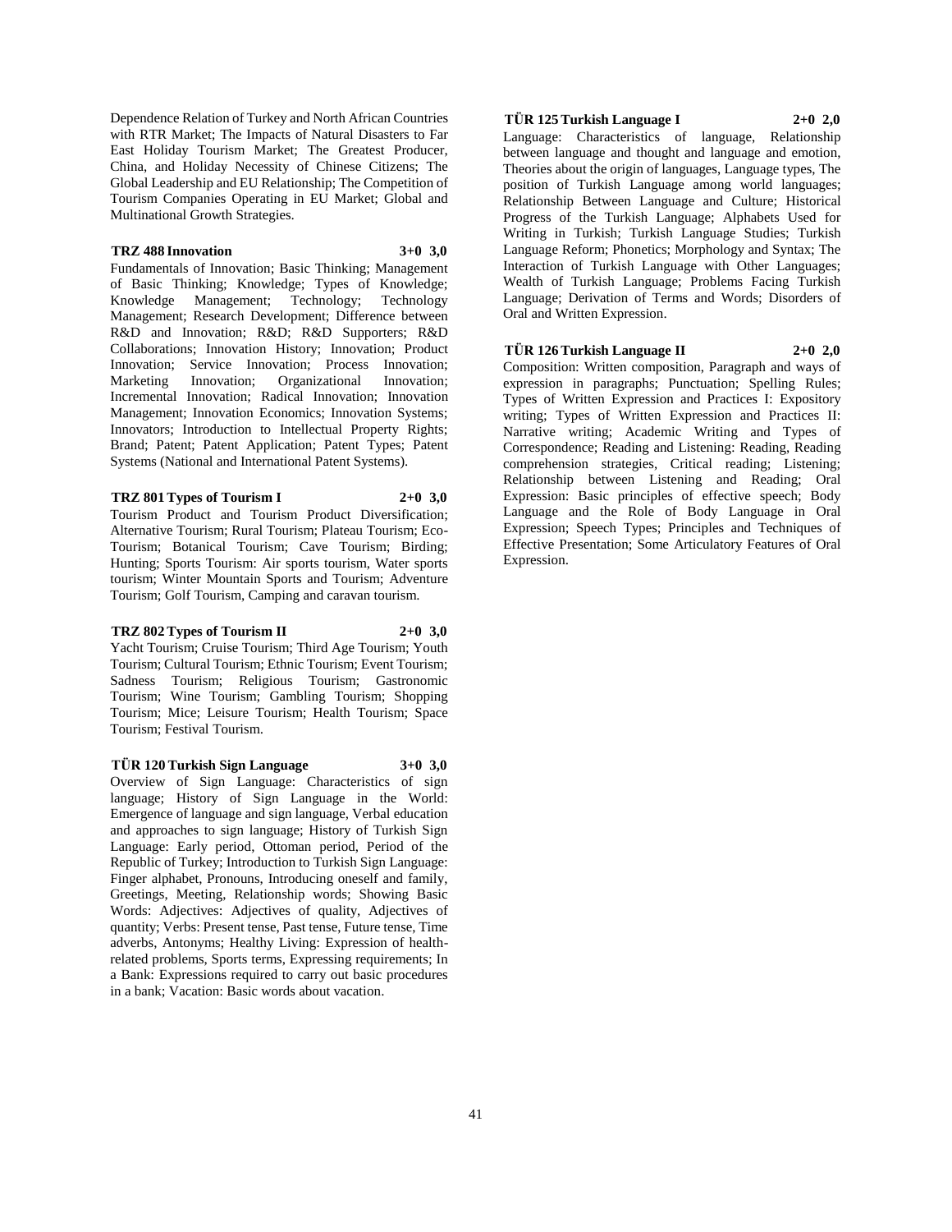Dependence Relation of Turkey and North African Countries with RTR Market; The Impacts of Natural Disasters to Far East Holiday Tourism Market; The Greatest Producer, China, and Holiday Necessity of Chinese Citizens; The Global Leadership and EU Relationship; The Competition of Tourism Companies Operating in EU Market; Global and Multinational Growth Strategies.

**TRZ 488 Innovation 3+0 3,0**

Fundamentals of Innovation; Basic Thinking; Management of Basic Thinking; Knowledge; Types of Knowledge; Knowledge Management; Technology; Technology Management; Research Development; Difference between R&D and Innovation; R&D; R&D Supporters; R&D Collaborations; Innovation History; Innovation; Product Innovation; Service Innovation; Process Innovation; Marketing Innovation; Organizational Innovation; Incremental Innovation; Radical Innovation; Innovation Management; Innovation Economics; Innovation Systems; Innovators; Introduction to Intellectual Property Rights; Brand; Patent; Patent Application; Patent Types; Patent Systems (National and International Patent Systems).

**TRZ 801 Types of Tourism I 2+0 3,0**

Tourism Product and Tourism Product Diversification; Alternative Tourism; Rural Tourism; Plateau Tourism; Eco-Tourism; Botanical Tourism; Cave Tourism; Birding; Hunting; Sports Tourism: Air sports tourism, Water sports tourism; Winter Mountain Sports and Tourism; Adventure Tourism; Golf Tourism, Camping and caravan tourism.

**TRZ 802 Types of Tourism II 2+0 3,0**

Yacht Tourism; Cruise Tourism; Third Age Tourism; Youth Tourism; Cultural Tourism; Ethnic Tourism; Event Tourism; Sadness Tourism; Religious Tourism; Gastronomic Tourism; Wine Tourism; Gambling Tourism; Shopping Tourism; Mice; Leisure Tourism; Health Tourism; Space Tourism; Festival Tourism.

**TÜR 120 Turkish Sign Language 3+0 3,0**

Overview of Sign Language: Characteristics of sign language; History of Sign Language in the World: Emergence of language and sign language, Verbal education and approaches to sign language; History of Turkish Sign Language: Early period, Ottoman period, Period of the Republic of Turkey; Introduction to Turkish Sign Language: Finger alphabet, Pronouns, Introducing oneself and family, Greetings, Meeting, Relationship words; Showing Basic Words: Adjectives: Adjectives of quality, Adjectives of quantity; Verbs: Present tense, Past tense, Future tense, Time adverbs, Antonyms; Healthy Living: Expression of health-related problems, Sports terms, Expressing requirements; In a Bank: Expressions required to carry out basic procedures in a bank; Vacation: Basic words about vacation.

**TÜR 125 Turkish Language I 2+0 2,0**

Language: Characteristics of language, Relationship between language and thought and language and emotion, Theories about the origin of languages, Language types, The position of Turkish Language among world languages; Relationship Between Language and Culture; Historical Progress of the Turkish Language; Alphabets Used for Writing in Turkish; Turkish Language Studies; Turkish Language Reform; Phonetics; Morphology and Syntax; The Interaction of Turkish Language with Other Languages; Wealth of Turkish Language; Problems Facing Turkish Language; Derivation of Terms and Words; Disorders of Oral and Written Expression.

**TÜR 126 Turkish Language II 2+0 2,0**

Composition: Written composition, Paragraph and ways of expression in paragraphs; Punctuation; Spelling Rules; Types of Written Expression and Practices I: Expository writing; Types of Written Expression and Practices II: Narrative writing; Academic Writing and Types of Correspondence; Reading and Listening: Reading, Reading comprehension strategies, Critical reading; Listening; Relationship between Listening and Reading; Oral Expression: Basic principles of effective speech; Body Language and the Role of Body Language in Oral Expression; Speech Types; Principles and Techniques of Effective Presentation; Some Articulatory Features of Oral Expression.